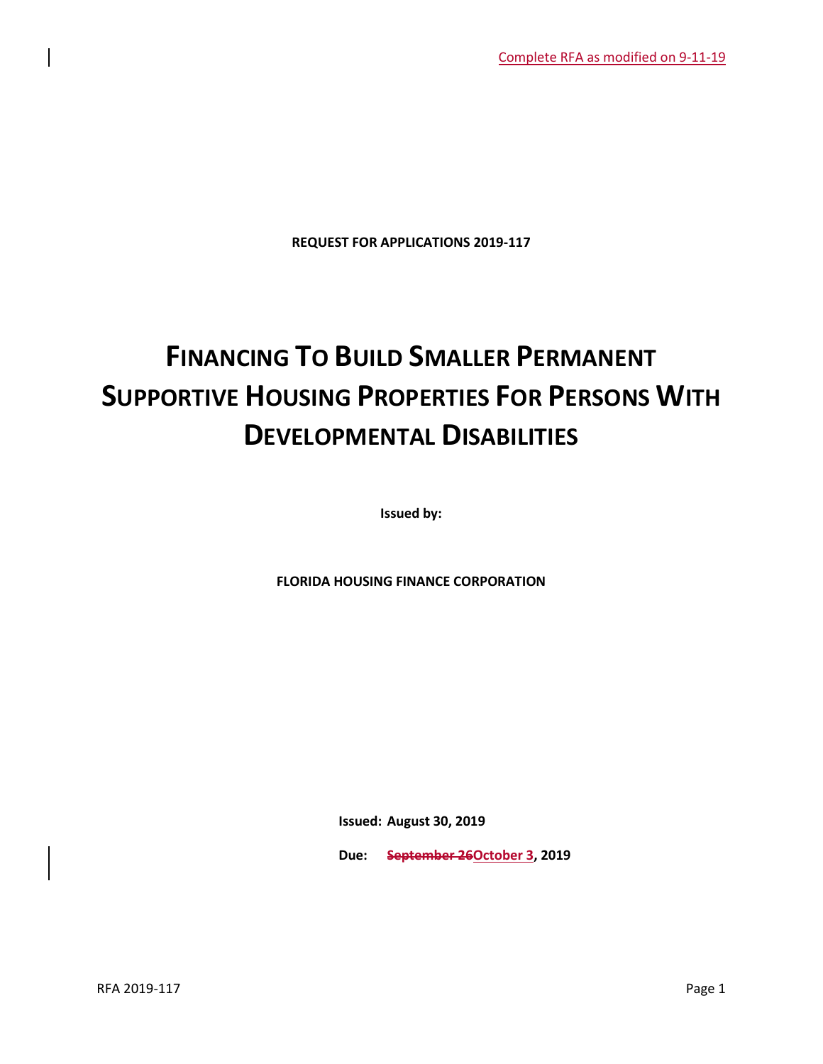Complete RFA as modified on 9-11-19

**REQUEST FOR APPLICATIONS 2019-117**

# FINANCING TO BUILD SMALLER PERMANENT SUPPORTIVE HOUSING PROPERTIES FOR PERSONS WITH DEVELOPMENTAL DISABILITIES

**Issued by:**

**FLORIDA HOUSING FINANCE CORPORATION**

**Issued: August 30, 2019**

**Due: ~~September 26~~October 3, 2019**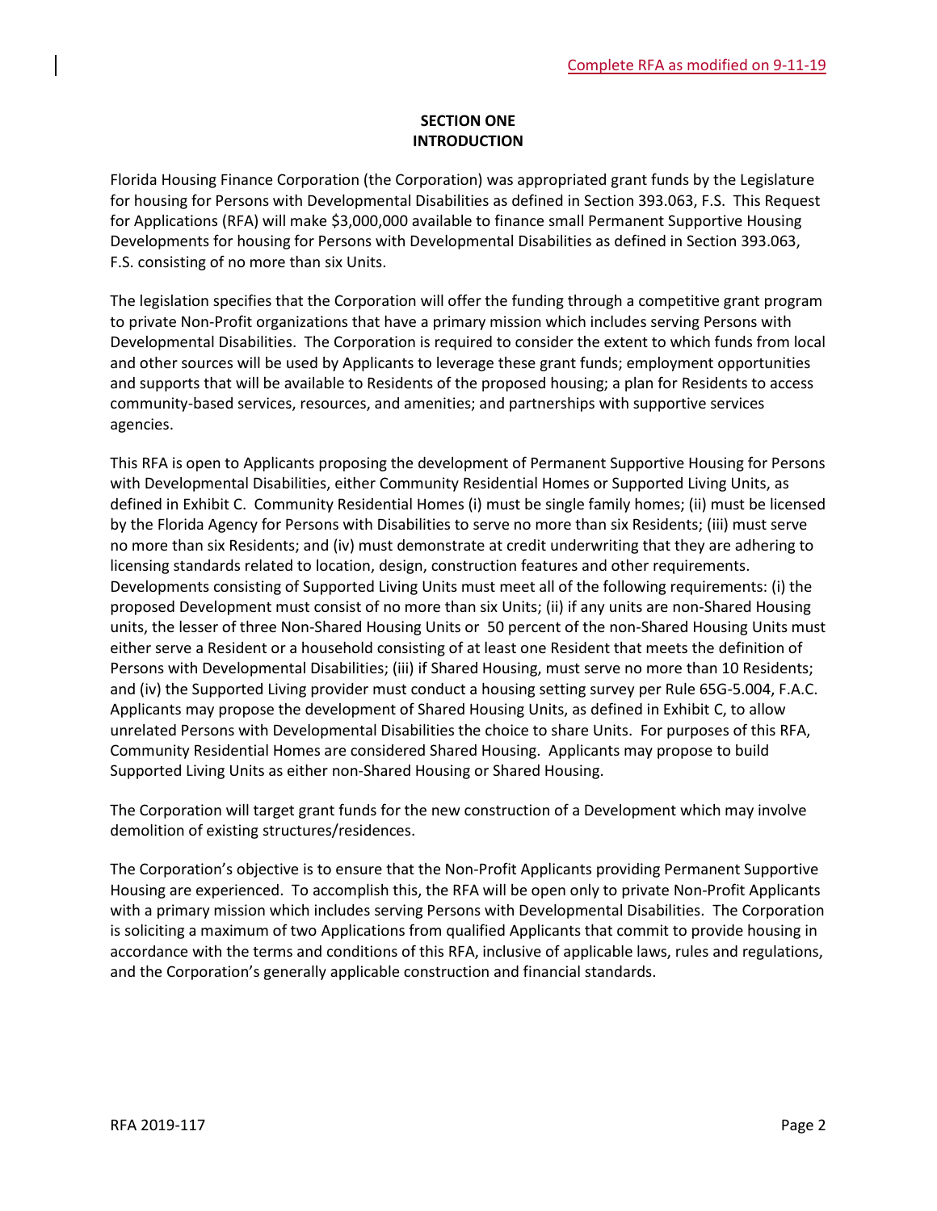Complete RFA as modified on 9-11-19

# SECTION ONE
# INTRODUCTION

Florida Housing Finance Corporation (the Corporation) was appropriated grant funds by the Legislature for housing for Persons with Developmental Disabilities as defined in Section 393.063, F.S. This Request for Applications (RFA) will make $3,000,000 available to finance small Permanent Supportive Housing Developments for housing for Persons with Developmental Disabilities as defined in Section 393.063, F.S. consisting of no more than six Units.

The legislation specifies that the Corporation will offer the funding through a competitive grant program to private Non-Profit organizations that have a primary mission which includes serving Persons with Developmental Disabilities. The Corporation is required to consider the extent to which funds from local and other sources will be used by Applicants to leverage these grant funds; employment opportunities and supports that will be available to Residents of the proposed housing; a plan for Residents to access community-based services, resources, and amenities; and partnerships with supportive services agencies.

This RFA is open to Applicants proposing the development of Permanent Supportive Housing for Persons with Developmental Disabilities, either Community Residential Homes or Supported Living Units, as defined in Exhibit C. Community Residential Homes (i) must be single family homes; (ii) must be licensed by the Florida Agency for Persons with Disabilities to serve no more than six Residents; (iii) must serve no more than six Residents; and (iv) must demonstrate at credit underwriting that they are adhering to licensing standards related to location, design, construction features and other requirements. Developments consisting of Supported Living Units must meet all of the following requirements: (i) the proposed Development must consist of no more than six Units; (ii) if any units are non-Shared Housing units, the lesser of three Non-Shared Housing Units or 50 percent of the non-Shared Housing Units must either serve a Resident or a household consisting of at least one Resident that meets the definition of Persons with Developmental Disabilities; (iii) if Shared Housing, must serve no more than 10 Residents; and (iv) the Supported Living provider must conduct a housing setting survey per Rule 65G-5.004, F.A.C. Applicants may propose the development of Shared Housing Units, as defined in Exhibit C, to allow unrelated Persons with Developmental Disabilities the choice to share Units. For purposes of this RFA, Community Residential Homes are considered Shared Housing. Applicants may propose to build Supported Living Units as either non-Shared Housing or Shared Housing.

The Corporation will target grant funds for the new construction of a Development which may involve demolition of existing structures/residences.

The Corporation's objective is to ensure that the Non-Profit Applicants providing Permanent Supportive Housing are experienced. To accomplish this, the RFA will be open only to private Non-Profit Applicants with a primary mission which includes serving Persons with Developmental Disabilities. The Corporation is soliciting a maximum of two Applications from qualified Applicants that commit to provide housing in accordance with the terms and conditions of this RFA, inclusive of applicable laws, rules and regulations, and the Corporation's generally applicable construction and financial standards.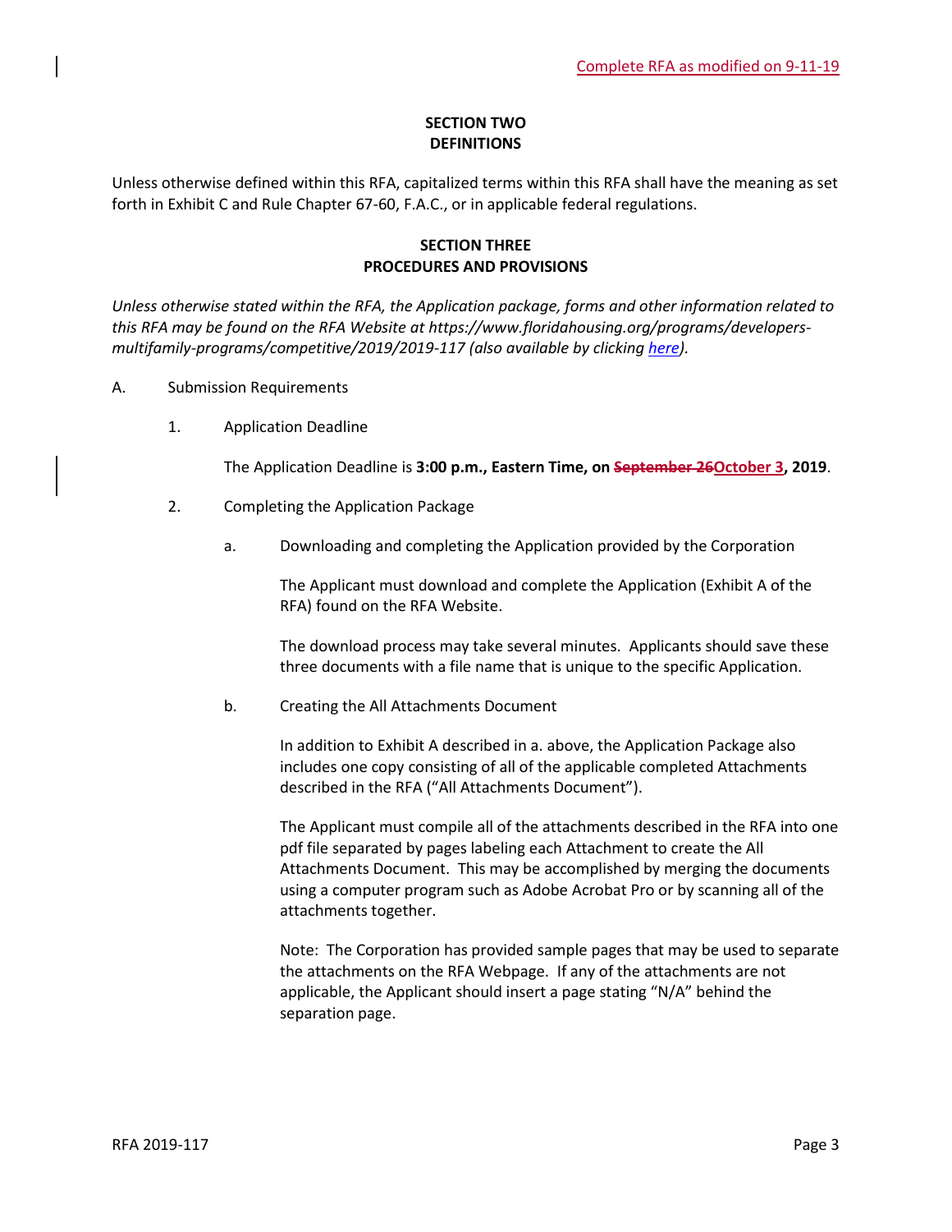## SECTION TWO
## DEFINITIONS

Unless otherwise defined within this RFA, capitalized terms within this RFA shall have the meaning as set forth in Exhibit C and Rule Chapter 67-60, F.A.C., or in applicable federal regulations.

## SECTION THREE
## PROCEDURES AND PROVISIONS

*Unless otherwise stated within the RFA, the Application package, forms and other information related to this RFA may be found on the RFA Website at https://www.floridahousing.org/programs/developers-multifamily-programs/competitive/2019/2019-117 (also available by clicking [here](here)).*

A. Submission Requirements

1. Application Deadline

   The Application Deadline is **3:00 p.m., Eastern Time, on ~~September 26~~October 3, 2019**.

2. Completing the Application Package

   a. Downloading and completing the Application provided by the Corporation

      The Applicant must download and complete the Application (Exhibit A of the RFA) found on the RFA Website.

      The download process may take several minutes. Applicants should save these three documents with a file name that is unique to the specific Application.

   b. Creating the All Attachments Document

      In addition to Exhibit A described in a. above, the Application Package also includes one copy consisting of all of the applicable completed Attachments described in the RFA ("All Attachments Document").

      The Applicant must compile all of the attachments described in the RFA into one pdf file separated by pages labeling each Attachment to create the All Attachments Document. This may be accomplished by merging the documents using a computer program such as Adobe Acrobat Pro or by scanning all of the attachments together.

      Note: The Corporation has provided sample pages that may be used to separate the attachments on the RFA Webpage. If any of the attachments are not applicable, the Applicant should insert a page stating "N/A" behind the separation page.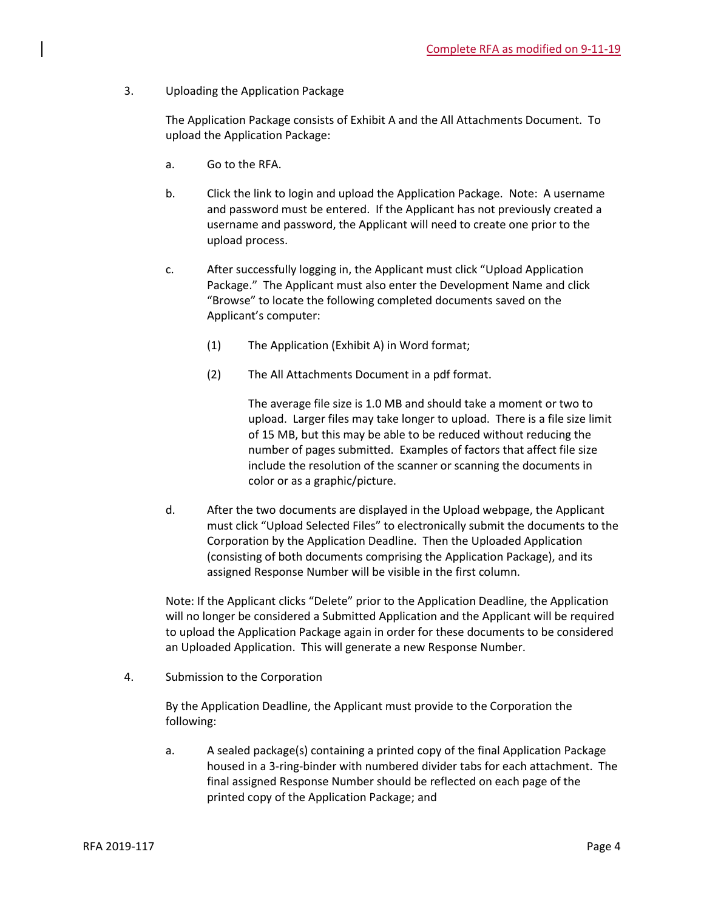3. Uploading the Application Package

   The Application Package consists of Exhibit A and the All Attachments Document. To upload the Application Package:

   a. Go to the RFA.

   b. Click the link to login and upload the Application Package. Note: A username and password must be entered. If the Applicant has not previously created a username and password, the Applicant will need to create one prior to the upload process.

   c. After successfully logging in, the Applicant must click "Upload Application Package." The Applicant must also enter the Development Name and click "Browse" to locate the following completed documents saved on the Applicant's computer:

      (1) The Application (Exhibit A) in Word format;

      (2) The All Attachments Document in a pdf format.

      The average file size is 1.0 MB and should take a moment or two to upload. Larger files may take longer to upload. There is a file size limit of 15 MB, but this may be able to be reduced without reducing the number of pages submitted. Examples of factors that affect file size include the resolution of the scanner or scanning the documents in color or as a graphic/picture.

   d. After the two documents are displayed in the Upload webpage, the Applicant must click "Upload Selected Files" to electronically submit the documents to the Corporation by the Application Deadline. Then the Uploaded Application (consisting of both documents comprising the Application Package), and its assigned Response Number will be visible in the first column.

   Note: If the Applicant clicks "Delete" prior to the Application Deadline, the Application will no longer be considered a Submitted Application and the Applicant will be required to upload the Application Package again in order for these documents to be considered an Uploaded Application. This will generate a new Response Number.

4. Submission to the Corporation

   By the Application Deadline, the Applicant must provide to the Corporation the following:

   a. A sealed package(s) containing a printed copy of the final Application Package housed in a 3-ring-binder with numbered divider tabs for each attachment. The final assigned Response Number should be reflected on each page of the printed copy of the Application Package; and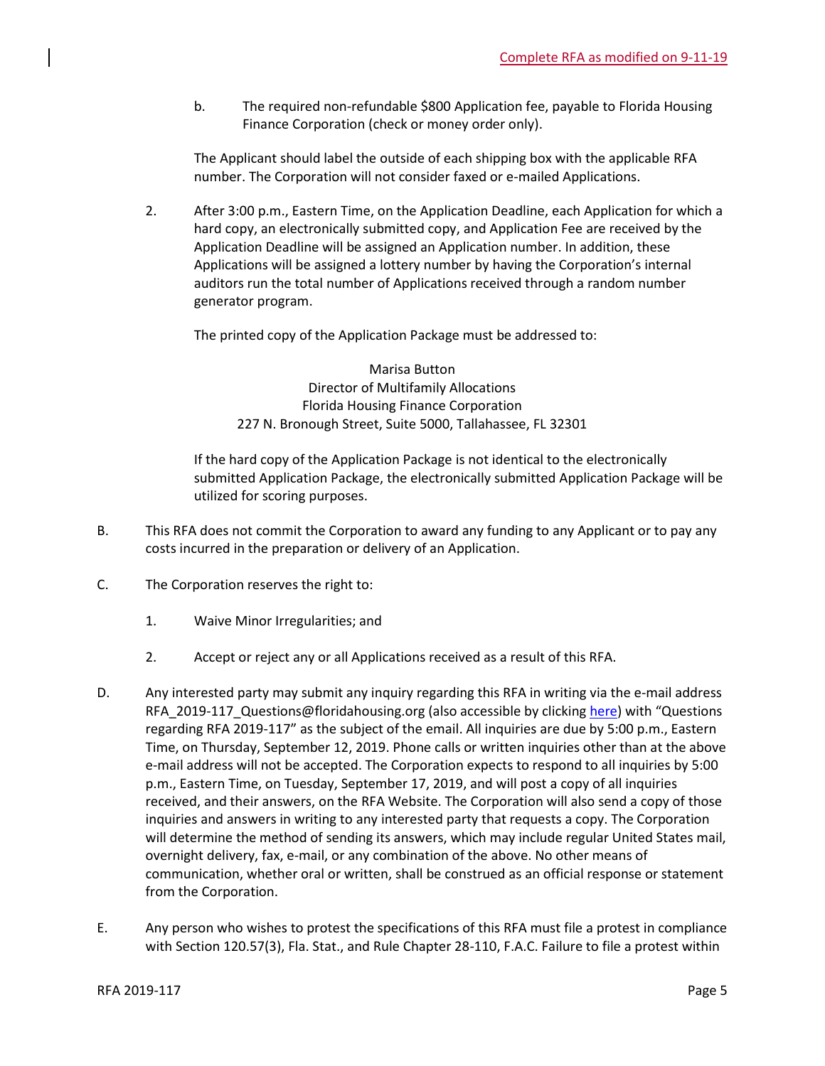b. The required non-refundable $800 Application fee, payable to Florida Housing Finance Corporation (check or money order only).

The Applicant should label the outside of each shipping box with the applicable RFA number. The Corporation will not consider faxed or e-mailed Applications.

2. After 3:00 p.m., Eastern Time, on the Application Deadline, each Application for which a hard copy, an electronically submitted copy, and Application Fee are received by the Application Deadline will be assigned an Application number. In addition, these Applications will be assigned a lottery number by having the Corporation's internal auditors run the total number of Applications received through a random number generator program.

The printed copy of the Application Package must be addressed to:

Marisa Button
Director of Multifamily Allocations
Florida Housing Finance Corporation
227 N. Bronough Street, Suite 5000, Tallahassee, FL 32301

If the hard copy of the Application Package is not identical to the electronically submitted Application Package, the electronically submitted Application Package will be utilized for scoring purposes.

B. This RFA does not commit the Corporation to award any funding to any Applicant or to pay any costs incurred in the preparation or delivery of an Application.

C. The Corporation reserves the right to:

1. Waive Minor Irregularities; and

2. Accept or reject any or all Applications received as a result of this RFA.

D. Any interested party may submit any inquiry regarding this RFA in writing via the e-mail address RFA_2019-117_Questions@floridahousing.org (also accessible by clicking here) with "Questions regarding RFA 2019-117" as the subject of the email. All inquiries are due by 5:00 p.m., Eastern Time, on Thursday, September 12, 2019. Phone calls or written inquiries other than at the above e-mail address will not be accepted. The Corporation expects to respond to all inquiries by 5:00 p.m., Eastern Time, on Tuesday, September 17, 2019, and will post a copy of all inquiries received, and their answers, on the RFA Website. The Corporation will also send a copy of those inquiries and answers in writing to any interested party that requests a copy. The Corporation will determine the method of sending its answers, which may include regular United States mail, overnight delivery, fax, e-mail, or any combination of the above. No other means of communication, whether oral or written, shall be construed as an official response or statement from the Corporation.

E. Any person who wishes to protest the specifications of this RFA must file a protest in compliance with Section 120.57(3), Fla. Stat., and Rule Chapter 28-110, F.A.C. Failure to file a protest within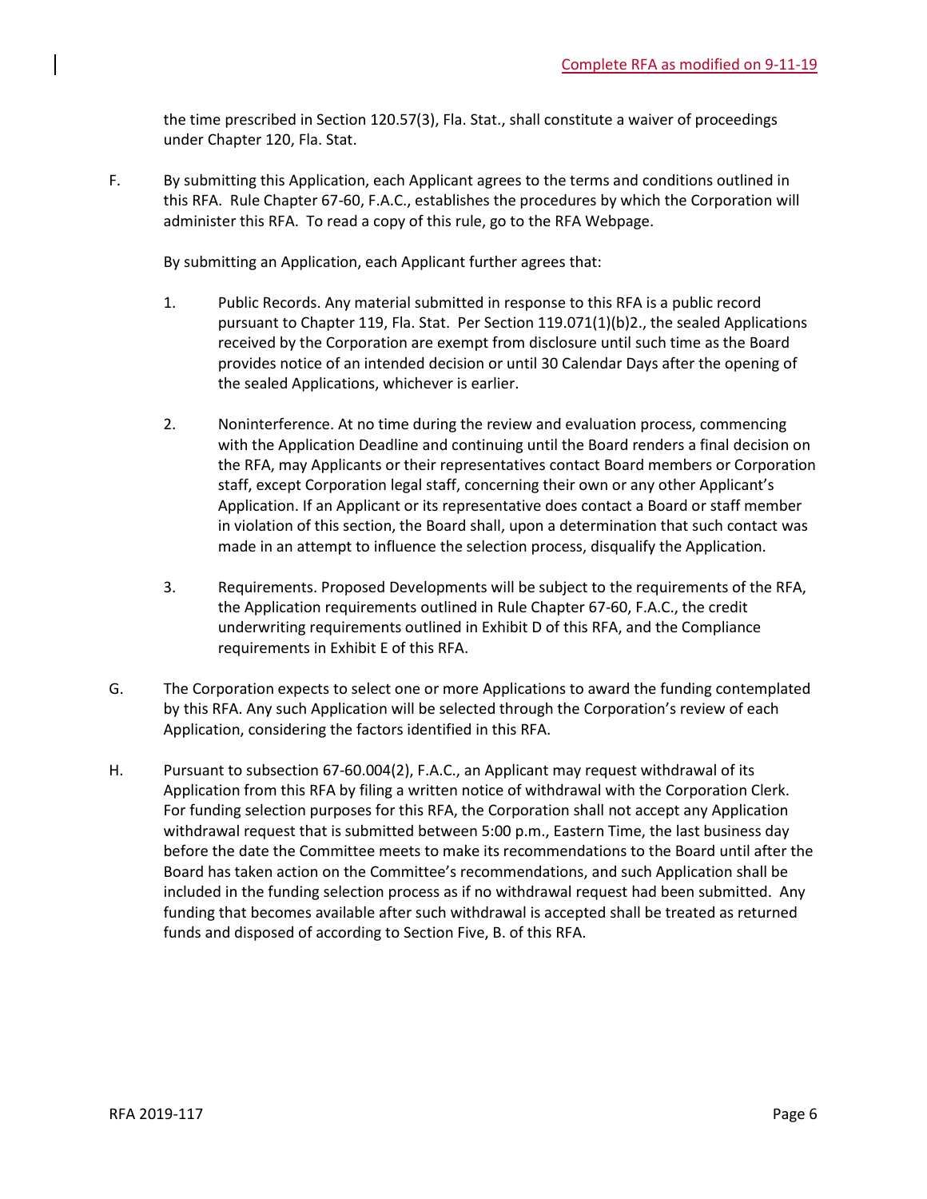the time prescribed in Section 120.57(3), Fla. Stat., shall constitute a waiver of proceedings under Chapter 120, Fla. Stat.

F. By submitting this Application, each Applicant agrees to the terms and conditions outlined in this RFA. Rule Chapter 67-60, F.A.C., establishes the procedures by which the Corporation will administer this RFA. To read a copy of this rule, go to the RFA Webpage.

   By submitting an Application, each Applicant further agrees that:

   1. Public Records. Any material submitted in response to this RFA is a public record pursuant to Chapter 119, Fla. Stat. Per Section 119.071(1)(b)2., the sealed Applications received by the Corporation are exempt from disclosure until such time as the Board provides notice of an intended decision or until 30 Calendar Days after the opening of the sealed Applications, whichever is earlier.

   2. Noninterference. At no time during the review and evaluation process, commencing with the Application Deadline and continuing until the Board renders a final decision on the RFA, may Applicants or their representatives contact Board members or Corporation staff, except Corporation legal staff, concerning their own or any other Applicant's Application. If an Applicant or its representative does contact a Board or staff member in violation of this section, the Board shall, upon a determination that such contact was made in an attempt to influence the selection process, disqualify the Application.

   3. Requirements. Proposed Developments will be subject to the requirements of the RFA, the Application requirements outlined in Rule Chapter 67-60, F.A.C., the credit underwriting requirements outlined in Exhibit D of this RFA, and the Compliance requirements in Exhibit E of this RFA.

G. The Corporation expects to select one or more Applications to award the funding contemplated by this RFA. Any such Application will be selected through the Corporation's review of each Application, considering the factors identified in this RFA.

H. Pursuant to subsection 67-60.004(2), F.A.C., an Applicant may request withdrawal of its Application from this RFA by filing a written notice of withdrawal with the Corporation Clerk. For funding selection purposes for this RFA, the Corporation shall not accept any Application withdrawal request that is submitted between 5:00 p.m., Eastern Time, the last business day before the date the Committee meets to make its recommendations to the Board until after the Board has taken action on the Committee's recommendations, and such Application shall be included in the funding selection process as if no withdrawal request had been submitted. Any funding that becomes available after such withdrawal is accepted shall be treated as returned funds and disposed of according to Section Five, B. of this RFA.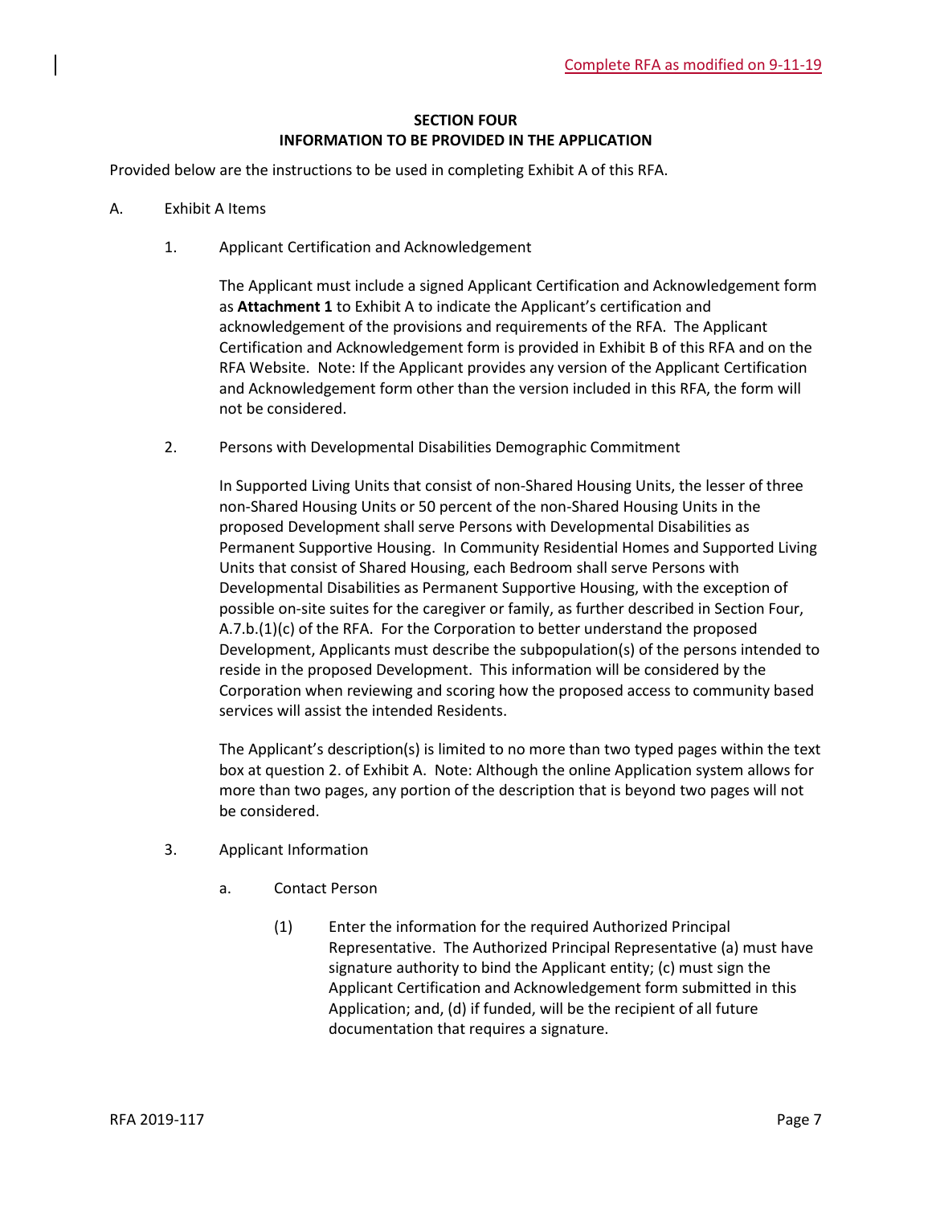## SECTION FOUR
## INFORMATION TO BE PROVIDED IN THE APPLICATION

Provided below are the instructions to be used in completing Exhibit A of this RFA.

A. Exhibit A Items

1. Applicant Certification and Acknowledgement

   The Applicant must include a signed Applicant Certification and Acknowledgement form as **Attachment 1** to Exhibit A to indicate the Applicant's certification and acknowledgement of the provisions and requirements of the RFA. The Applicant Certification and Acknowledgement form is provided in Exhibit B of this RFA and on the RFA Website. Note: If the Applicant provides any version of the Applicant Certification and Acknowledgement form other than the version included in this RFA, the form will not be considered.

2. Persons with Developmental Disabilities Demographic Commitment

   In Supported Living Units that consist of non-Shared Housing Units, the lesser of three non-Shared Housing Units or 50 percent of the non-Shared Housing Units in the proposed Development shall serve Persons with Developmental Disabilities as Permanent Supportive Housing. In Community Residential Homes and Supported Living Units that consist of Shared Housing, each Bedroom shall serve Persons with Developmental Disabilities as Permanent Supportive Housing, with the exception of possible on-site suites for the caregiver or family, as further described in Section Four, A.7.b.(1)(c) of the RFA. For the Corporation to better understand the proposed Development, Applicants must describe the subpopulation(s) of the persons intended to reside in the proposed Development. This information will be considered by the Corporation when reviewing and scoring how the proposed access to community based services will assist the intended Residents.

   The Applicant's description(s) is limited to no more than two typed pages within the text box at question 2. of Exhibit A. Note: Although the online Application system allows for more than two pages, any portion of the description that is beyond two pages will not be considered.

3. Applicant Information

   a. Contact Person

      (1) Enter the information for the required Authorized Principal Representative. The Authorized Principal Representative (a) must have signature authority to bind the Applicant entity; (c) must sign the Applicant Certification and Acknowledgement form submitted in this Application; and, (d) if funded, will be the recipient of all future documentation that requires a signature.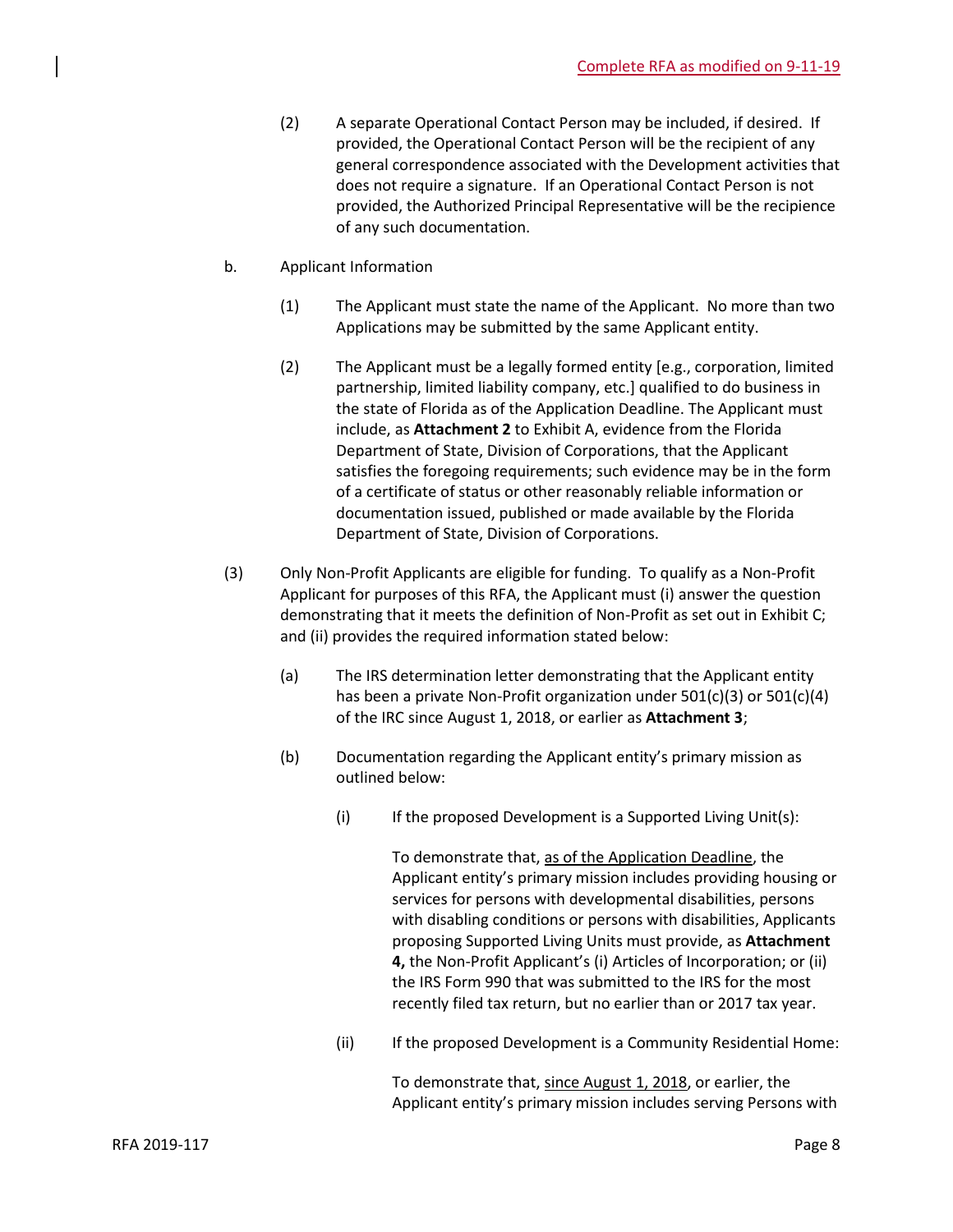(2) A separate Operational Contact Person may be included, if desired. If provided, the Operational Contact Person will be the recipient of any general correspondence associated with the Development activities that does not require a signature. If an Operational Contact Person is not provided, the Authorized Principal Representative will be the recipience of any such documentation.

b. Applicant Information

(1) The Applicant must state the name of the Applicant. No more than two Applications may be submitted by the same Applicant entity.

(2) The Applicant must be a legally formed entity [e.g., corporation, limited partnership, limited liability company, etc.] qualified to do business in the state of Florida as of the Application Deadline. The Applicant must include, as **Attachment 2** to Exhibit A, evidence from the Florida Department of State, Division of Corporations, that the Applicant satisfies the foregoing requirements; such evidence may be in the form of a certificate of status or other reasonably reliable information or documentation issued, published or made available by the Florida Department of State, Division of Corporations.

(3) Only Non-Profit Applicants are eligible for funding. To qualify as a Non-Profit Applicant for purposes of this RFA, the Applicant must (i) answer the question demonstrating that it meets the definition of Non-Profit as set out in Exhibit C; and (ii) provides the required information stated below:

(a) The IRS determination letter demonstrating that the Applicant entity has been a private Non-Profit organization under 501(c)(3) or 501(c)(4) of the IRC since August 1, 2018, or earlier as **Attachment 3**;

(b) Documentation regarding the Applicant entity's primary mission as outlined below:

(i) If the proposed Development is a Supported Living Unit(s):

To demonstrate that, as of the Application Deadline, the Applicant entity's primary mission includes providing housing or services for persons with developmental disabilities, persons with disabling conditions or persons with disabilities, Applicants proposing Supported Living Units must provide, as **Attachment 4,** the Non-Profit Applicant's (i) Articles of Incorporation; or (ii) the IRS Form 990 that was submitted to the IRS for the most recently filed tax return, but no earlier than or 2017 tax year.

(ii) If the proposed Development is a Community Residential Home:

To demonstrate that, since August 1, 2018, or earlier, the Applicant entity's primary mission includes serving Persons with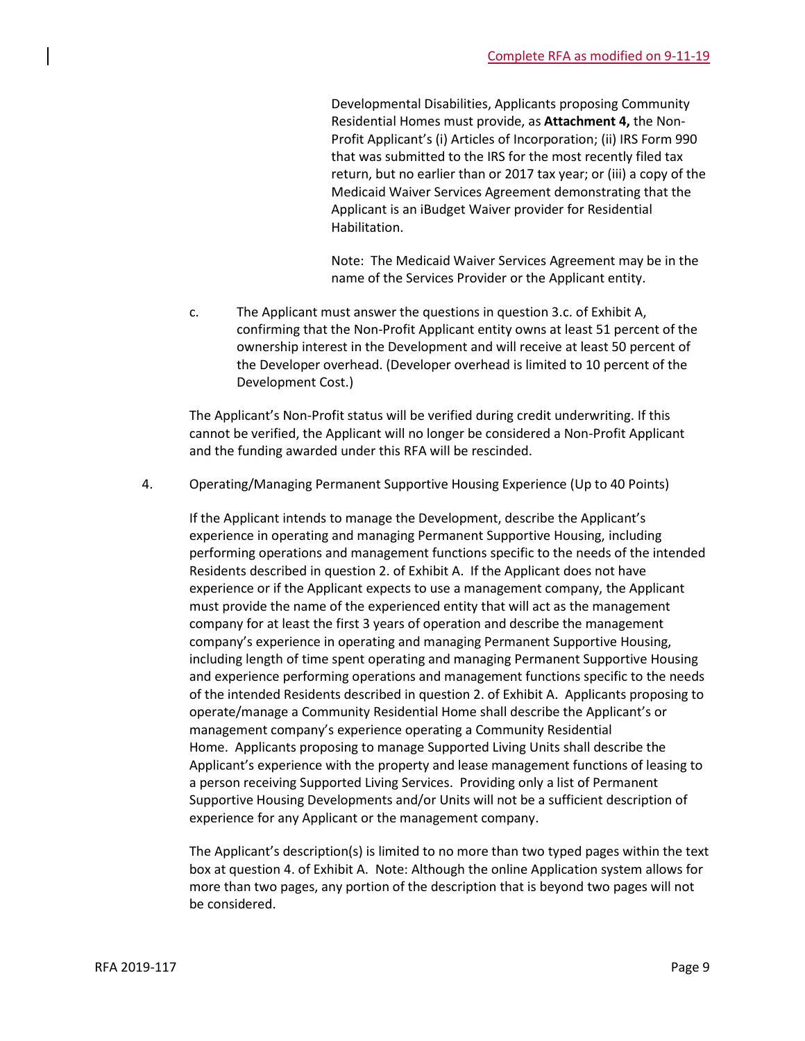Developmental Disabilities, Applicants proposing Community Residential Homes must provide, as **Attachment 4,** the Non-Profit Applicant's (i) Articles of Incorporation; (ii) IRS Form 990 that was submitted to the IRS for the most recently filed tax return, but no earlier than or 2017 tax year; or (iii) a copy of the Medicaid Waiver Services Agreement demonstrating that the Applicant is an iBudget Waiver provider for Residential Habilitation.

Note: The Medicaid Waiver Services Agreement may be in the name of the Services Provider or the Applicant entity.

c. The Applicant must answer the questions in question 3.c. of Exhibit A, confirming that the Non-Profit Applicant entity owns at least 51 percent of the ownership interest in the Development and will receive at least 50 percent of the Developer overhead. (Developer overhead is limited to 10 percent of the Development Cost.)

The Applicant's Non-Profit status will be verified during credit underwriting. If this cannot be verified, the Applicant will no longer be considered a Non-Profit Applicant and the funding awarded under this RFA will be rescinded.

4. Operating/Managing Permanent Supportive Housing Experience (Up to 40 Points)

If the Applicant intends to manage the Development, describe the Applicant's experience in operating and managing Permanent Supportive Housing, including performing operations and management functions specific to the needs of the intended Residents described in question 2. of Exhibit A. If the Applicant does not have experience or if the Applicant expects to use a management company, the Applicant must provide the name of the experienced entity that will act as the management company for at least the first 3 years of operation and describe the management company's experience in operating and managing Permanent Supportive Housing, including length of time spent operating and managing Permanent Supportive Housing and experience performing operations and management functions specific to the needs of the intended Residents described in question 2. of Exhibit A. Applicants proposing to operate/manage a Community Residential Home shall describe the Applicant's or management company's experience operating a Community Residential Home. Applicants proposing to manage Supported Living Units shall describe the Applicant's experience with the property and lease management functions of leasing to a person receiving Supported Living Services. Providing only a list of Permanent Supportive Housing Developments and/or Units will not be a sufficient description of experience for any Applicant or the management company.

The Applicant's description(s) is limited to no more than two typed pages within the text box at question 4. of Exhibit A. Note: Although the online Application system allows for more than two pages, any portion of the description that is beyond two pages will not be considered.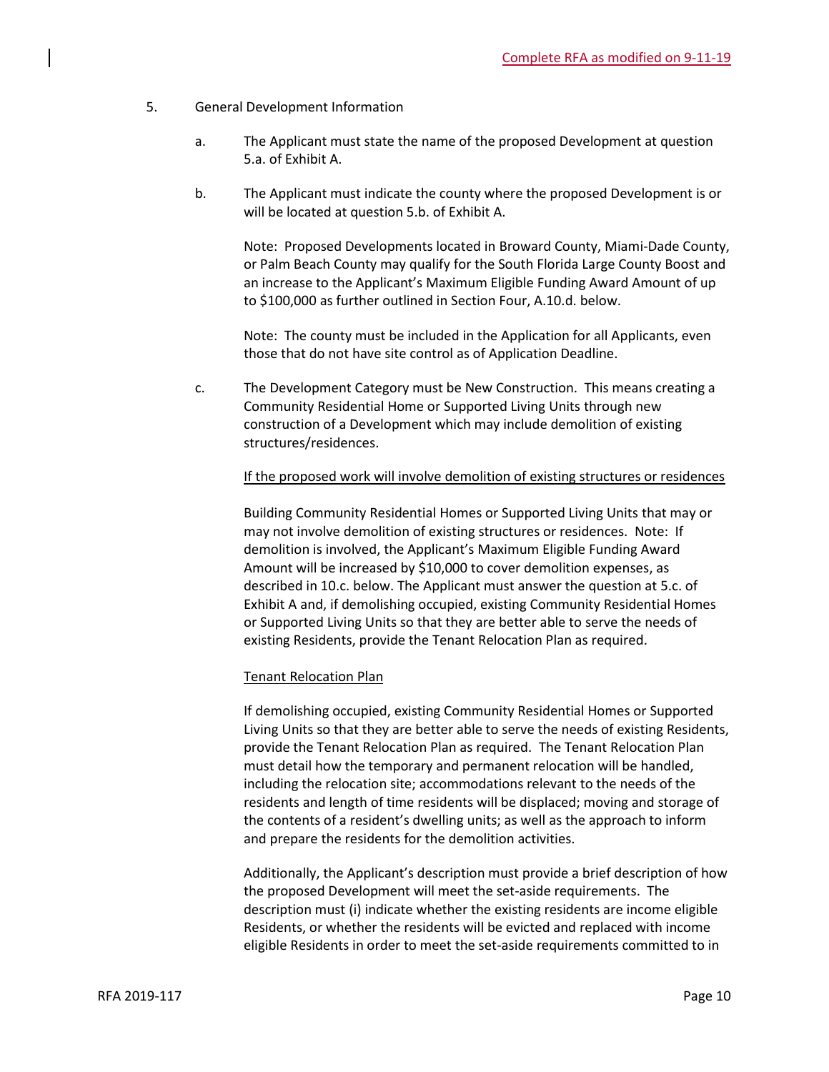5. General Development Information

   a. The Applicant must state the name of the proposed Development at question 5.a. of Exhibit A.

   b. The Applicant must indicate the county where the proposed Development is or will be located at question 5.b. of Exhibit A.

      Note: Proposed Developments located in Broward County, Miami-Dade County, or Palm Beach County may qualify for the South Florida Large County Boost and an increase to the Applicant's Maximum Eligible Funding Award Amount of up to $100,000 as further outlined in Section Four, A.10.d. below.

      Note: The county must be included in the Application for all Applicants, even those that do not have site control as of Application Deadline.

   c. The Development Category must be New Construction. This means creating a Community Residential Home or Supported Living Units through new construction of a Development which may include demolition of existing structures/residences.

      <u>If the proposed work will involve demolition of existing structures or residences</u>

      Building Community Residential Homes or Supported Living Units that may or may not involve demolition of existing structures or residences. Note: If demolition is involved, the Applicant's Maximum Eligible Funding Award Amount will be increased by $10,000 to cover demolition expenses, as described in 10.c. below. The Applicant must answer the question at 5.c. of Exhibit A and, if demolishing occupied, existing Community Residential Homes or Supported Living Units so that they are better able to serve the needs of existing Residents, provide the Tenant Relocation Plan as required.

      <u>Tenant Relocation Plan</u>

      If demolishing occupied, existing Community Residential Homes or Supported Living Units so that they are better able to serve the needs of existing Residents, provide the Tenant Relocation Plan as required. The Tenant Relocation Plan must detail how the temporary and permanent relocation will be handled, including the relocation site; accommodations relevant to the needs of the residents and length of time residents will be displaced; moving and storage of the contents of a resident's dwelling units; as well as the approach to inform and prepare the residents for the demolition activities.

      Additionally, the Applicant's description must provide a brief description of how the proposed Development will meet the set-aside requirements. The description must (i) indicate whether the existing residents are income eligible Residents, or whether the residents will be evicted and replaced with income eligible Residents in order to meet the set-aside requirements committed to in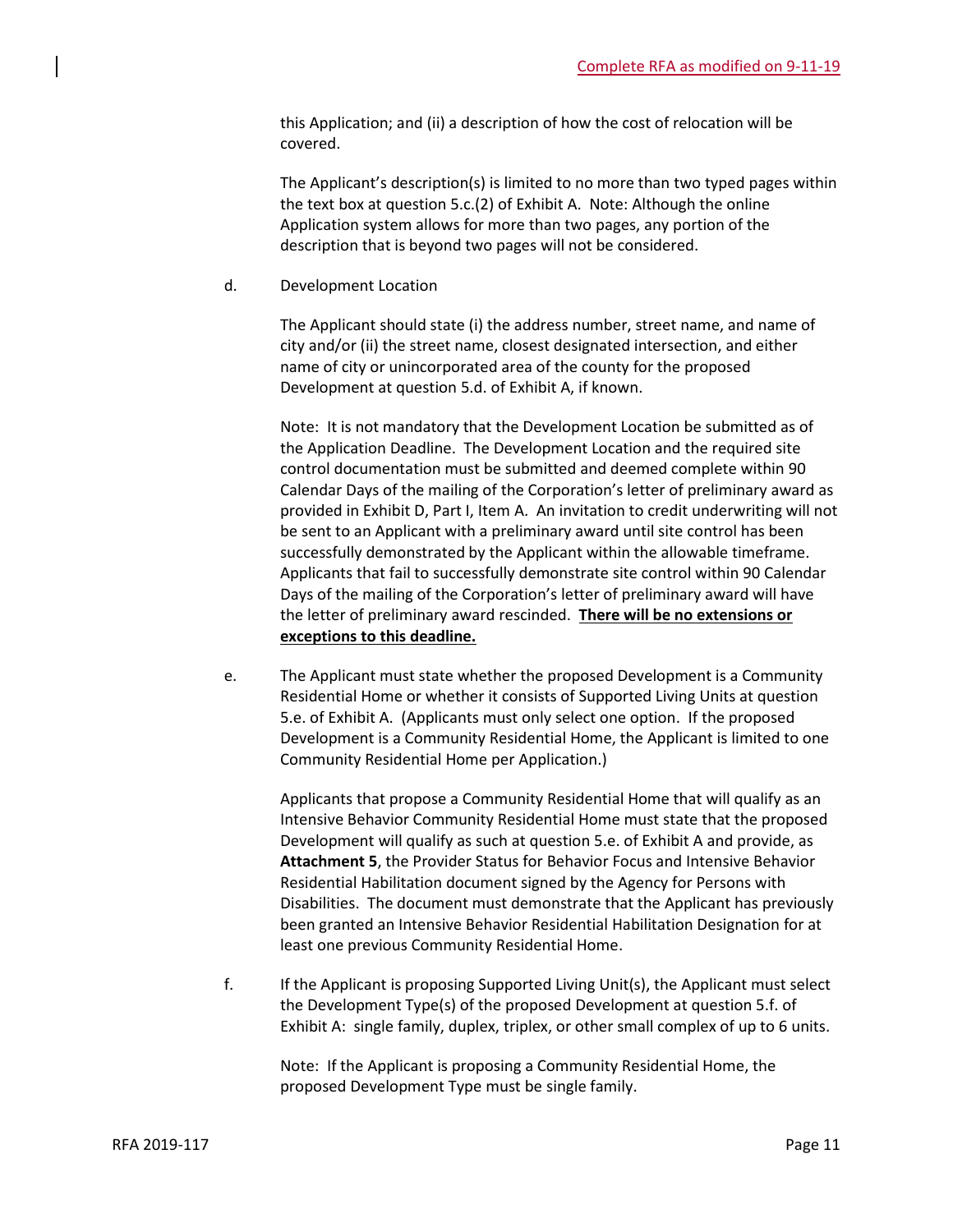this Application; and (ii) a description of how the cost of relocation will be covered.

The Applicant's description(s) is limited to no more than two typed pages within the text box at question 5.c.(2) of Exhibit A. Note: Although the online Application system allows for more than two pages, any portion of the description that is beyond two pages will not be considered.

d. Development Location

The Applicant should state (i) the address number, street name, and name of city and/or (ii) the street name, closest designated intersection, and either name of city or unincorporated area of the county for the proposed Development at question 5.d. of Exhibit A, if known.

Note: It is not mandatory that the Development Location be submitted as of the Application Deadline. The Development Location and the required site control documentation must be submitted and deemed complete within 90 Calendar Days of the mailing of the Corporation's letter of preliminary award as provided in Exhibit D, Part I, Item A. An invitation to credit underwriting will not be sent to an Applicant with a preliminary award until site control has been successfully demonstrated by the Applicant within the allowable timeframe. Applicants that fail to successfully demonstrate site control within 90 Calendar Days of the mailing of the Corporation's letter of preliminary award will have the letter of preliminary award rescinded. **There will be no extensions or exceptions to this deadline.**

e. The Applicant must state whether the proposed Development is a Community Residential Home or whether it consists of Supported Living Units at question 5.e. of Exhibit A. (Applicants must only select one option. If the proposed Development is a Community Residential Home, the Applicant is limited to one Community Residential Home per Application.)

Applicants that propose a Community Residential Home that will qualify as an Intensive Behavior Community Residential Home must state that the proposed Development will qualify as such at question 5.e. of Exhibit A and provide, as **Attachment 5**, the Provider Status for Behavior Focus and Intensive Behavior Residential Habilitation document signed by the Agency for Persons with Disabilities. The document must demonstrate that the Applicant has previously been granted an Intensive Behavior Residential Habilitation Designation for at least one previous Community Residential Home.

f. If the Applicant is proposing Supported Living Unit(s), the Applicant must select the Development Type(s) of the proposed Development at question 5.f. of Exhibit A: single family, duplex, triplex, or other small complex of up to 6 units.

Note: If the Applicant is proposing a Community Residential Home, the proposed Development Type must be single family.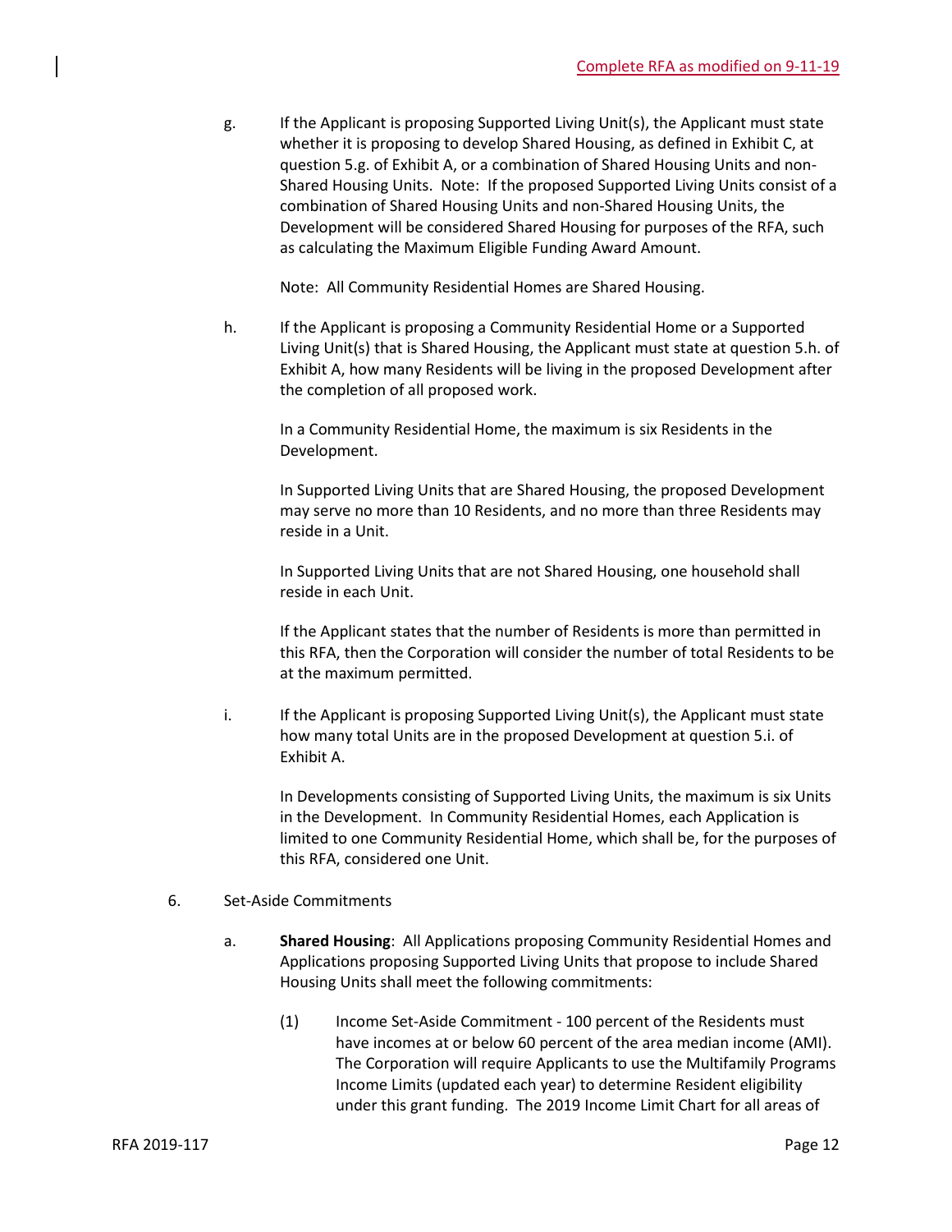g. If the Applicant is proposing Supported Living Unit(s), the Applicant must state whether it is proposing to develop Shared Housing, as defined in Exhibit C, at question 5.g. of Exhibit A, or a combination of Shared Housing Units and non-Shared Housing Units. Note: If the proposed Supported Living Units consist of a combination of Shared Housing Units and non-Shared Housing Units, the Development will be considered Shared Housing for purposes of the RFA, such as calculating the Maximum Eligible Funding Award Amount.

Note: All Community Residential Homes are Shared Housing.

h. If the Applicant is proposing a Community Residential Home or a Supported Living Unit(s) that is Shared Housing, the Applicant must state at question 5.h. of Exhibit A, how many Residents will be living in the proposed Development after the completion of all proposed work.

In a Community Residential Home, the maximum is six Residents in the Development.

In Supported Living Units that are Shared Housing, the proposed Development may serve no more than 10 Residents, and no more than three Residents may reside in a Unit.

In Supported Living Units that are not Shared Housing, one household shall reside in each Unit.

If the Applicant states that the number of Residents is more than permitted in this RFA, then the Corporation will consider the number of total Residents to be at the maximum permitted.

i. If the Applicant is proposing Supported Living Unit(s), the Applicant must state how many total Units are in the proposed Development at question 5.i. of Exhibit A.

In Developments consisting of Supported Living Units, the maximum is six Units in the Development. In Community Residential Homes, each Application is limited to one Community Residential Home, which shall be, for the purposes of this RFA, considered one Unit.

6. Set-Aside Commitments

a. **Shared Housing**: All Applications proposing Community Residential Homes and Applications proposing Supported Living Units that propose to include Shared Housing Units shall meet the following commitments:

(1) Income Set-Aside Commitment - 100 percent of the Residents must have incomes at or below 60 percent of the area median income (AMI). The Corporation will require Applicants to use the Multifamily Programs Income Limits (updated each year) to determine Resident eligibility under this grant funding. The 2019 Income Limit Chart for all areas of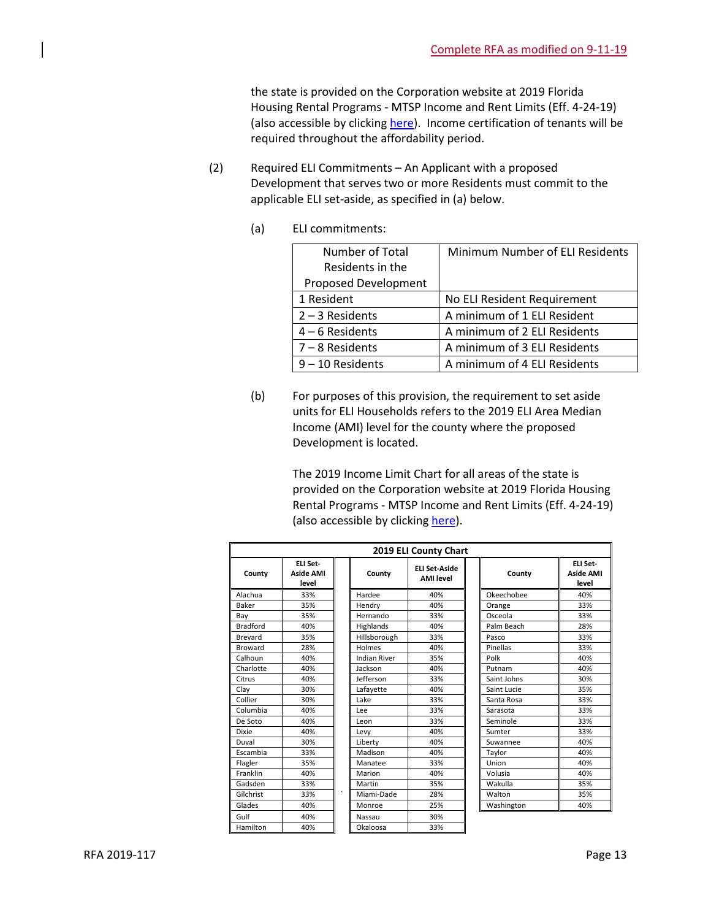the state is provided on the Corporation website at 2019 Florida Housing Rental Programs - MTSP Income and Rent Limits (Eff. 4-24-19) (also accessible by clicking here). Income certification of tenants will be required throughout the affordability period.

(2) Required ELI Commitments – An Applicant with a proposed Development that serves two or more Residents must commit to the applicable ELI set-aside, as specified in (a) below.

(a) ELI commitments:

| Number of Total Residents in the Proposed Development | Minimum Number of ELI Residents |
|---|---|
| 1 Resident | No ELI Resident Requirement |
| 2 – 3 Residents | A minimum of 1 ELI Resident |
| 4 – 6 Residents | A minimum of 2 ELI Residents |
| 7 – 8 Residents | A minimum of 3 ELI Residents |
| 9 – 10 Residents | A minimum of 4 ELI Residents |

(b) For purposes of this provision, the requirement to set aside units for ELI Households refers to the 2019 ELI Area Median Income (AMI) level for the county where the proposed Development is located.

The 2019 Income Limit Chart for all areas of the state is provided on the Corporation website at 2019 Florida Housing Rental Programs - MTSP Income and Rent Limits (Eff. 4-24-19) (also accessible by clicking here).

**2019 ELI County Chart**

| County | ELI Set-Aside AMI level | County | ELI Set-Aside AMI level | County | ELI Set-Aside AMI level |
|---|---|---|---|---|---|
| Alachua | 33% | Hardee | 40% | Okeechobee | 40% |
| Baker | 35% | Hendry | 40% | Orange | 33% |
| Bay | 35% | Hernando | 33% | Osceola | 33% |
| Bradford | 40% | Highlands | 40% | Palm Beach | 28% |
| Brevard | 35% | Hillsborough | 33% | Pasco | 33% |
| Broward | 28% | Holmes | 40% | Pinellas | 33% |
| Calhoun | 40% | Indian River | 35% | Polk | 40% |
| Charlotte | 40% | Jackson | 40% | Putnam | 40% |
| Citrus | 40% | Jefferson | 33% | Saint Johns | 30% |
| Clay | 30% | Lafayette | 40% | Saint Lucie | 35% |
| Collier | 30% | Lake | 33% | Santa Rosa | 33% |
| Columbia | 40% | Lee | 33% | Sarasota | 33% |
| De Soto | 40% | Leon | 33% | Seminole | 33% |
| Dixie | 40% | Levy | 40% | Sumter | 33% |
| Duval | 30% | Liberty | 40% | Suwannee | 40% |
| Escambia | 33% | Madison | 40% | Taylor | 40% |
| Flagler | 35% | Manatee | 33% | Union | 40% |
| Franklin | 40% | Marion | 40% | Volusia | 40% |
| Gadsden | 33% | Martin | 35% | Wakulla | 35% |
| Gilchrist | 33% | Miami-Dade | 28% | Walton | 35% |
| Glades | 40% | Monroe | 25% | Washington | 40% |
| Gulf | 40% | Nassau | 30% | | |
| Hamilton | 40% | Okaloosa | 33% | | |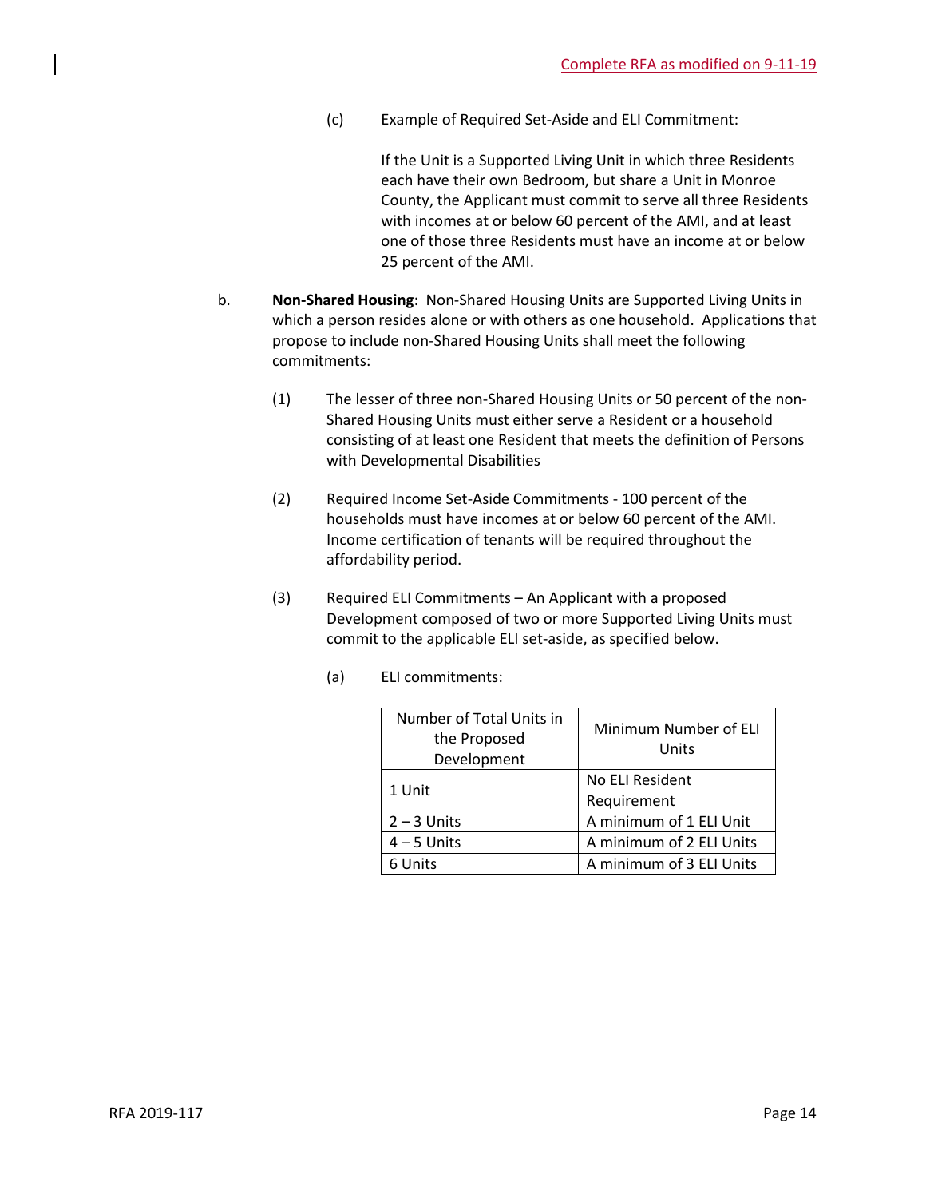(c) Example of Required Set-Aside and ELI Commitment:

If the Unit is a Supported Living Unit in which three Residents each have their own Bedroom, but share a Unit in Monroe County, the Applicant must commit to serve all three Residents with incomes at or below 60 percent of the AMI, and at least one of those three Residents must have an income at or below 25 percent of the AMI.

b. **Non-Shared Housing**: Non-Shared Housing Units are Supported Living Units in which a person resides alone or with others as one household. Applications that propose to include non-Shared Housing Units shall meet the following commitments:

(1) The lesser of three non-Shared Housing Units or 50 percent of the non-Shared Housing Units must either serve a Resident or a household consisting of at least one Resident that meets the definition of Persons with Developmental Disabilities

(2) Required Income Set-Aside Commitments - 100 percent of the households must have incomes at or below 60 percent of the AMI. Income certification of tenants will be required throughout the affordability period.

(3) Required ELI Commitments – An Applicant with a proposed Development composed of two or more Supported Living Units must commit to the applicable ELI set-aside, as specified below.

(a) ELI commitments:

| Number of Total Units in the Proposed Development | Minimum Number of ELI Units |
|---|---|
| 1 Unit | No ELI Resident Requirement |
| 2 – 3 Units | A minimum of 1 ELI Unit |
| 4 – 5 Units | A minimum of 2 ELI Units |
| 6 Units | A minimum of 3 ELI Units |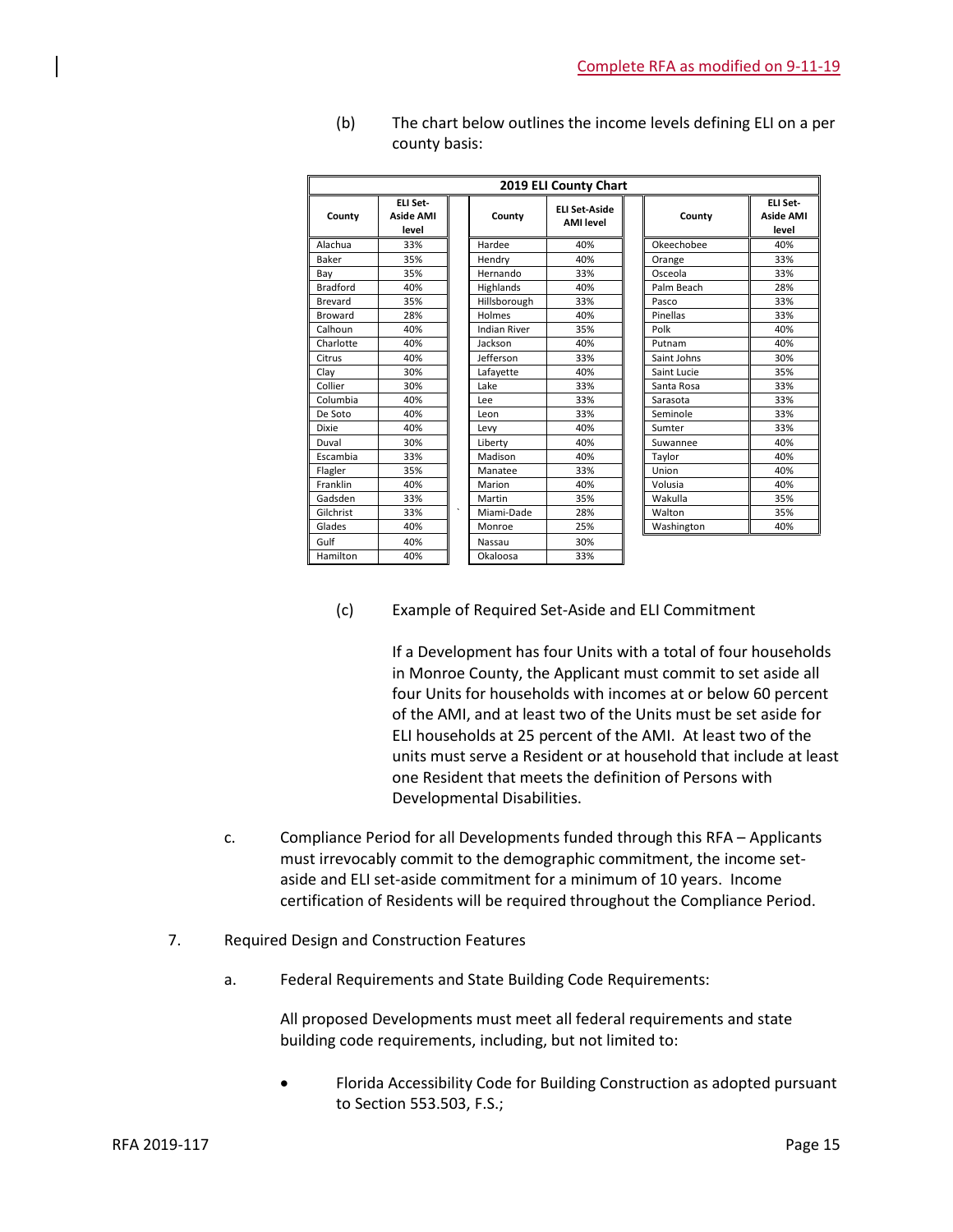Complete RFA as modified on 9-11-19

(b) The chart below outlines the income levels defining ELI on a per county basis:

| 2019 ELI County Chart | | | | | |
|---|---|---|---|---|---|
| County | ELI Set-Aside AMI level | County | ELI Set-Aside AMI level | County | ELI Set-Aside AMI level |
| Alachua | 33% | Hardee | 40% | Okeechobee | 40% |
| Baker | 35% | Hendry | 40% | Orange | 33% |
| Bay | 35% | Hernando | 33% | Osceola | 33% |
| Bradford | 40% | Highlands | 40% | Palm Beach | 28% |
| Brevard | 35% | Hillsborough | 33% | Pasco | 33% |
| Broward | 28% | Holmes | 40% | Pinellas | 33% |
| Calhoun | 40% | Indian River | 35% | Polk | 40% |
| Charlotte | 40% | Jackson | 40% | Putnam | 40% |
| Citrus | 40% | Jefferson | 33% | Saint Johns | 30% |
| Clay | 30% | Lafayette | 40% | Saint Lucie | 35% |
| Collier | 30% | Lake | 33% | Santa Rosa | 33% |
| Columbia | 40% | Lee | 33% | Sarasota | 33% |
| De Soto | 40% | Leon | 33% | Seminole | 33% |
| Dixie | 40% | Levy | 40% | Sumter | 33% |
| Duval | 30% | Liberty | 40% | Suwannee | 40% |
| Escambia | 33% | Madison | 40% | Taylor | 40% |
| Flagler | 35% | Manatee | 33% | Union | 40% |
| Franklin | 40% | Marion | 40% | Volusia | 40% |
| Gadsden | 33% | Martin | 35% | Wakulla | 35% |
| Gilchrist | 33% | Miami-Dade | 28% | Walton | 35% |
| Glades | 40% | Monroe | 25% | Washington | 40% |
| Gulf | 40% | Nassau | 30% | | |
| Hamilton | 40% | Okaloosa | 33% | | |

(c) Example of Required Set-Aside and ELI Commitment

If a Development has four Units with a total of four households in Monroe County, the Applicant must commit to set aside all four Units for households with incomes at or below 60 percent of the AMI, and at least two of the Units must be set aside for ELI households at 25 percent of the AMI. At least two of the units must serve a Resident or at household that include at least one Resident that meets the definition of Persons with Developmental Disabilities.

c. Compliance Period for all Developments funded through this RFA – Applicants must irrevocably commit to the demographic commitment, the income set-aside and ELI set-aside commitment for a minimum of 10 years. Income certification of Residents will be required throughout the Compliance Period.

7. Required Design and Construction Features

a. Federal Requirements and State Building Code Requirements:

All proposed Developments must meet all federal requirements and state building code requirements, including, but not limited to:

- Florida Accessibility Code for Building Construction as adopted pursuant to Section 553.503, F.S.;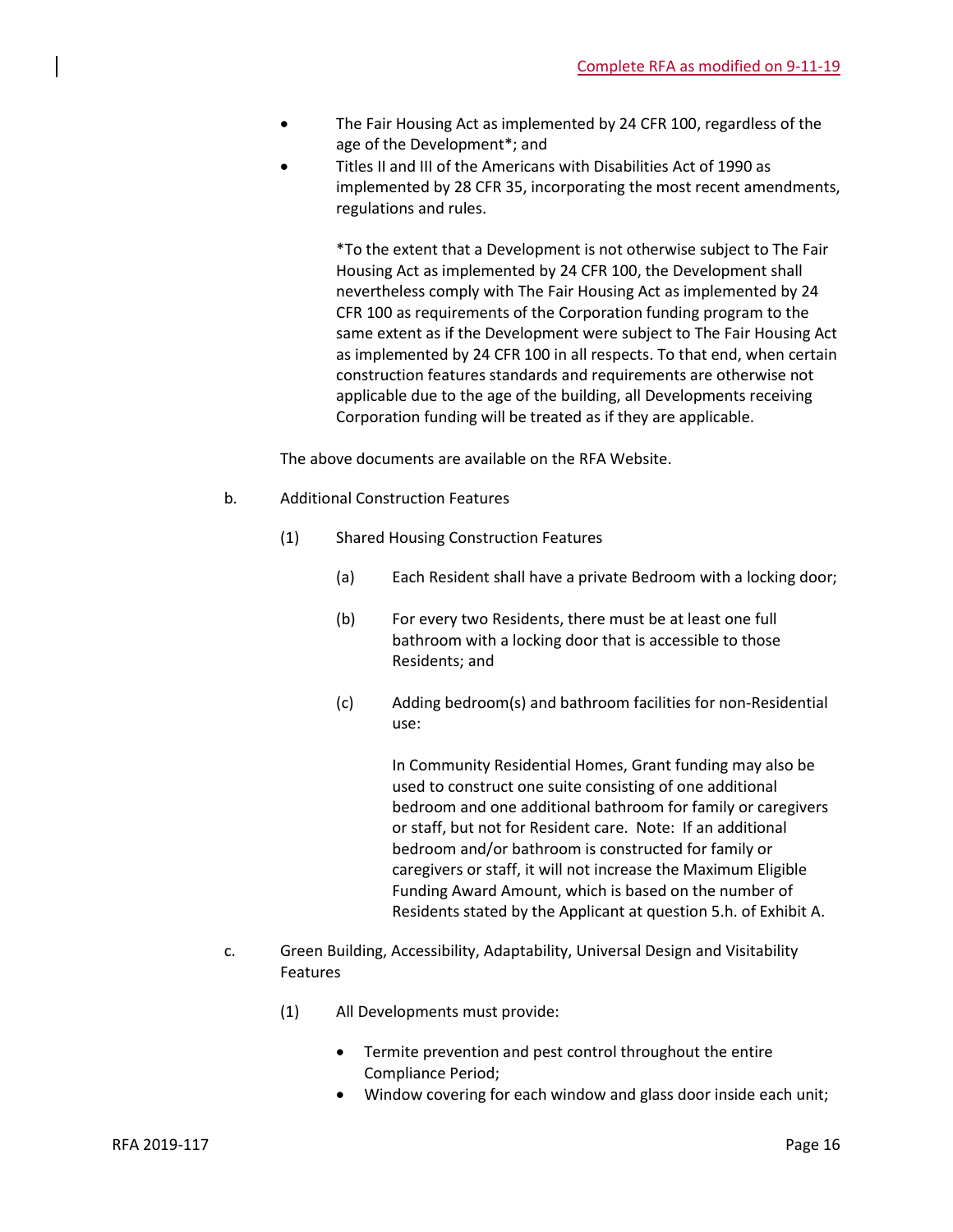- The Fair Housing Act as implemented by 24 CFR 100, regardless of the age of the Development*; and
- Titles II and III of the Americans with Disabilities Act of 1990 as implemented by 28 CFR 35, incorporating the most recent amendments, regulations and rules.

*To the extent that a Development is not otherwise subject to The Fair Housing Act as implemented by 24 CFR 100, the Development shall nevertheless comply with The Fair Housing Act as implemented by 24 CFR 100 as requirements of the Corporation funding program to the same extent as if the Development were subject to The Fair Housing Act as implemented by 24 CFR 100 in all respects. To that end, when certain construction features standards and requirements are otherwise not applicable due to the age of the building, all Developments receiving Corporation funding will be treated as if they are applicable.

The above documents are available on the RFA Website.

b. Additional Construction Features

(1) Shared Housing Construction Features

(a) Each Resident shall have a private Bedroom with a locking door;

(b) For every two Residents, there must be at least one full bathroom with a locking door that is accessible to those Residents; and

(c) Adding bedroom(s) and bathroom facilities for non-Residential use:

In Community Residential Homes, Grant funding may also be used to construct one suite consisting of one additional bedroom and one additional bathroom for family or caregivers or staff, but not for Resident care. Note: If an additional bedroom and/or bathroom is constructed for family or caregivers or staff, it will not increase the Maximum Eligible Funding Award Amount, which is based on the number of Residents stated by the Applicant at question 5.h. of Exhibit A.

c. Green Building, Accessibility, Adaptability, Universal Design and Visitability Features

(1) All Developments must provide:

- Termite prevention and pest control throughout the entire Compliance Period;
- Window covering for each window and glass door inside each unit;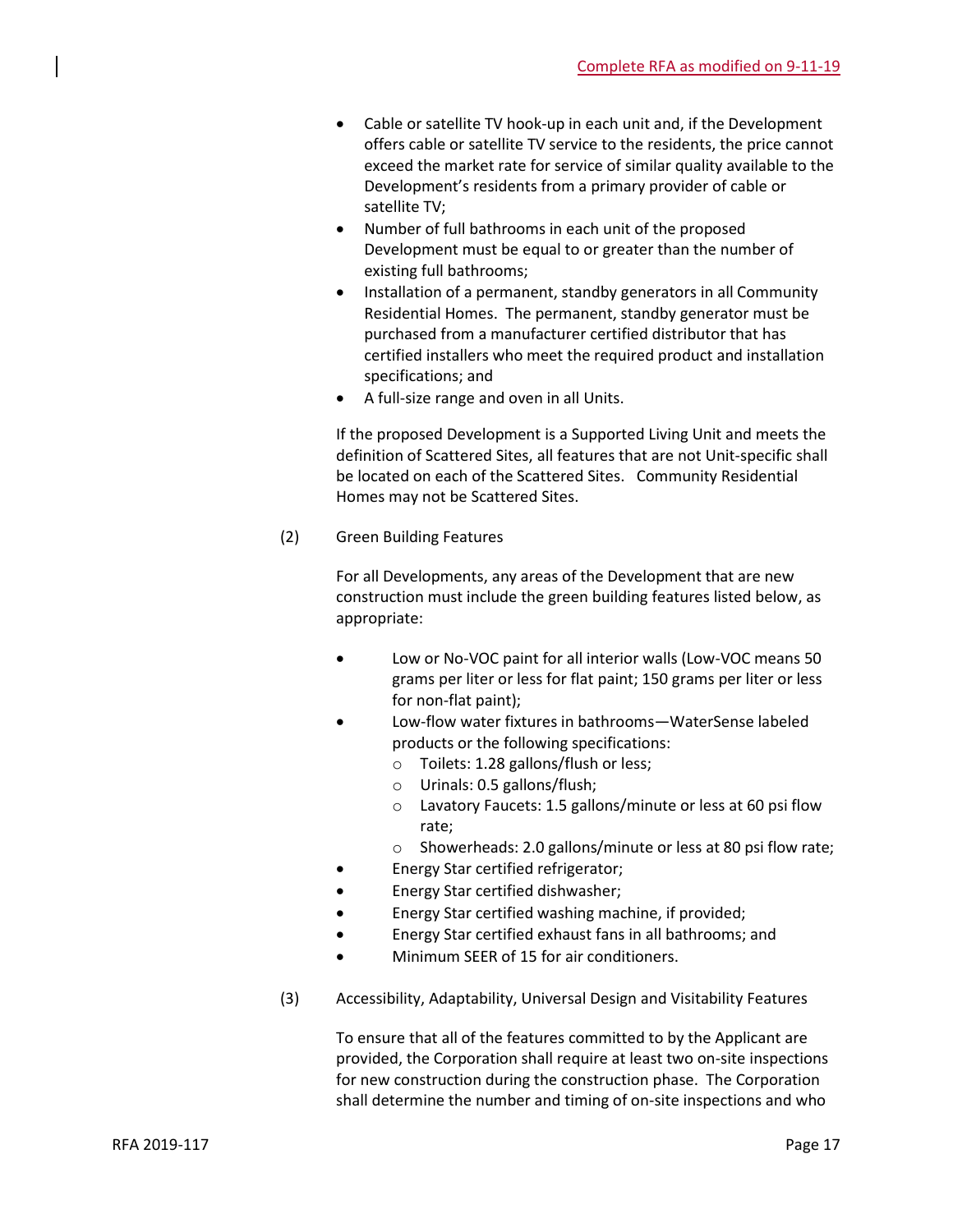- Cable or satellite TV hook-up in each unit and, if the Development offers cable or satellite TV service to the residents, the price cannot exceed the market rate for service of similar quality available to the Development's residents from a primary provider of cable or satellite TV;
- Number of full bathrooms in each unit of the proposed Development must be equal to or greater than the number of existing full bathrooms;
- Installation of a permanent, standby generators in all Community Residential Homes. The permanent, standby generator must be purchased from a manufacturer certified distributor that has certified installers who meet the required product and installation specifications; and
- A full-size range and oven in all Units.

If the proposed Development is a Supported Living Unit and meets the definition of Scattered Sites, all features that are not Unit-specific shall be located on each of the Scattered Sites. Community Residential Homes may not be Scattered Sites.

(2) Green Building Features

For all Developments, any areas of the Development that are new construction must include the green building features listed below, as appropriate:

- Low or No-VOC paint for all interior walls (Low-VOC means 50 grams per liter or less for flat paint; 150 grams per liter or less for non-flat paint);
- Low-flow water fixtures in bathrooms—WaterSense labeled products or the following specifications:
  - Toilets: 1.28 gallons/flush or less;
  - Urinals: 0.5 gallons/flush;
  - Lavatory Faucets: 1.5 gallons/minute or less at 60 psi flow rate;
  - Showerheads: 2.0 gallons/minute or less at 80 psi flow rate;
- Energy Star certified refrigerator;
- Energy Star certified dishwasher;
- Energy Star certified washing machine, if provided;
- Energy Star certified exhaust fans in all bathrooms; and
- Minimum SEER of 15 for air conditioners.

(3) Accessibility, Adaptability, Universal Design and Visitability Features

To ensure that all of the features committed to by the Applicant are provided, the Corporation shall require at least two on-site inspections for new construction during the construction phase. The Corporation shall determine the number and timing of on-site inspections and who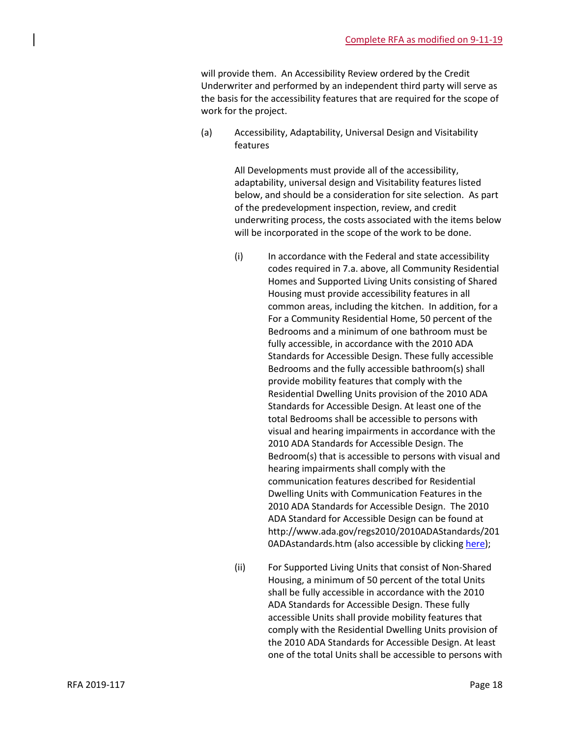will provide them. An Accessibility Review ordered by the Credit Underwriter and performed by an independent third party will serve as the basis for the accessibility features that are required for the scope of work for the project.

(a) Accessibility, Adaptability, Universal Design and Visitability features

All Developments must provide all of the accessibility, adaptability, universal design and Visitability features listed below, and should be a consideration for site selection. As part of the predevelopment inspection, review, and credit underwriting process, the costs associated with the items below will be incorporated in the scope of the work to be done.

(i) In accordance with the Federal and state accessibility codes required in 7.a. above, all Community Residential Homes and Supported Living Units consisting of Shared Housing must provide accessibility features in all common areas, including the kitchen. In addition, for a For a Community Residential Home, 50 percent of the Bedrooms and a minimum of one bathroom must be fully accessible, in accordance with the 2010 ADA Standards for Accessible Design. These fully accessible Bedrooms and the fully accessible bathroom(s) shall provide mobility features that comply with the Residential Dwelling Units provision of the 2010 ADA Standards for Accessible Design. At least one of the total Bedrooms shall be accessible to persons with visual and hearing impairments in accordance with the 2010 ADA Standards for Accessible Design. The Bedroom(s) that is accessible to persons with visual and hearing impairments shall comply with the communication features described for Residential Dwelling Units with Communication Features in the 2010 ADA Standards for Accessible Design. The 2010 ADA Standard for Accessible Design can be found at http://www.ada.gov/regs2010/2010ADAStandards/2010ADAstandards.htm (also accessible by clicking here);

(ii) For Supported Living Units that consist of Non-Shared Housing, a minimum of 50 percent of the total Units shall be fully accessible in accordance with the 2010 ADA Standards for Accessible Design. These fully accessible Units shall provide mobility features that comply with the Residential Dwelling Units provision of the 2010 ADA Standards for Accessible Design. At least one of the total Units shall be accessible to persons with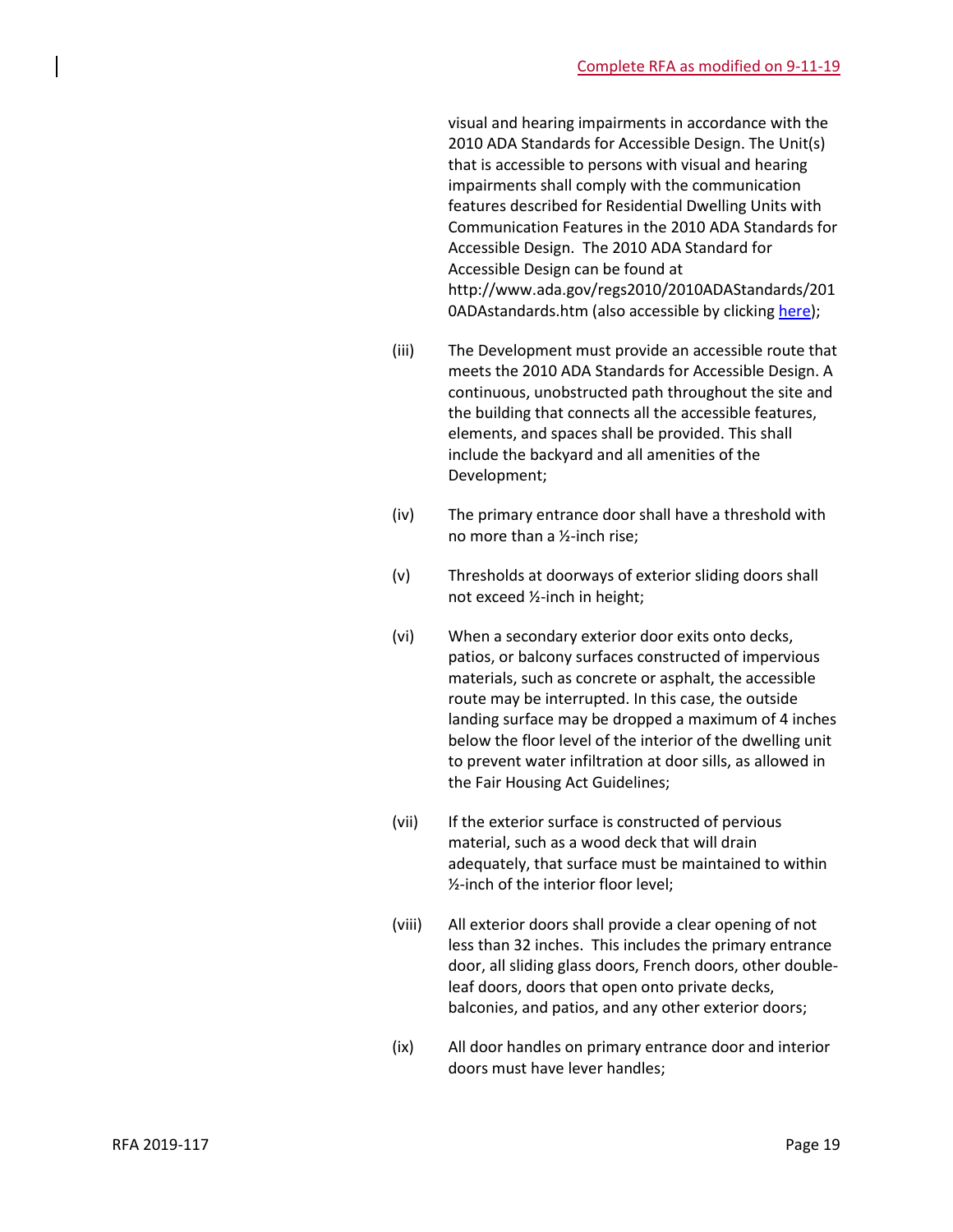visual and hearing impairments in accordance with the 2010 ADA Standards for Accessible Design. The Unit(s) that is accessible to persons with visual and hearing impairments shall comply with the communication features described for Residential Dwelling Units with Communication Features in the 2010 ADA Standards for Accessible Design. The 2010 ADA Standard for Accessible Design can be found at http://www.ada.gov/regs2010/2010ADAStandards/2010ADAstandards.htm (also accessible by clicking here);

(iii) The Development must provide an accessible route that meets the 2010 ADA Standards for Accessible Design. A continuous, unobstructed path throughout the site and the building that connects all the accessible features, elements, and spaces shall be provided. This shall include the backyard and all amenities of the Development;

(iv) The primary entrance door shall have a threshold with no more than a ½-inch rise;

(v) Thresholds at doorways of exterior sliding doors shall not exceed ½-inch in height;

(vi) When a secondary exterior door exits onto decks, patios, or balcony surfaces constructed of impervious materials, such as concrete or asphalt, the accessible route may be interrupted. In this case, the outside landing surface may be dropped a maximum of 4 inches below the floor level of the interior of the dwelling unit to prevent water infiltration at door sills, as allowed in the Fair Housing Act Guidelines;

(vii) If the exterior surface is constructed of pervious material, such as a wood deck that will drain adequately, that surface must be maintained to within ½-inch of the interior floor level;

(viii) All exterior doors shall provide a clear opening of not less than 32 inches. This includes the primary entrance door, all sliding glass doors, French doors, other double-leaf doors, doors that open onto private decks, balconies, and patios, and any other exterior doors;

(ix) All door handles on primary entrance door and interior doors must have lever handles;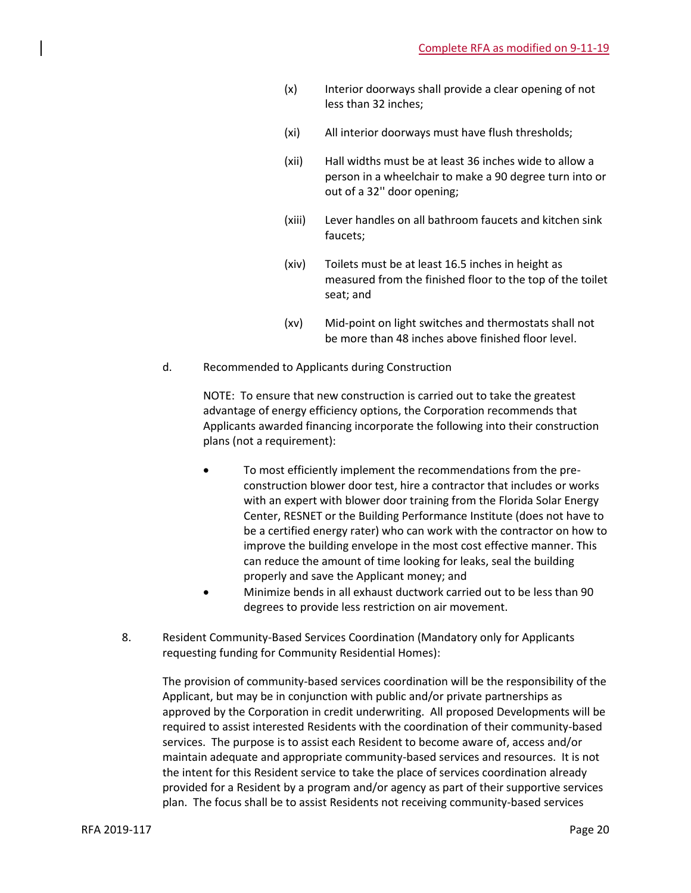(x) Interior doorways shall provide a clear opening of not less than 32 inches;

(xi) All interior doorways must have flush thresholds;

(xii) Hall widths must be at least 36 inches wide to allow a person in a wheelchair to make a 90 degree turn into or out of a 32'' door opening;

(xiii) Lever handles on all bathroom faucets and kitchen sink faucets;

(xiv) Toilets must be at least 16.5 inches in height as measured from the finished floor to the top of the toilet seat; and

(xv) Mid-point on light switches and thermostats shall not be more than 48 inches above finished floor level.

d. Recommended to Applicants during Construction

NOTE: To ensure that new construction is carried out to take the greatest advantage of energy efficiency options, the Corporation recommends that Applicants awarded financing incorporate the following into their construction plans (not a requirement):

- To most efficiently implement the recommendations from the pre-construction blower door test, hire a contractor that includes or works with an expert with blower door training from the Florida Solar Energy Center, RESNET or the Building Performance Institute (does not have to be a certified energy rater) who can work with the contractor on how to improve the building envelope in the most cost effective manner. This can reduce the amount of time looking for leaks, seal the building properly and save the Applicant money; and
- Minimize bends in all exhaust ductwork carried out to be less than 90 degrees to provide less restriction on air movement.

8. Resident Community-Based Services Coordination (Mandatory only for Applicants requesting funding for Community Residential Homes):

The provision of community-based services coordination will be the responsibility of the Applicant, but may be in conjunction with public and/or private partnerships as approved by the Corporation in credit underwriting. All proposed Developments will be required to assist interested Residents with the coordination of their community-based services. The purpose is to assist each Resident to become aware of, access and/or maintain adequate and appropriate community-based services and resources. It is not the intent for this Resident service to take the place of services coordination already provided for a Resident by a program and/or agency as part of their supportive services plan. The focus shall be to assist Residents not receiving community-based services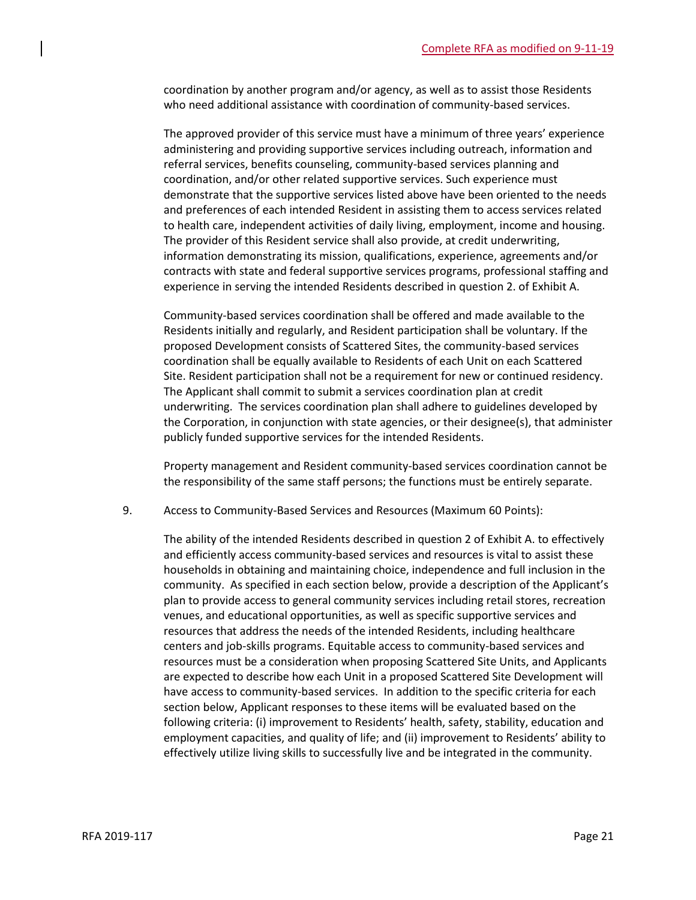coordination by another program and/or agency, as well as to assist those Residents who need additional assistance with coordination of community-based services.

The approved provider of this service must have a minimum of three years' experience administering and providing supportive services including outreach, information and referral services, benefits counseling, community-based services planning and coordination, and/or other related supportive services. Such experience must demonstrate that the supportive services listed above have been oriented to the needs and preferences of each intended Resident in assisting them to access services related to health care, independent activities of daily living, employment, income and housing. The provider of this Resident service shall also provide, at credit underwriting, information demonstrating its mission, qualifications, experience, agreements and/or contracts with state and federal supportive services programs, professional staffing and experience in serving the intended Residents described in question 2. of Exhibit A.

Community-based services coordination shall be offered and made available to the Residents initially and regularly, and Resident participation shall be voluntary. If the proposed Development consists of Scattered Sites, the community-based services coordination shall be equally available to Residents of each Unit on each Scattered Site. Resident participation shall not be a requirement for new or continued residency. The Applicant shall commit to submit a services coordination plan at credit underwriting. The services coordination plan shall adhere to guidelines developed by the Corporation, in conjunction with state agencies, or their designee(s), that administer publicly funded supportive services for the intended Residents.

Property management and Resident community-based services coordination cannot be the responsibility of the same staff persons; the functions must be entirely separate.

9. Access to Community-Based Services and Resources (Maximum 60 Points):

The ability of the intended Residents described in question 2 of Exhibit A. to effectively and efficiently access community-based services and resources is vital to assist these households in obtaining and maintaining choice, independence and full inclusion in the community. As specified in each section below, provide a description of the Applicant's plan to provide access to general community services including retail stores, recreation venues, and educational opportunities, as well as specific supportive services and resources that address the needs of the intended Residents, including healthcare centers and job-skills programs. Equitable access to community-based services and resources must be a consideration when proposing Scattered Site Units, and Applicants are expected to describe how each Unit in a proposed Scattered Site Development will have access to community-based services. In addition to the specific criteria for each section below, Applicant responses to these items will be evaluated based on the following criteria: (i) improvement to Residents' health, safety, stability, education and employment capacities, and quality of life; and (ii) improvement to Residents' ability to effectively utilize living skills to successfully live and be integrated in the community.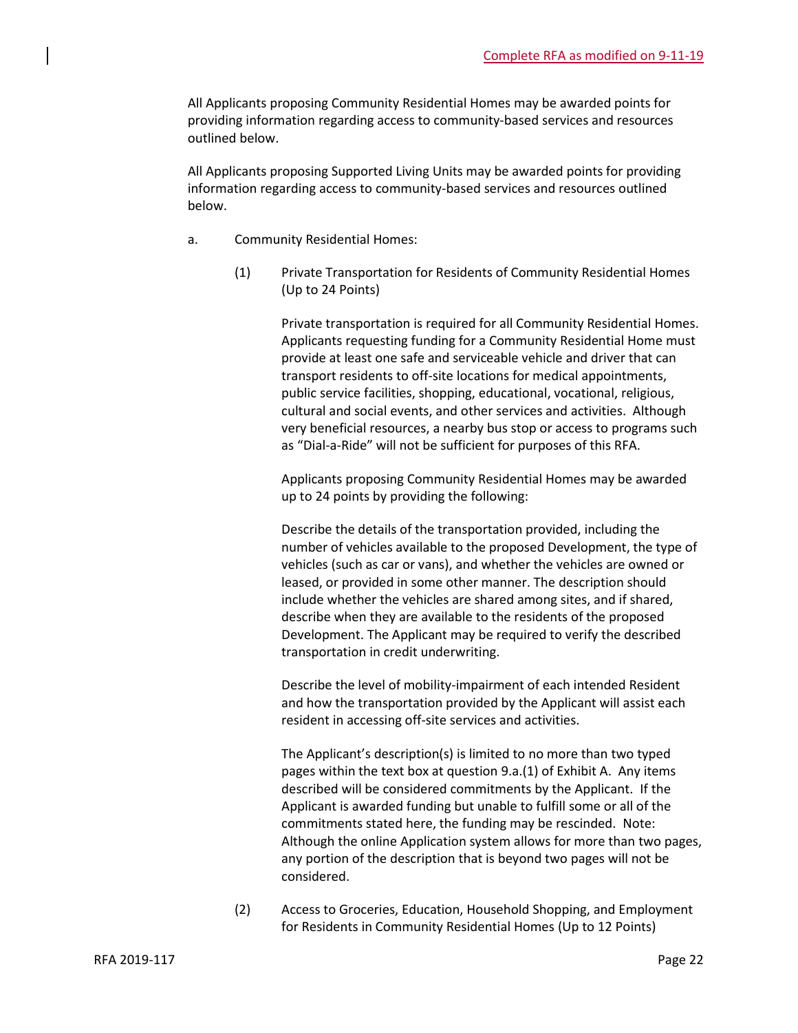All Applicants proposing Community Residential Homes may be awarded points for providing information regarding access to community-based services and resources outlined below.

All Applicants proposing Supported Living Units may be awarded points for providing information regarding access to community-based services and resources outlined below.

a. Community Residential Homes:

(1) Private Transportation for Residents of Community Residential Homes (Up to 24 Points)

Private transportation is required for all Community Residential Homes. Applicants requesting funding for a Community Residential Home must provide at least one safe and serviceable vehicle and driver that can transport residents to off-site locations for medical appointments, public service facilities, shopping, educational, vocational, religious, cultural and social events, and other services and activities. Although very beneficial resources, a nearby bus stop or access to programs such as "Dial-a-Ride" will not be sufficient for purposes of this RFA.

Applicants proposing Community Residential Homes may be awarded up to 24 points by providing the following:

Describe the details of the transportation provided, including the number of vehicles available to the proposed Development, the type of vehicles (such as car or vans), and whether the vehicles are owned or leased, or provided in some other manner. The description should include whether the vehicles are shared among sites, and if shared, describe when they are available to the residents of the proposed Development. The Applicant may be required to verify the described transportation in credit underwriting.

Describe the level of mobility-impairment of each intended Resident and how the transportation provided by the Applicant will assist each resident in accessing off-site services and activities.

The Applicant's description(s) is limited to no more than two typed pages within the text box at question 9.a.(1) of Exhibit A. Any items described will be considered commitments by the Applicant. If the Applicant is awarded funding but unable to fulfill some or all of the commitments stated here, the funding may be rescinded. Note: Although the online Application system allows for more than two pages, any portion of the description that is beyond two pages will not be considered.

(2) Access to Groceries, Education, Household Shopping, and Employment for Residents in Community Residential Homes (Up to 12 Points)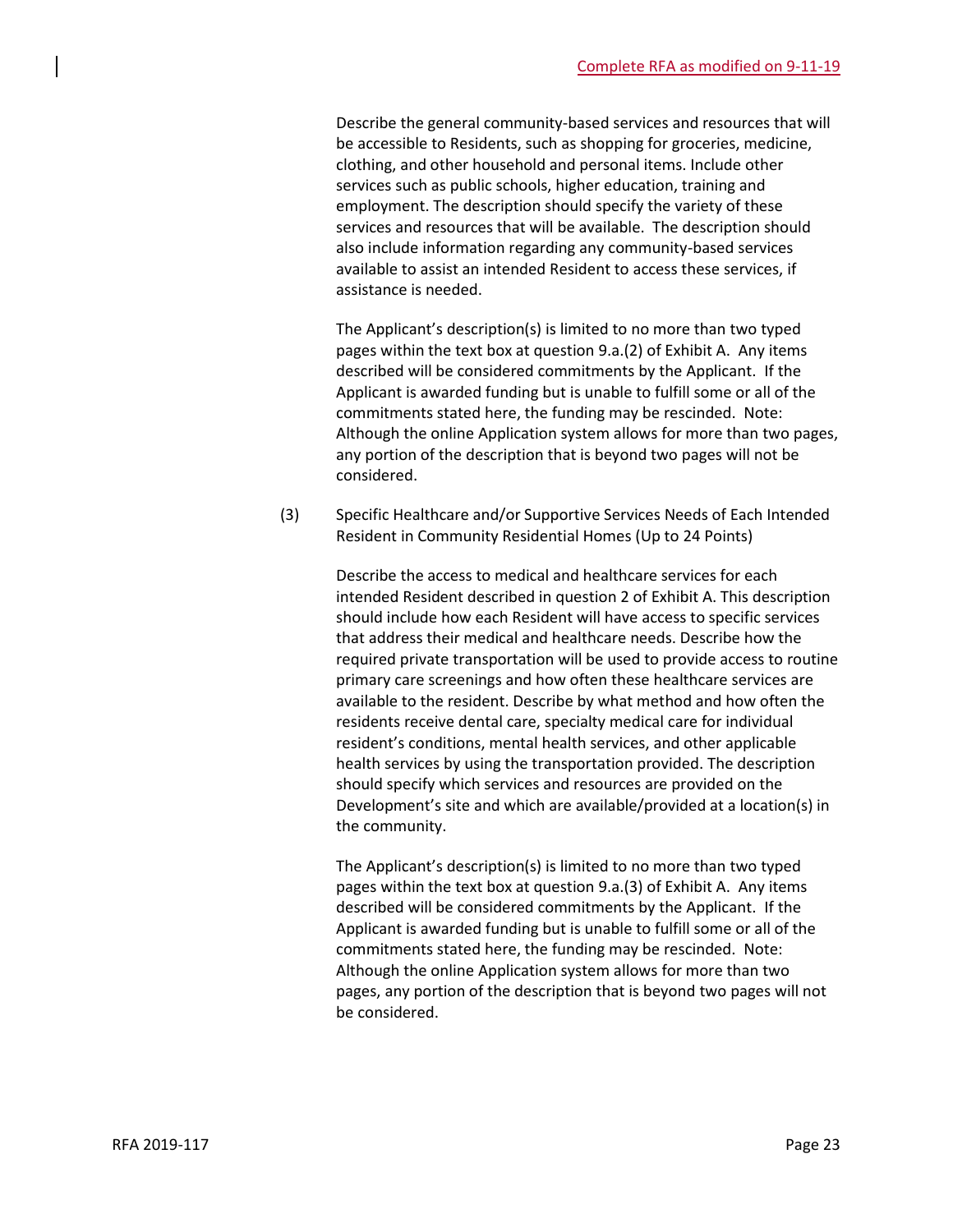Describe the general community-based services and resources that will be accessible to Residents, such as shopping for groceries, medicine, clothing, and other household and personal items. Include other services such as public schools, higher education, training and employment. The description should specify the variety of these services and resources that will be available. The description should also include information regarding any community-based services available to assist an intended Resident to access these services, if assistance is needed.

The Applicant's description(s) is limited to no more than two typed pages within the text box at question 9.a.(2) of Exhibit A. Any items described will be considered commitments by the Applicant. If the Applicant is awarded funding but is unable to fulfill some or all of the commitments stated here, the funding may be rescinded. Note: Although the online Application system allows for more than two pages, any portion of the description that is beyond two pages will not be considered.

(3) Specific Healthcare and/or Supportive Services Needs of Each Intended Resident in Community Residential Homes (Up to 24 Points)

Describe the access to medical and healthcare services for each intended Resident described in question 2 of Exhibit A. This description should include how each Resident will have access to specific services that address their medical and healthcare needs. Describe how the required private transportation will be used to provide access to routine primary care screenings and how often these healthcare services are available to the resident. Describe by what method and how often the residents receive dental care, specialty medical care for individual resident's conditions, mental health services, and other applicable health services by using the transportation provided. The description should specify which services and resources are provided on the Development's site and which are available/provided at a location(s) in the community.

The Applicant's description(s) is limited to no more than two typed pages within the text box at question 9.a.(3) of Exhibit A. Any items described will be considered commitments by the Applicant. If the Applicant is awarded funding but is unable to fulfill some or all of the commitments stated here, the funding may be rescinded. Note: Although the online Application system allows for more than two pages, any portion of the description that is beyond two pages will not be considered.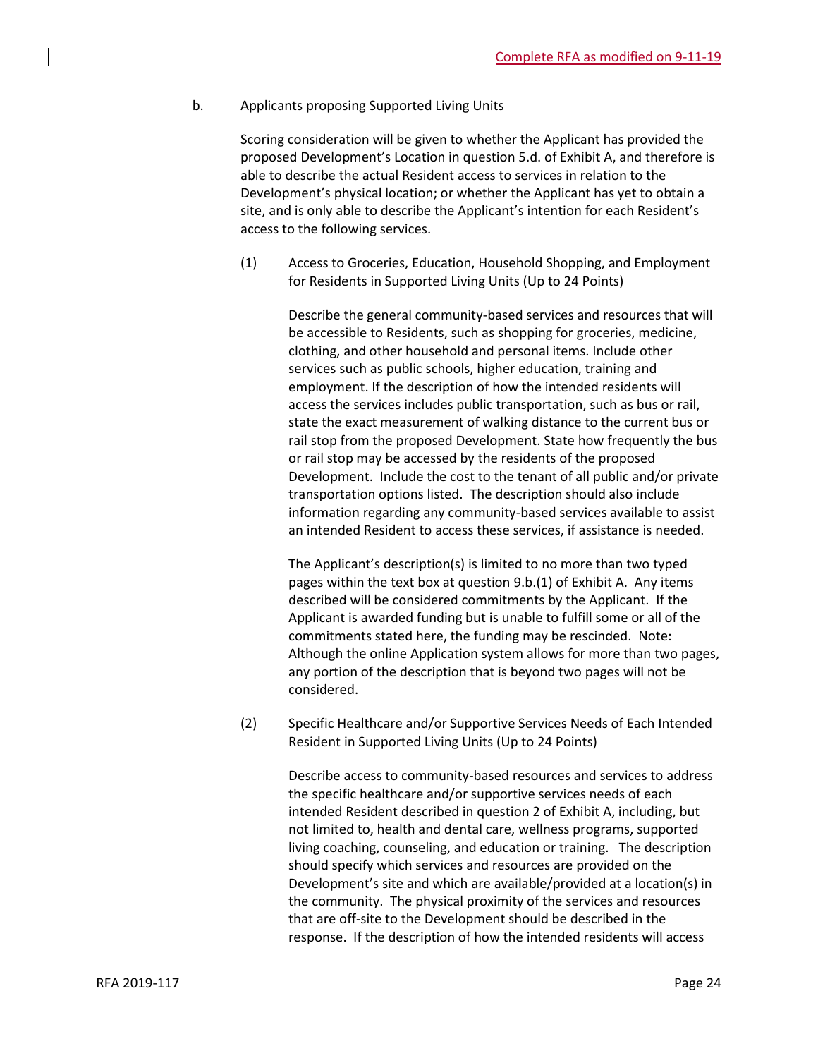b. Applicants proposing Supported Living Units

Scoring consideration will be given to whether the Applicant has provided the proposed Development's Location in question 5.d. of Exhibit A, and therefore is able to describe the actual Resident access to services in relation to the Development's physical location; or whether the Applicant has yet to obtain a site, and is only able to describe the Applicant's intention for each Resident's access to the following services.

(1) Access to Groceries, Education, Household Shopping, and Employment for Residents in Supported Living Units (Up to 24 Points)

Describe the general community-based services and resources that will be accessible to Residents, such as shopping for groceries, medicine, clothing, and other household and personal items. Include other services such as public schools, higher education, training and employment. If the description of how the intended residents will access the services includes public transportation, such as bus or rail, state the exact measurement of walking distance to the current bus or rail stop from the proposed Development. State how frequently the bus or rail stop may be accessed by the residents of the proposed Development. Include the cost to the tenant of all public and/or private transportation options listed. The description should also include information regarding any community-based services available to assist an intended Resident to access these services, if assistance is needed.

The Applicant's description(s) is limited to no more than two typed pages within the text box at question 9.b.(1) of Exhibit A. Any items described will be considered commitments by the Applicant. If the Applicant is awarded funding but is unable to fulfill some or all of the commitments stated here, the funding may be rescinded. Note: Although the online Application system allows for more than two pages, any portion of the description that is beyond two pages will not be considered.

(2) Specific Healthcare and/or Supportive Services Needs of Each Intended Resident in Supported Living Units (Up to 24 Points)

Describe access to community-based resources and services to address the specific healthcare and/or supportive services needs of each intended Resident described in question 2 of Exhibit A, including, but not limited to, health and dental care, wellness programs, supported living coaching, counseling, and education or training. The description should specify which services and resources are provided on the Development's site and which are available/provided at a location(s) in the community. The physical proximity of the services and resources that are off-site to the Development should be described in the response. If the description of how the intended residents will access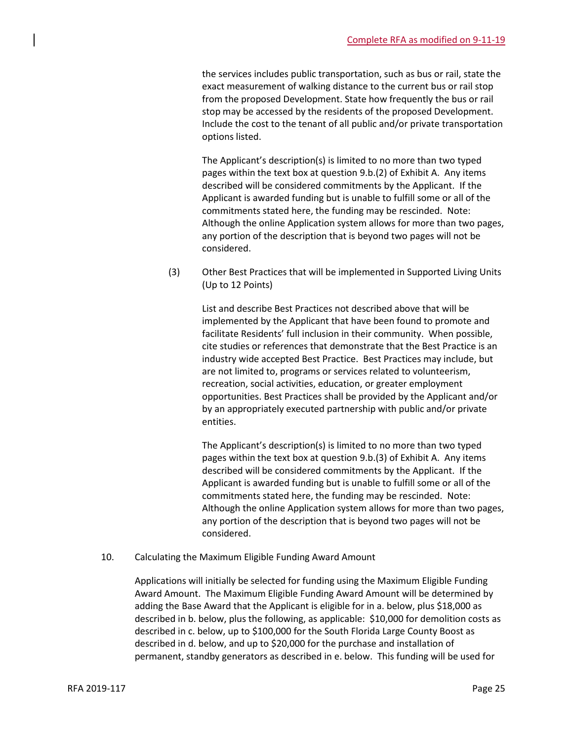the services includes public transportation, such as bus or rail, state the exact measurement of walking distance to the current bus or rail stop from the proposed Development. State how frequently the bus or rail stop may be accessed by the residents of the proposed Development. Include the cost to the tenant of all public and/or private transportation options listed.

The Applicant's description(s) is limited to no more than two typed pages within the text box at question 9.b.(2) of Exhibit A. Any items described will be considered commitments by the Applicant. If the Applicant is awarded funding but is unable to fulfill some or all of the commitments stated here, the funding may be rescinded. Note: Although the online Application system allows for more than two pages, any portion of the description that is beyond two pages will not be considered.

(3) Other Best Practices that will be implemented in Supported Living Units (Up to 12 Points)

List and describe Best Practices not described above that will be implemented by the Applicant that have been found to promote and facilitate Residents' full inclusion in their community. When possible, cite studies or references that demonstrate that the Best Practice is an industry wide accepted Best Practice. Best Practices may include, but are not limited to, programs or services related to volunteerism, recreation, social activities, education, or greater employment opportunities. Best Practices shall be provided by the Applicant and/or by an appropriately executed partnership with public and/or private entities.

The Applicant's description(s) is limited to no more than two typed pages within the text box at question 9.b.(3) of Exhibit A. Any items described will be considered commitments by the Applicant. If the Applicant is awarded funding but is unable to fulfill some or all of the commitments stated here, the funding may be rescinded. Note: Although the online Application system allows for more than two pages, any portion of the description that is beyond two pages will not be considered.

10. Calculating the Maximum Eligible Funding Award Amount

Applications will initially be selected for funding using the Maximum Eligible Funding Award Amount. The Maximum Eligible Funding Award Amount will be determined by adding the Base Award that the Applicant is eligible for in a. below, plus $18,000 as described in b. below, plus the following, as applicable: $10,000 for demolition costs as described in c. below, up to $100,000 for the South Florida Large County Boost as described in d. below, and up to $20,000 for the purchase and installation of permanent, standby generators as described in e. below. This funding will be used for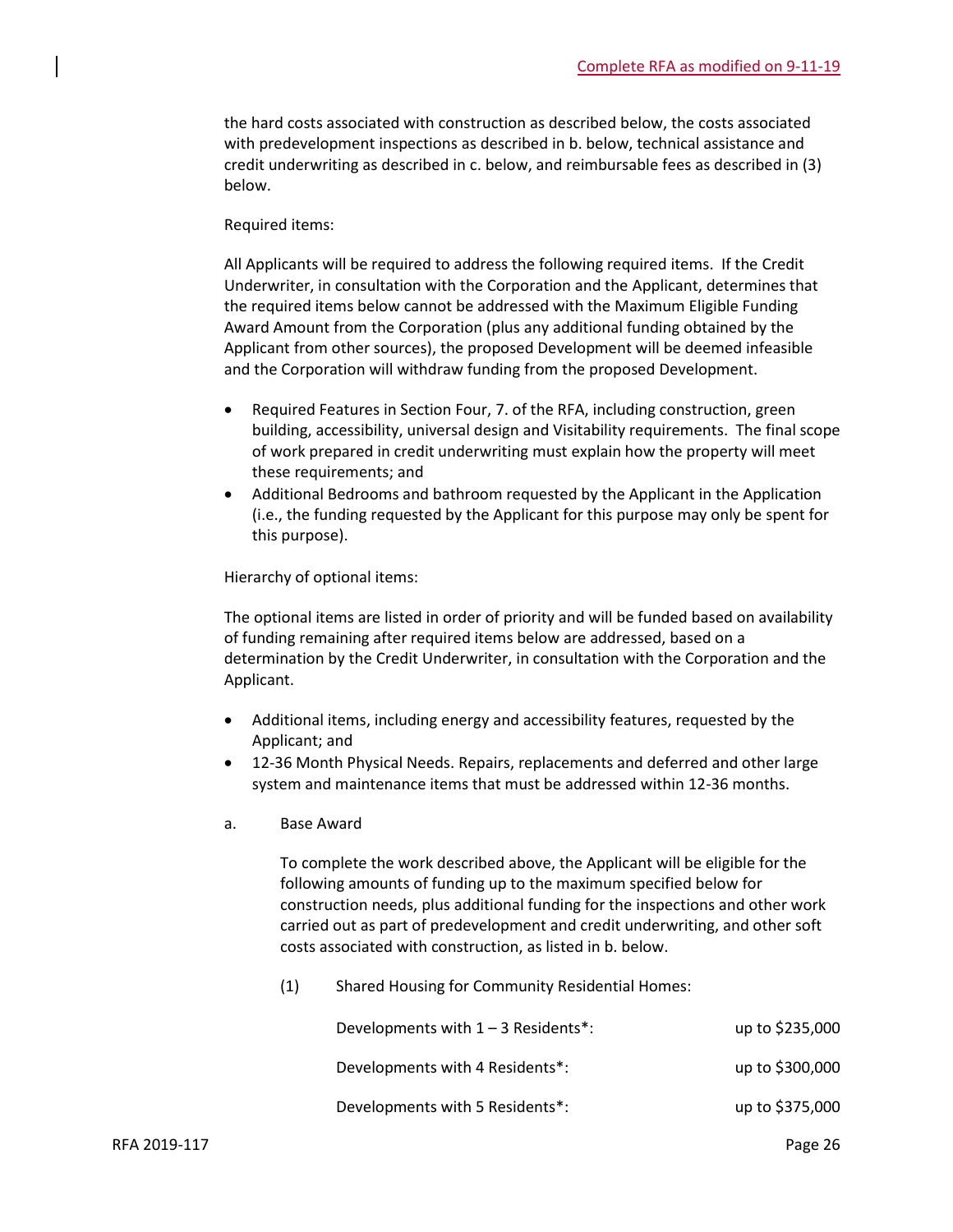the hard costs associated with construction as described below, the costs associated with predevelopment inspections as described in b. below, technical assistance and credit underwriting as described in c. below, and reimbursable fees as described in (3) below.

Required items:

All Applicants will be required to address the following required items. If the Credit Underwriter, in consultation with the Corporation and the Applicant, determines that the required items below cannot be addressed with the Maximum Eligible Funding Award Amount from the Corporation (plus any additional funding obtained by the Applicant from other sources), the proposed Development will be deemed infeasible and the Corporation will withdraw funding from the proposed Development.

- Required Features in Section Four, 7. of the RFA, including construction, green building, accessibility, universal design and Visitability requirements. The final scope of work prepared in credit underwriting must explain how the property will meet these requirements; and
- Additional Bedrooms and bathroom requested by the Applicant in the Application (i.e., the funding requested by the Applicant for this purpose may only be spent for this purpose).

Hierarchy of optional items:

The optional items are listed in order of priority and will be funded based on availability of funding remaining after required items below are addressed, based on a determination by the Credit Underwriter, in consultation with the Corporation and the Applicant.

- Additional items, including energy and accessibility features, requested by the Applicant; and
- 12-36 Month Physical Needs. Repairs, replacements and deferred and other large system and maintenance items that must be addressed within 12-36 months.

a. Base Award

To complete the work described above, the Applicant will be eligible for the following amounts of funding up to the maximum specified below for construction needs, plus additional funding for the inspections and other work carried out as part of predevelopment and credit underwriting, and other soft costs associated with construction, as listed in b. below.

(1) Shared Housing for Community Residential Homes:

| | |
|---|---|
| Developments with 1 – 3 Residents*: | up to $235,000 |
| Developments with 4 Residents*: | up to $300,000 |
| Developments with 5 Residents*: | up to $375,000 |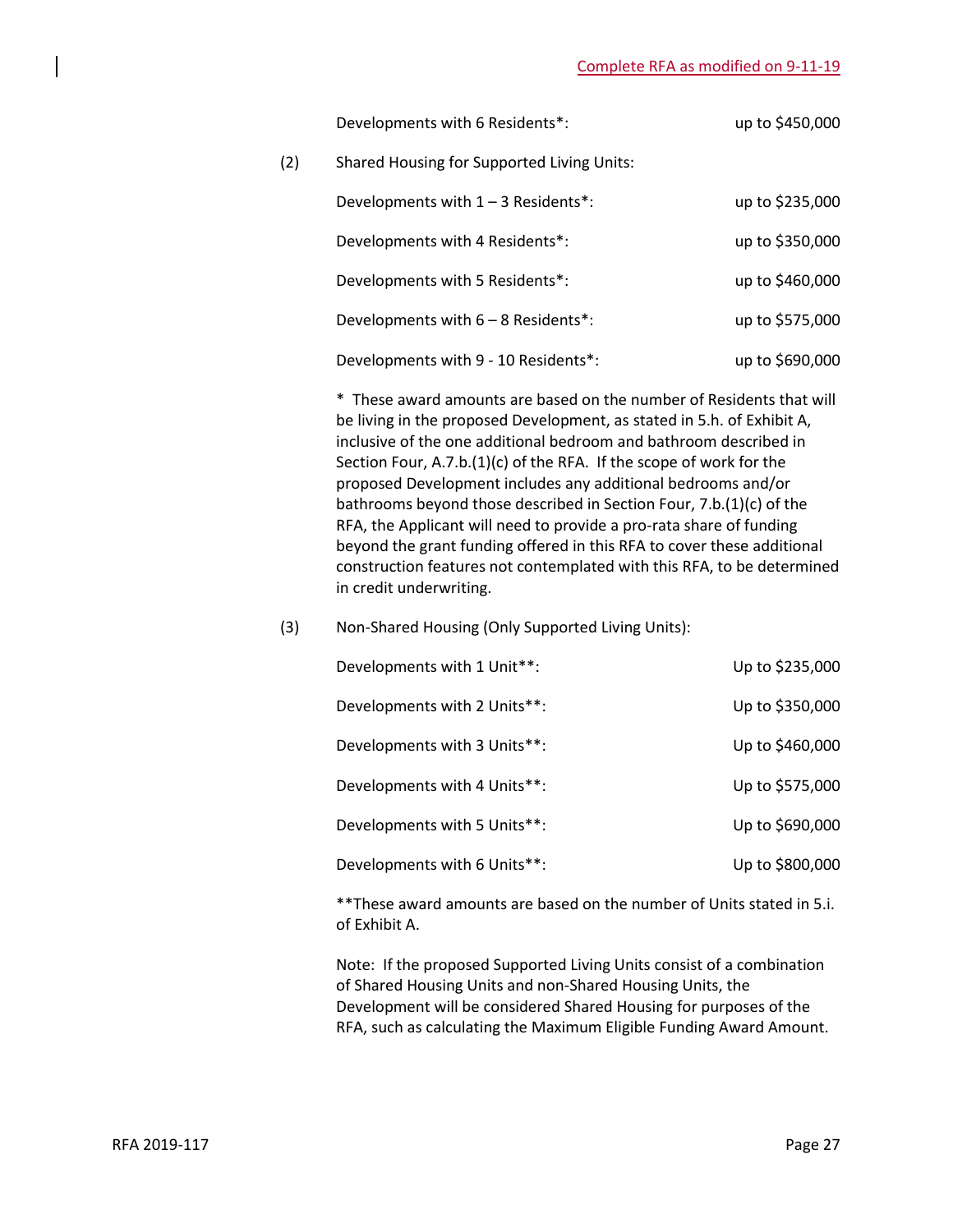Developments with 6 Residents*: up to $450,000

(2) Shared Housing for Supported Living Units:

| | |
|---|---|
| Developments with 1 – 3 Residents*: | up to $235,000 |
| Developments with 4 Residents*: | up to $350,000 |
| Developments with 5 Residents*: | up to $460,000 |
| Developments with 6 – 8 Residents*: | up to $575,000 |
| Developments with 9 - 10 Residents*: | up to $690,000 |

\* These award amounts are based on the number of Residents that will be living in the proposed Development, as stated in 5.h. of Exhibit A, inclusive of the one additional bedroom and bathroom described in Section Four, A.7.b.(1)(c) of the RFA. If the scope of work for the proposed Development includes any additional bedrooms and/or bathrooms beyond those described in Section Four, 7.b.(1)(c) of the RFA, the Applicant will need to provide a pro-rata share of funding beyond the grant funding offered in this RFA to cover these additional construction features not contemplated with this RFA, to be determined in credit underwriting.

(3) Non-Shared Housing (Only Supported Living Units):

| | |
|---|---|
| Developments with 1 Unit**: | Up to $235,000 |
| Developments with 2 Units**: | Up to $350,000 |
| Developments with 3 Units**: | Up to $460,000 |
| Developments with 4 Units**: | Up to $575,000 |
| Developments with 5 Units**: | Up to $690,000 |
| Developments with 6 Units**: | Up to $800,000 |

**These award amounts are based on the number of Units stated in 5.i. of Exhibit A.

Note: If the proposed Supported Living Units consist of a combination of Shared Housing Units and non-Shared Housing Units, the Development will be considered Shared Housing for purposes of the RFA, such as calculating the Maximum Eligible Funding Award Amount.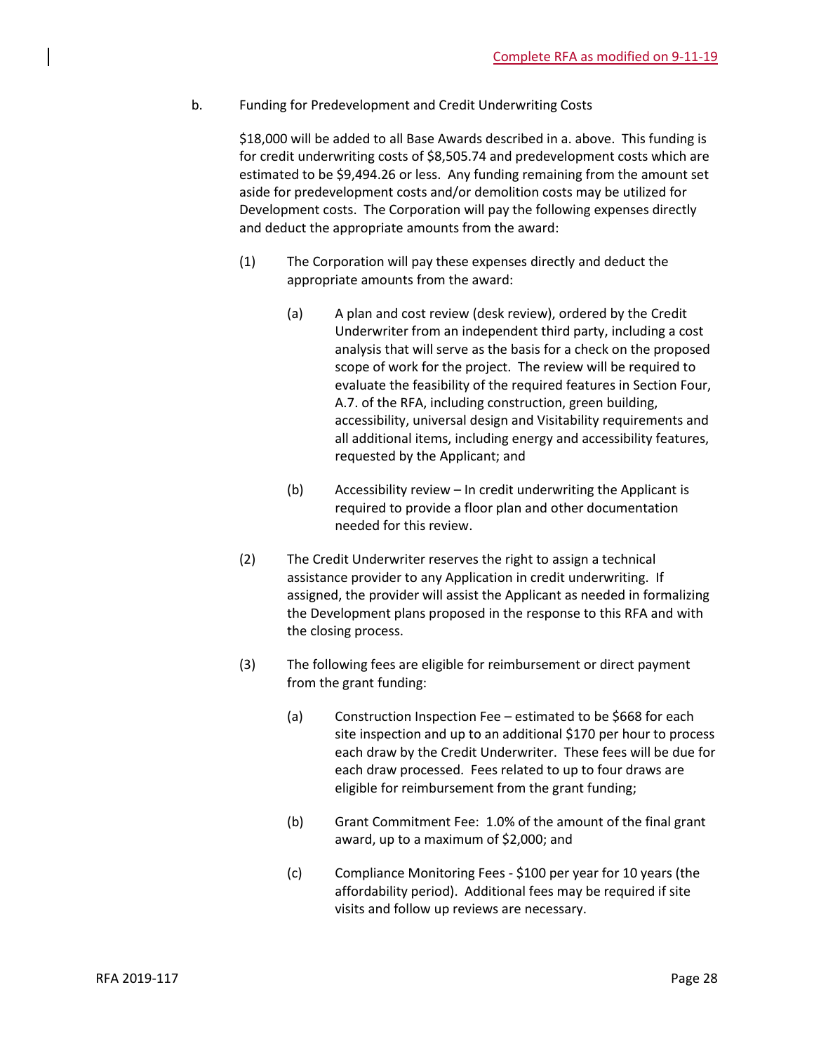b. Funding for Predevelopment and Credit Underwriting Costs

$18,000 will be added to all Base Awards described in a. above. This funding is for credit underwriting costs of $8,505.74 and predevelopment costs which are estimated to be $9,494.26 or less. Any funding remaining from the amount set aside for predevelopment costs and/or demolition costs may be utilized for Development costs. The Corporation will pay the following expenses directly and deduct the appropriate amounts from the award:

(1) The Corporation will pay these expenses directly and deduct the appropriate amounts from the award:

(a) A plan and cost review (desk review), ordered by the Credit Underwriter from an independent third party, including a cost analysis that will serve as the basis for a check on the proposed scope of work for the project. The review will be required to evaluate the feasibility of the required features in Section Four, A.7. of the RFA, including construction, green building, accessibility, universal design and Visitability requirements and all additional items, including energy and accessibility features, requested by the Applicant; and

(b) Accessibility review – In credit underwriting the Applicant is required to provide a floor plan and other documentation needed for this review.

(2) The Credit Underwriter reserves the right to assign a technical assistance provider to any Application in credit underwriting. If assigned, the provider will assist the Applicant as needed in formalizing the Development plans proposed in the response to this RFA and with the closing process.

(3) The following fees are eligible for reimbursement or direct payment from the grant funding:

(a) Construction Inspection Fee – estimated to be $668 for each site inspection and up to an additional $170 per hour to process each draw by the Credit Underwriter. These fees will be due for each draw processed. Fees related to up to four draws are eligible for reimbursement from the grant funding;

(b) Grant Commitment Fee: 1.0% of the amount of the final grant award, up to a maximum of $2,000; and

(c) Compliance Monitoring Fees - $100 per year for 10 years (the affordability period). Additional fees may be required if site visits and follow up reviews are necessary.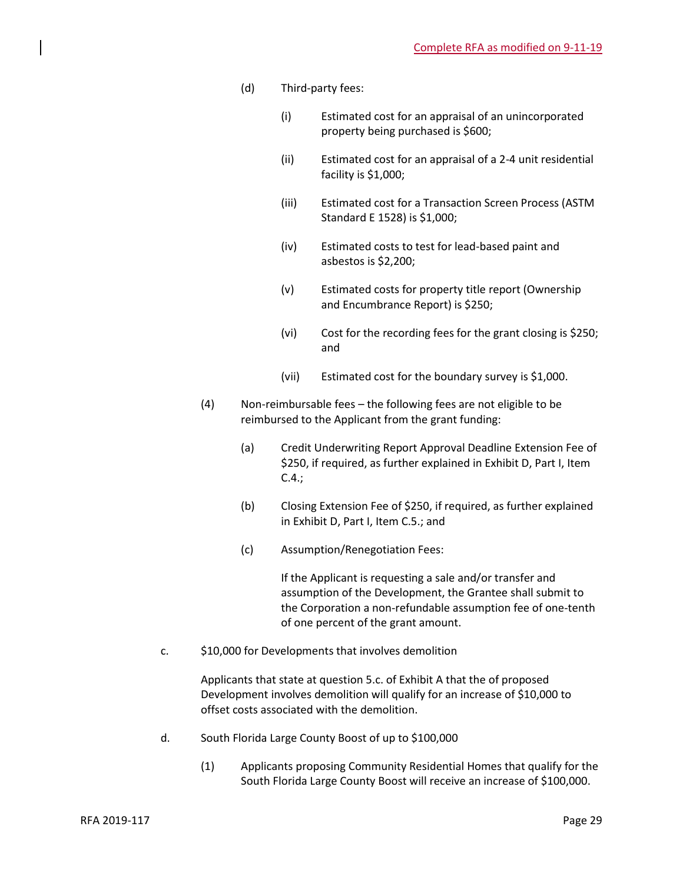(d) Third-party fees:

(i) Estimated cost for an appraisal of an unincorporated property being purchased is $600;

(ii) Estimated cost for an appraisal of a 2-4 unit residential facility is $1,000;

(iii) Estimated cost for a Transaction Screen Process (ASTM Standard E 1528) is $1,000;

(iv) Estimated costs to test for lead-based paint and asbestos is $2,200;

(v) Estimated costs for property title report (Ownership and Encumbrance Report) is $250;

(vi) Cost for the recording fees for the grant closing is $250; and

(vii) Estimated cost for the boundary survey is $1,000.

(4) Non-reimbursable fees – the following fees are not eligible to be reimbursed to the Applicant from the grant funding:

(a) Credit Underwriting Report Approval Deadline Extension Fee of $250, if required, as further explained in Exhibit D, Part I, Item C.4.;

(b) Closing Extension Fee of $250, if required, as further explained in Exhibit D, Part I, Item C.5.; and

(c) Assumption/Renegotiation Fees:

If the Applicant is requesting a sale and/or transfer and assumption of the Development, the Grantee shall submit to the Corporation a non-refundable assumption fee of one-tenth of one percent of the grant amount.

c. $10,000 for Developments that involves demolition

Applicants that state at question 5.c. of Exhibit A that the of proposed Development involves demolition will qualify for an increase of $10,000 to offset costs associated with the demolition.

d. South Florida Large County Boost of up to $100,000

(1) Applicants proposing Community Residential Homes that qualify for the South Florida Large County Boost will receive an increase of $100,000.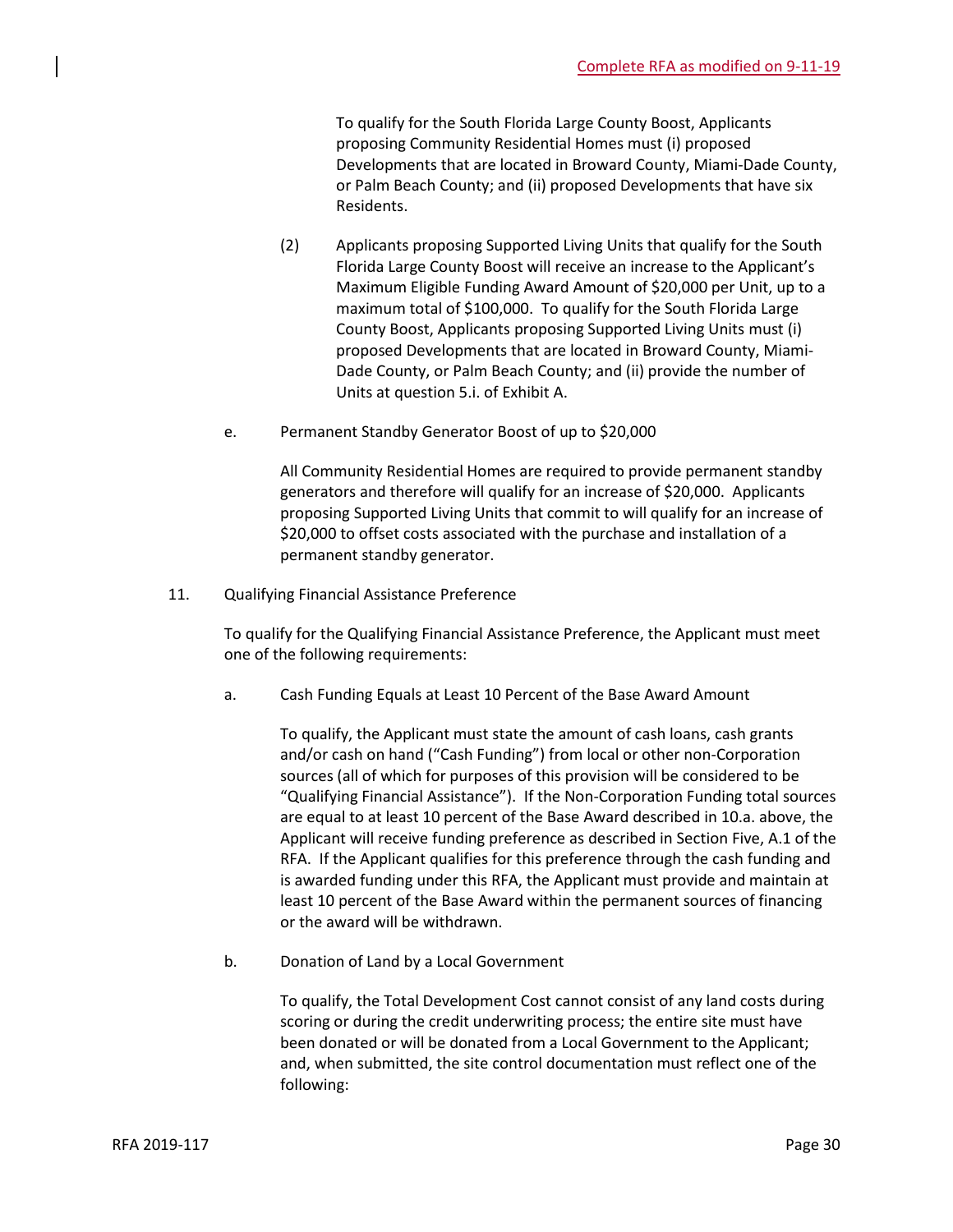To qualify for the South Florida Large County Boost, Applicants proposing Community Residential Homes must (i) proposed Developments that are located in Broward County, Miami-Dade County, or Palm Beach County; and (ii) proposed Developments that have six Residents.

(2) Applicants proposing Supported Living Units that qualify for the South Florida Large County Boost will receive an increase to the Applicant's Maximum Eligible Funding Award Amount of $20,000 per Unit, up to a maximum total of $100,000. To qualify for the South Florida Large County Boost, Applicants proposing Supported Living Units must (i) proposed Developments that are located in Broward County, Miami-Dade County, or Palm Beach County; and (ii) provide the number of Units at question 5.i. of Exhibit A.

e. Permanent Standby Generator Boost of up to $20,000

All Community Residential Homes are required to provide permanent standby generators and therefore will qualify for an increase of $20,000. Applicants proposing Supported Living Units that commit to will qualify for an increase of $20,000 to offset costs associated with the purchase and installation of a permanent standby generator.

11. Qualifying Financial Assistance Preference

To qualify for the Qualifying Financial Assistance Preference, the Applicant must meet one of the following requirements:

a. Cash Funding Equals at Least 10 Percent of the Base Award Amount

To qualify, the Applicant must state the amount of cash loans, cash grants and/or cash on hand ("Cash Funding") from local or other non-Corporation sources (all of which for purposes of this provision will be considered to be "Qualifying Financial Assistance"). If the Non-Corporation Funding total sources are equal to at least 10 percent of the Base Award described in 10.a. above, the Applicant will receive funding preference as described in Section Five, A.1 of the RFA. If the Applicant qualifies for this preference through the cash funding and is awarded funding under this RFA, the Applicant must provide and maintain at least 10 percent of the Base Award within the permanent sources of financing or the award will be withdrawn.

b. Donation of Land by a Local Government

To qualify, the Total Development Cost cannot consist of any land costs during scoring or during the credit underwriting process; the entire site must have been donated or will be donated from a Local Government to the Applicant; and, when submitted, the site control documentation must reflect one of the following: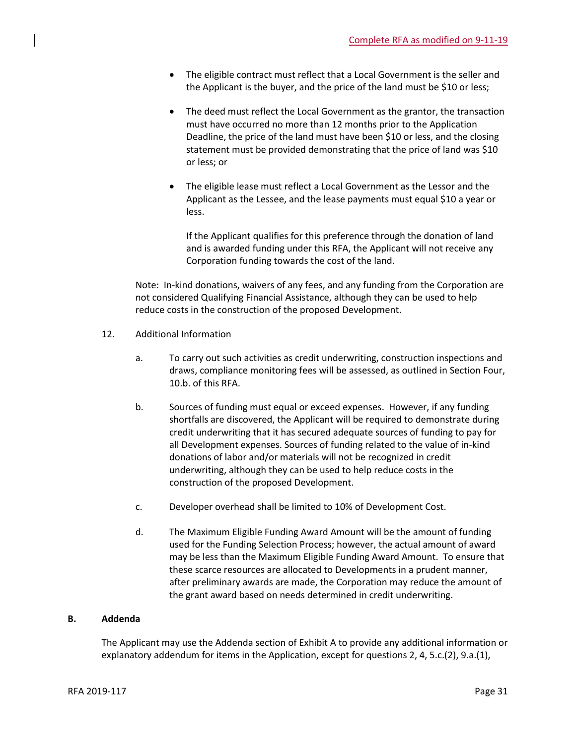- The eligible contract must reflect that a Local Government is the seller and the Applicant is the buyer, and the price of the land must be $10 or less;
- The deed must reflect the Local Government as the grantor, the transaction must have occurred no more than 12 months prior to the Application Deadline, the price of the land must have been $10 or less, and the closing statement must be provided demonstrating that the price of land was $10 or less; or
- The eligible lease must reflect a Local Government as the Lessor and the Applicant as the Lessee, and the lease payments must equal $10 a year or less.

  If the Applicant qualifies for this preference through the donation of land and is awarded funding under this RFA, the Applicant will not receive any Corporation funding towards the cost of the land.

Note: In-kind donations, waivers of any fees, and any funding from the Corporation are not considered Qualifying Financial Assistance, although they can be used to help reduce costs in the construction of the proposed Development.

12. Additional Information

a. To carry out such activities as credit underwriting, construction inspections and draws, compliance monitoring fees will be assessed, as outlined in Section Four, 10.b. of this RFA.

b. Sources of funding must equal or exceed expenses. However, if any funding shortfalls are discovered, the Applicant will be required to demonstrate during credit underwriting that it has secured adequate sources of funding to pay for all Development expenses. Sources of funding related to the value of in-kind donations of labor and/or materials will not be recognized in credit underwriting, although they can be used to help reduce costs in the construction of the proposed Development.

c. Developer overhead shall be limited to 10% of Development Cost.

d. The Maximum Eligible Funding Award Amount will be the amount of funding used for the Funding Selection Process; however, the actual amount of award may be less than the Maximum Eligible Funding Award Amount. To ensure that these scarce resources are allocated to Developments in a prudent manner, after preliminary awards are made, the Corporation may reduce the amount of the grant award based on needs determined in credit underwriting.

**B. Addenda**

The Applicant may use the Addenda section of Exhibit A to provide any additional information or explanatory addendum for items in the Application, except for questions 2, 4, 5.c.(2), 9.a.(1),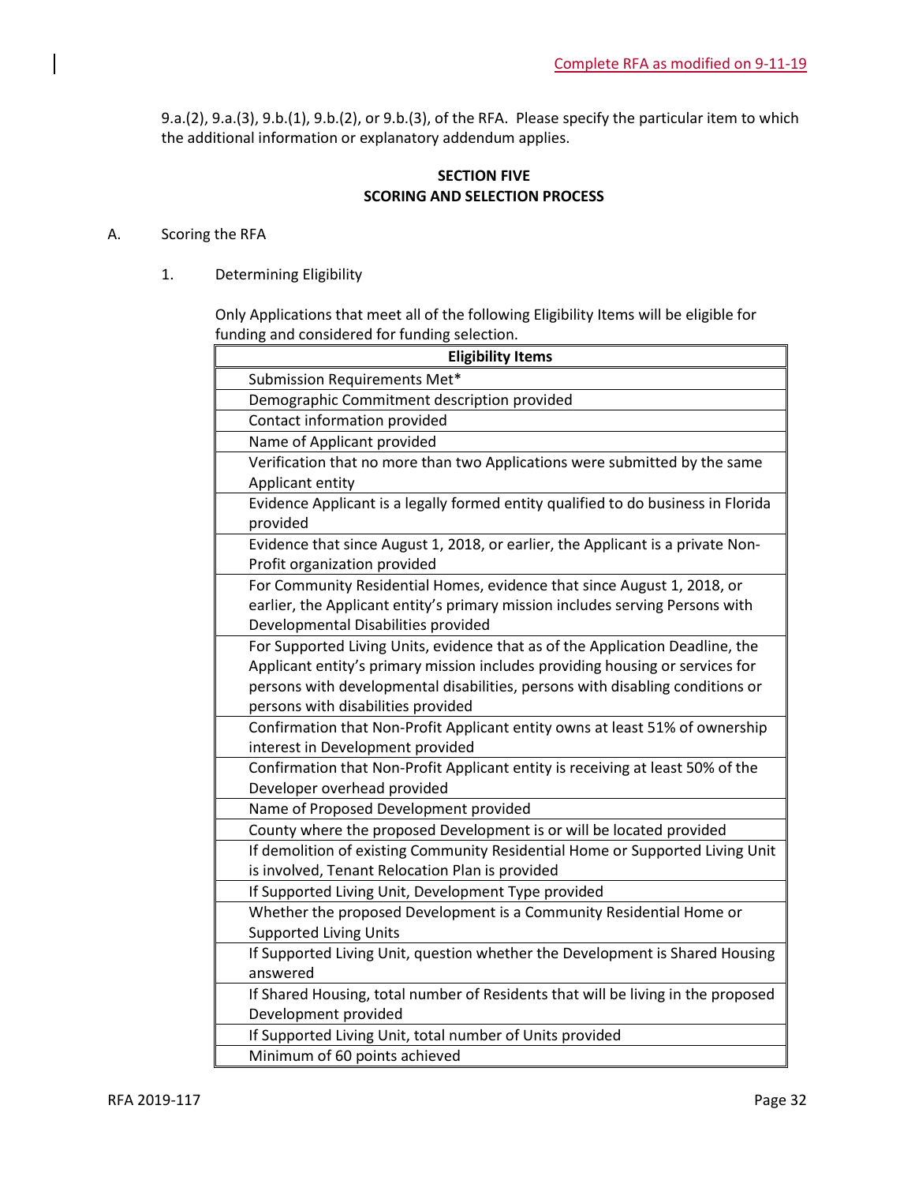9.a.(2), 9.a.(3), 9.b.(1), 9.b.(2), or 9.b.(3), of the RFA. Please specify the particular item to which the additional information or explanatory addendum applies.

## SECTION FIVE
## SCORING AND SELECTION PROCESS

A. Scoring the RFA

1. Determining Eligibility

Only Applications that meet all of the following Eligibility Items will be eligible for funding and considered for funding selection.

| Eligibility Items |
|---|
| Submission Requirements Met* |
| Demographic Commitment description provided |
| Contact information provided |
| Name of Applicant provided |
| Verification that no more than two Applications were submitted by the same Applicant entity |
| Evidence Applicant is a legally formed entity qualified to do business in Florida provided |
| Evidence that since August 1, 2018, or earlier, the Applicant is a private Non-Profit organization provided |
| For Community Residential Homes, evidence that since August 1, 2018, or earlier, the Applicant entity's primary mission includes serving Persons with Developmental Disabilities provided |
| For Supported Living Units, evidence that as of the Application Deadline, the Applicant entity's primary mission includes providing housing or services for persons with developmental disabilities, persons with disabling conditions or persons with disabilities provided |
| Confirmation that Non-Profit Applicant entity owns at least 51% of ownership interest in Development provided |
| Confirmation that Non-Profit Applicant entity is receiving at least 50% of the Developer overhead provided |
| Name of Proposed Development provided |
| County where the proposed Development is or will be located provided |
| If demolition of existing Community Residential Home or Supported Living Unit is involved, Tenant Relocation Plan is provided |
| If Supported Living Unit, Development Type provided |
| Whether the proposed Development is a Community Residential Home or Supported Living Units |
| If Supported Living Unit, question whether the Development is Shared Housing answered |
| If Shared Housing, total number of Residents that will be living in the proposed Development provided |
| If Supported Living Unit, total number of Units provided |
| Minimum of 60 points achieved |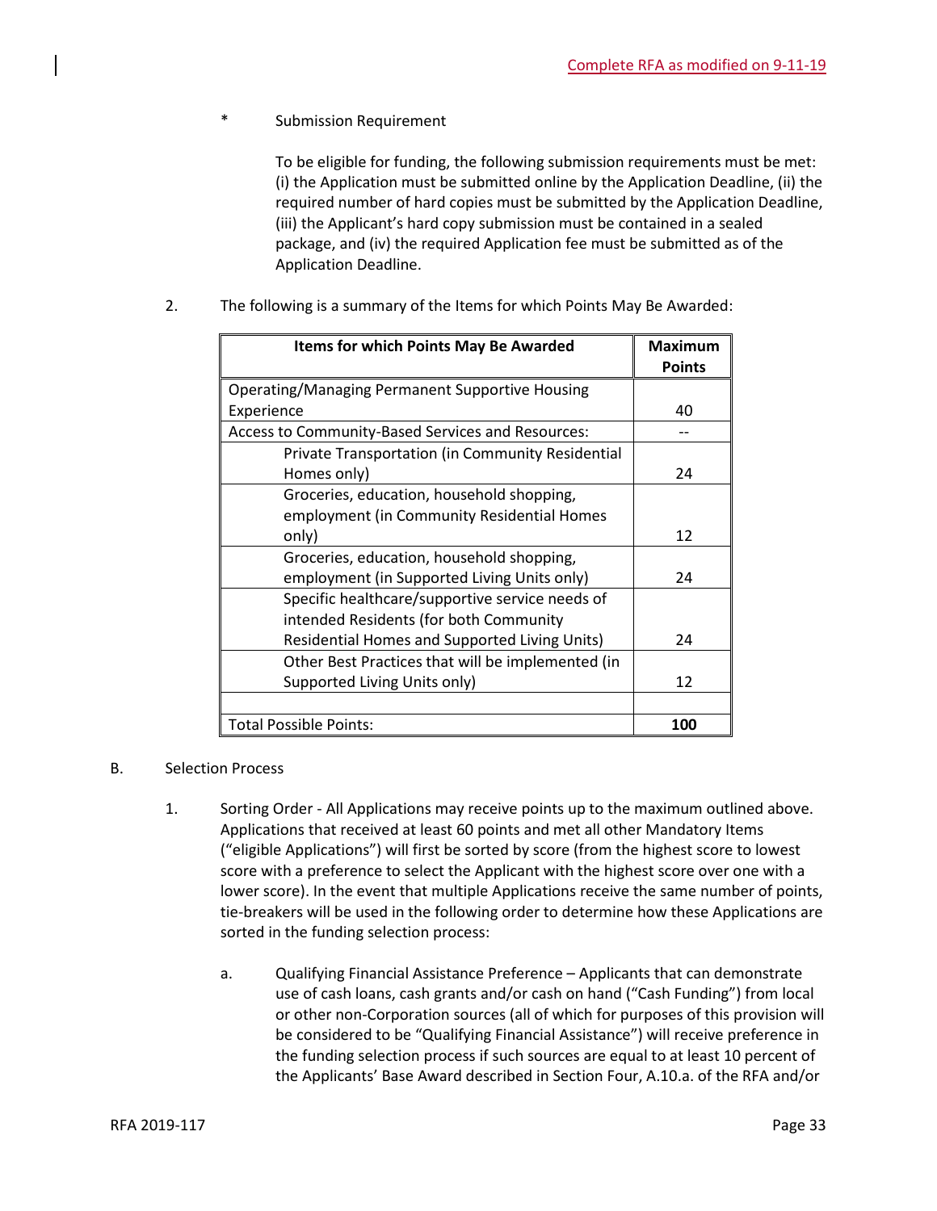Complete RFA as modified on 9-11-19

\* Submission Requirement

To be eligible for funding, the following submission requirements must be met: (i) the Application must be submitted online by the Application Deadline, (ii) the required number of hard copies must be submitted by the Application Deadline, (iii) the Applicant's hard copy submission must be contained in a sealed package, and (iv) the required Application fee must be submitted as of the Application Deadline.

2. The following is a summary of the Items for which Points May Be Awarded:

| Items for which Points May Be Awarded | Maximum Points |
|---|---|
| Operating/Managing Permanent Supportive Housing Experience | 40 |
| Access to Community-Based Services and Resources: | -- |
| Private Transportation (in Community Residential Homes only) | 24 |
| Groceries, education, household shopping, employment (in Community Residential Homes only) | 12 |
| Groceries, education, household shopping, employment (in Supported Living Units only) | 24 |
| Specific healthcare/supportive service needs of intended Residents (for both Community Residential Homes and Supported Living Units) | 24 |
| Other Best Practices that will be implemented (in Supported Living Units only) | 12 |
| | |
| Total Possible Points: | **100** |

B. Selection Process

1. Sorting Order - All Applications may receive points up to the maximum outlined above. Applications that received at least 60 points and met all other Mandatory Items ("eligible Applications") will first be sorted by score (from the highest score to lowest score with a preference to select the Applicant with the highest score over one with a lower score). In the event that multiple Applications receive the same number of points, tie-breakers will be used in the following order to determine how these Applications are sorted in the funding selection process:

   a. Qualifying Financial Assistance Preference – Applicants that can demonstrate use of cash loans, cash grants and/or cash on hand ("Cash Funding") from local or other non-Corporation sources (all of which for purposes of this provision will be considered to be "Qualifying Financial Assistance") will receive preference in the funding selection process if such sources are equal to at least 10 percent of the Applicants' Base Award described in Section Four, A.10.a. of the RFA and/or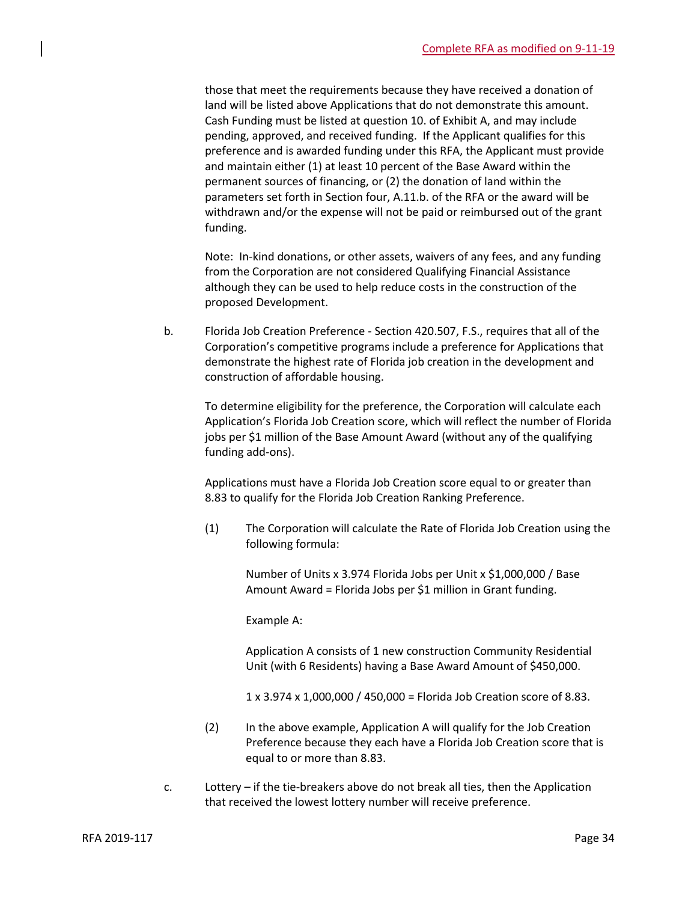those that meet the requirements because they have received a donation of land will be listed above Applications that do not demonstrate this amount. Cash Funding must be listed at question 10. of Exhibit A, and may include pending, approved, and received funding. If the Applicant qualifies for this preference and is awarded funding under this RFA, the Applicant must provide and maintain either (1) at least 10 percent of the Base Award within the permanent sources of financing, or (2) the donation of land within the parameters set forth in Section four, A.11.b. of the RFA or the award will be withdrawn and/or the expense will not be paid or reimbursed out of the grant funding.

Note: In-kind donations, or other assets, waivers of any fees, and any funding from the Corporation are not considered Qualifying Financial Assistance although they can be used to help reduce costs in the construction of the proposed Development.

b. Florida Job Creation Preference - Section 420.507, F.S., requires that all of the Corporation's competitive programs include a preference for Applications that demonstrate the highest rate of Florida job creation in the development and construction of affordable housing.

To determine eligibility for the preference, the Corporation will calculate each Application's Florida Job Creation score, which will reflect the number of Florida jobs per $1 million of the Base Amount Award (without any of the qualifying funding add-ons).

Applications must have a Florida Job Creation score equal to or greater than 8.83 to qualify for the Florida Job Creation Ranking Preference.

(1) The Corporation will calculate the Rate of Florida Job Creation using the following formula:

Number of Units x 3.974 Florida Jobs per Unit x $1,000,000 / Base Amount Award = Florida Jobs per $1 million in Grant funding.

Example A:

Application A consists of 1 new construction Community Residential Unit (with 6 Residents) having a Base Award Amount of $450,000.

1 x 3.974 x 1,000,000 / 450,000 = Florida Job Creation score of 8.83.

(2) In the above example, Application A will qualify for the Job Creation Preference because they each have a Florida Job Creation score that is equal to or more than 8.83.

c. Lottery – if the tie-breakers above do not break all ties, then the Application that received the lowest lottery number will receive preference.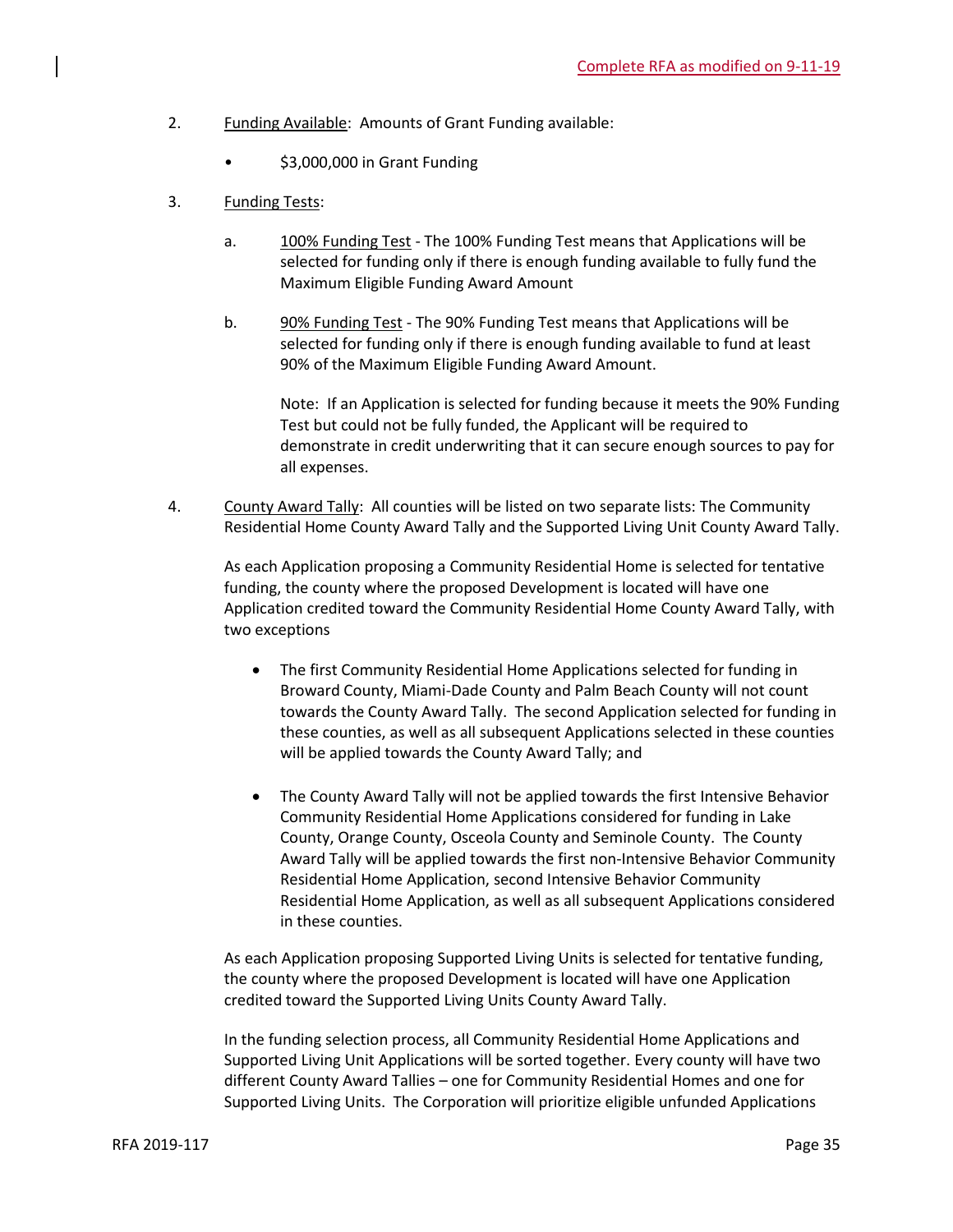2. Funding Available: Amounts of Grant Funding available:

   - $3,000,000 in Grant Funding

3. Funding Tests:

   a. 100% Funding Test - The 100% Funding Test means that Applications will be selected for funding only if there is enough funding available to fully fund the Maximum Eligible Funding Award Amount

   b. 90% Funding Test - The 90% Funding Test means that Applications will be selected for funding only if there is enough funding available to fund at least 90% of the Maximum Eligible Funding Award Amount.

      Note: If an Application is selected for funding because it meets the 90% Funding Test but could not be fully funded, the Applicant will be required to demonstrate in credit underwriting that it can secure enough sources to pay for all expenses.

4. County Award Tally: All counties will be listed on two separate lists: The Community Residential Home County Award Tally and the Supported Living Unit County Award Tally.

   As each Application proposing a Community Residential Home is selected for tentative funding, the county where the proposed Development is located will have one Application credited toward the Community Residential Home County Award Tally, with two exceptions

   - The first Community Residential Home Applications selected for funding in Broward County, Miami-Dade County and Palm Beach County will not count towards the County Award Tally. The second Application selected for funding in these counties, as well as all subsequent Applications selected in these counties will be applied towards the County Award Tally; and

   - The County Award Tally will not be applied towards the first Intensive Behavior Community Residential Home Applications considered for funding in Lake County, Orange County, Osceola County and Seminole County. The County Award Tally will be applied towards the first non-Intensive Behavior Community Residential Home Application, second Intensive Behavior Community Residential Home Application, as well as all subsequent Applications considered in these counties.

   As each Application proposing Supported Living Units is selected for tentative funding, the county where the proposed Development is located will have one Application credited toward the Supported Living Units County Award Tally.

   In the funding selection process, all Community Residential Home Applications and Supported Living Unit Applications will be sorted together. Every county will have two different County Award Tallies – one for Community Residential Homes and one for Supported Living Units. The Corporation will prioritize eligible unfunded Applications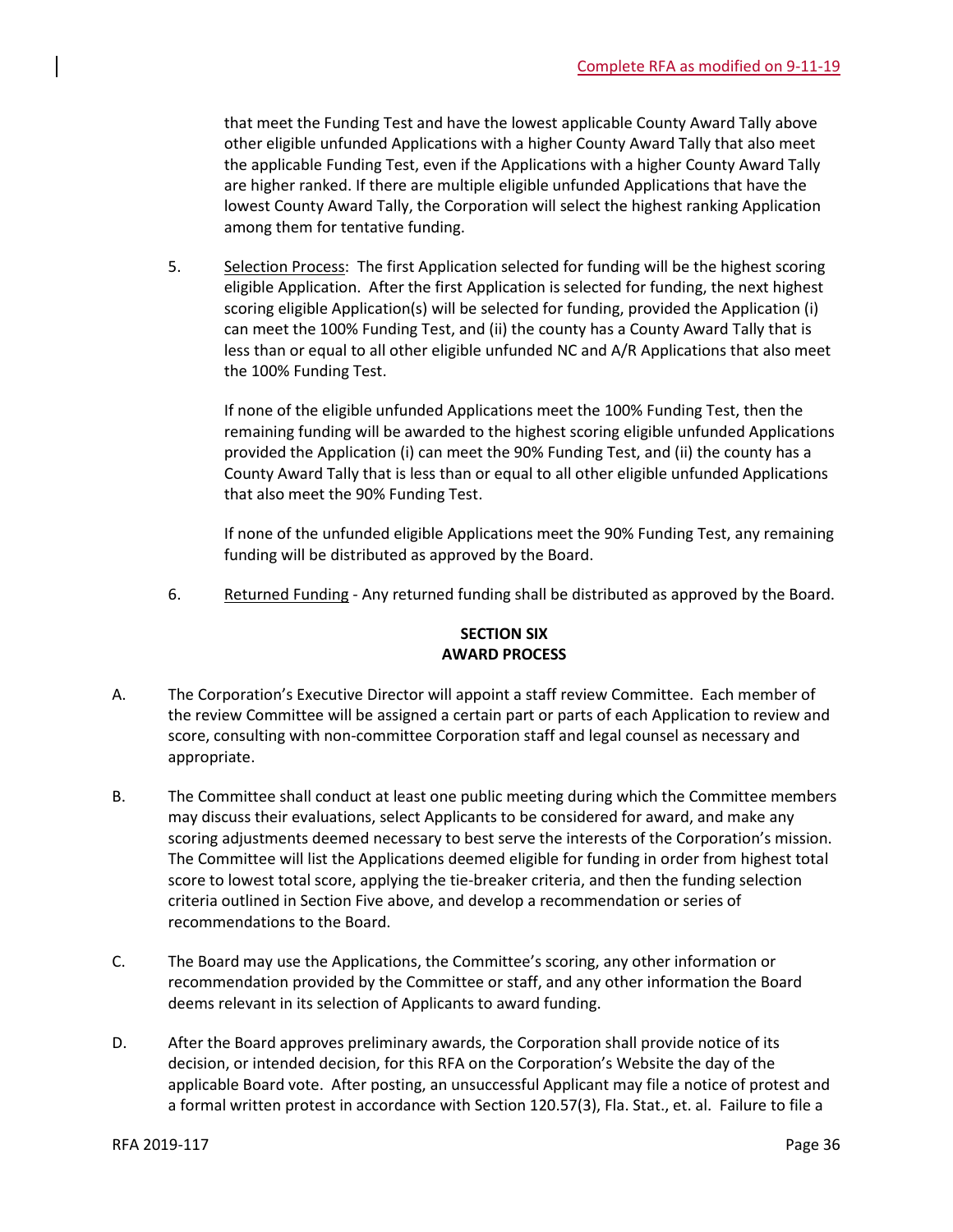that meet the Funding Test and have the lowest applicable County Award Tally above other eligible unfunded Applications with a higher County Award Tally that also meet the applicable Funding Test, even if the Applications with a higher County Award Tally are higher ranked. If there are multiple eligible unfunded Applications that have the lowest County Award Tally, the Corporation will select the highest ranking Application among them for tentative funding.

5. Selection Process: The first Application selected for funding will be the highest scoring eligible Application. After the first Application is selected for funding, the next highest scoring eligible Application(s) will be selected for funding, provided the Application (i) can meet the 100% Funding Test, and (ii) the county has a County Award Tally that is less than or equal to all other eligible unfunded NC and A/R Applications that also meet the 100% Funding Test.

   If none of the eligible unfunded Applications meet the 100% Funding Test, then the remaining funding will be awarded to the highest scoring eligible unfunded Applications provided the Application (i) can meet the 90% Funding Test, and (ii) the county has a County Award Tally that is less than or equal to all other eligible unfunded Applications that also meet the 90% Funding Test.

   If none of the unfunded eligible Applications meet the 90% Funding Test, any remaining funding will be distributed as approved by the Board.

6. Returned Funding - Any returned funding shall be distributed as approved by the Board.

## SECTION SIX
## AWARD PROCESS

A. The Corporation's Executive Director will appoint a staff review Committee. Each member of the review Committee will be assigned a certain part or parts of each Application to review and score, consulting with non-committee Corporation staff and legal counsel as necessary and appropriate.

B. The Committee shall conduct at least one public meeting during which the Committee members may discuss their evaluations, select Applicants to be considered for award, and make any scoring adjustments deemed necessary to best serve the interests of the Corporation's mission. The Committee will list the Applications deemed eligible for funding in order from highest total score to lowest total score, applying the tie-breaker criteria, and then the funding selection criteria outlined in Section Five above, and develop a recommendation or series of recommendations to the Board.

C. The Board may use the Applications, the Committee's scoring, any other information or recommendation provided by the Committee or staff, and any other information the Board deems relevant in its selection of Applicants to award funding.

D. After the Board approves preliminary awards, the Corporation shall provide notice of its decision, or intended decision, for this RFA on the Corporation's Website the day of the applicable Board vote. After posting, an unsuccessful Applicant may file a notice of protest and a formal written protest in accordance with Section 120.57(3), Fla. Stat., et. al. Failure to file a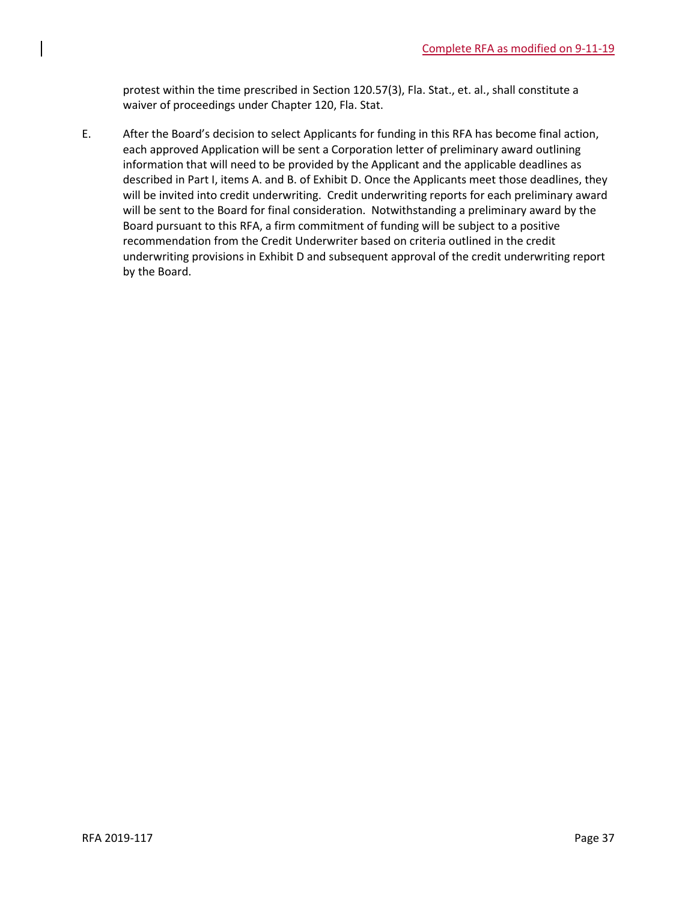protest within the time prescribed in Section 120.57(3), Fla. Stat., et. al., shall constitute a waiver of proceedings under Chapter 120, Fla. Stat.

E. After the Board's decision to select Applicants for funding in this RFA has become final action, each approved Application will be sent a Corporation letter of preliminary award outlining information that will need to be provided by the Applicant and the applicable deadlines as described in Part I, items A. and B. of Exhibit D. Once the Applicants meet those deadlines, they will be invited into credit underwriting. Credit underwriting reports for each preliminary award will be sent to the Board for final consideration. Notwithstanding a preliminary award by the Board pursuant to this RFA, a firm commitment of funding will be subject to a positive recommendation from the Credit Underwriter based on criteria outlined in the credit underwriting provisions in Exhibit D and subsequent approval of the credit underwriting report by the Board.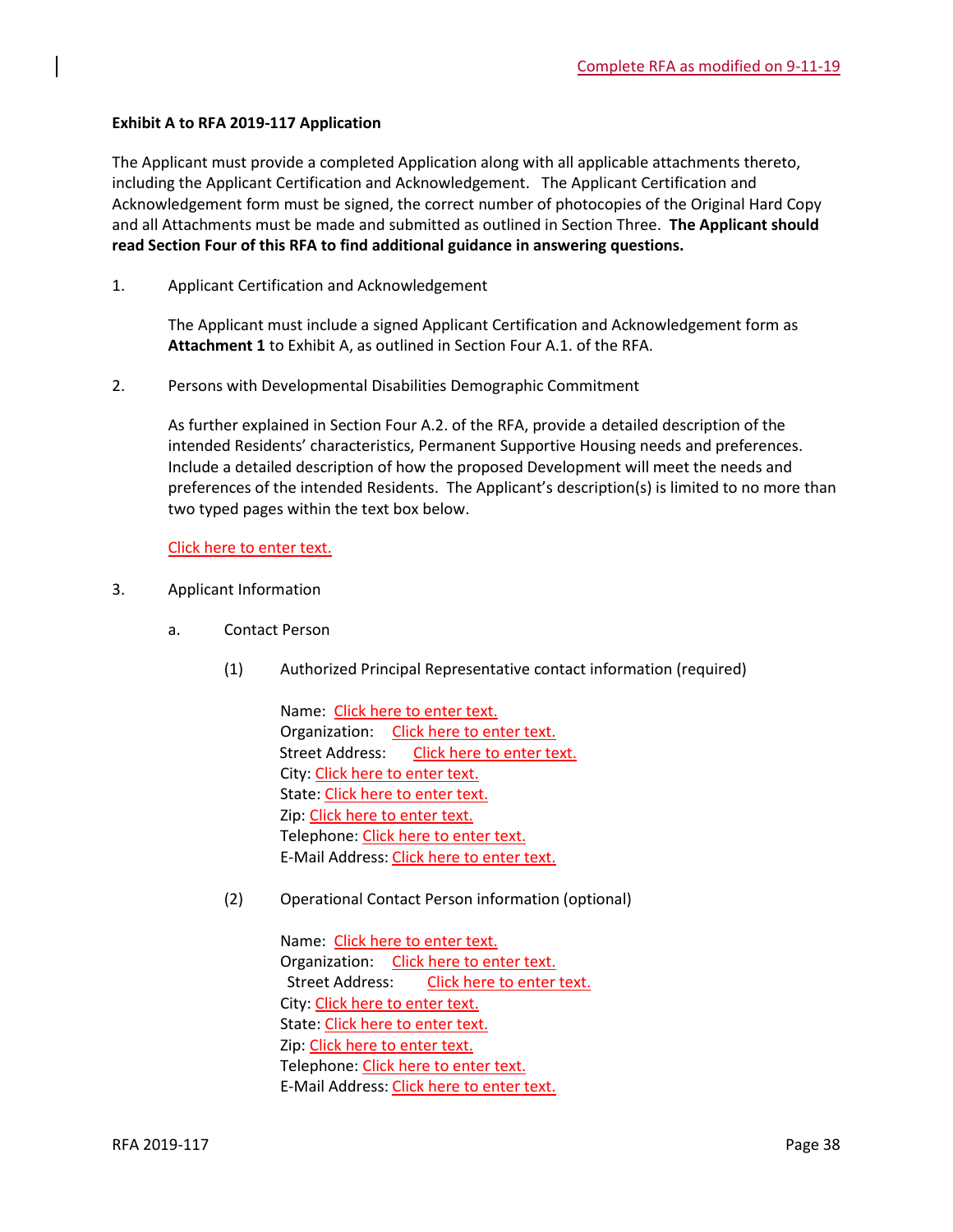Complete RFA as modified on 9-11-19

**Exhibit A to RFA 2019-117 Application**

The Applicant must provide a completed Application along with all applicable attachments thereto, including the Applicant Certification and Acknowledgement. The Applicant Certification and Acknowledgement form must be signed, the correct number of photocopies of the Original Hard Copy and all Attachments must be made and submitted as outlined in Section Three. **The Applicant should read Section Four of this RFA to find additional guidance in answering questions.**

1. Applicant Certification and Acknowledgement

   The Applicant must include a signed Applicant Certification and Acknowledgement form as **Attachment 1** to Exhibit A, as outlined in Section Four A.1. of the RFA.

2. Persons with Developmental Disabilities Demographic Commitment

   As further explained in Section Four A.2. of the RFA, provide a detailed description of the intended Residents' characteristics, Permanent Supportive Housing needs and preferences. Include a detailed description of how the proposed Development will meet the needs and preferences of the intended Residents. The Applicant's description(s) is limited to no more than two typed pages within the text box below.

   Click here to enter text.

3. Applicant Information

   a. Contact Person

      (1) Authorized Principal Representative contact information (required)

         Name: Click here to enter text.
         Organization: Click here to enter text.
         Street Address: Click here to enter text.
         City: Click here to enter text.
         State: Click here to enter text.
         Zip: Click here to enter text.
         Telephone: Click here to enter text.
         E-Mail Address: Click here to enter text.

      (2) Operational Contact Person information (optional)

         Name: Click here to enter text.
         Organization: Click here to enter text.
         Street Address: Click here to enter text.
         City: Click here to enter text.
         State: Click here to enter text.
         Zip: Click here to enter text.
         Telephone: Click here to enter text.
         E-Mail Address: Click here to enter text.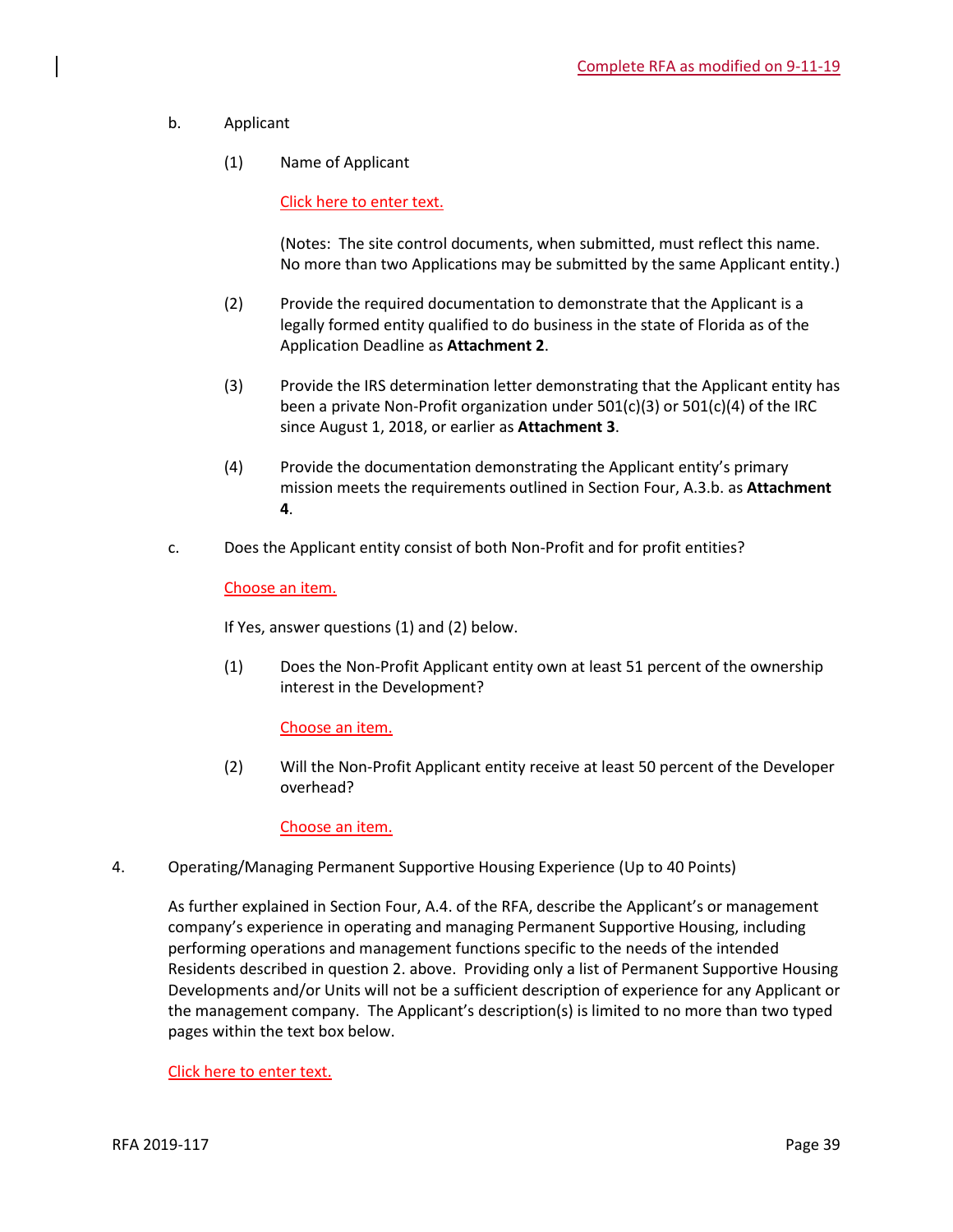Complete RFA as modified on 9-11-19

b. Applicant

(1) Name of Applicant

Click here to enter text.

(Notes: The site control documents, when submitted, must reflect this name. No more than two Applications may be submitted by the same Applicant entity.)

(2) Provide the required documentation to demonstrate that the Applicant is a legally formed entity qualified to do business in the state of Florida as of the Application Deadline as **Attachment 2**.

(3) Provide the IRS determination letter demonstrating that the Applicant entity has been a private Non-Profit organization under 501(c)(3) or 501(c)(4) of the IRC since August 1, 2018, or earlier as **Attachment 3**.

(4) Provide the documentation demonstrating the Applicant entity's primary mission meets the requirements outlined in Section Four, A.3.b. as **Attachment 4**.

c. Does the Applicant entity consist of both Non-Profit and for profit entities?

Choose an item.

If Yes, answer questions (1) and (2) below.

(1) Does the Non-Profit Applicant entity own at least 51 percent of the ownership interest in the Development?

Choose an item.

(2) Will the Non-Profit Applicant entity receive at least 50 percent of the Developer overhead?

Choose an item.

4. Operating/Managing Permanent Supportive Housing Experience (Up to 40 Points)

As further explained in Section Four, A.4. of the RFA, describe the Applicant's or management company's experience in operating and managing Permanent Supportive Housing, including performing operations and management functions specific to the needs of the intended Residents described in question 2. above. Providing only a list of Permanent Supportive Housing Developments and/or Units will not be a sufficient description of experience for any Applicant or the management company. The Applicant's description(s) is limited to no more than two typed pages within the text box below.

Click here to enter text.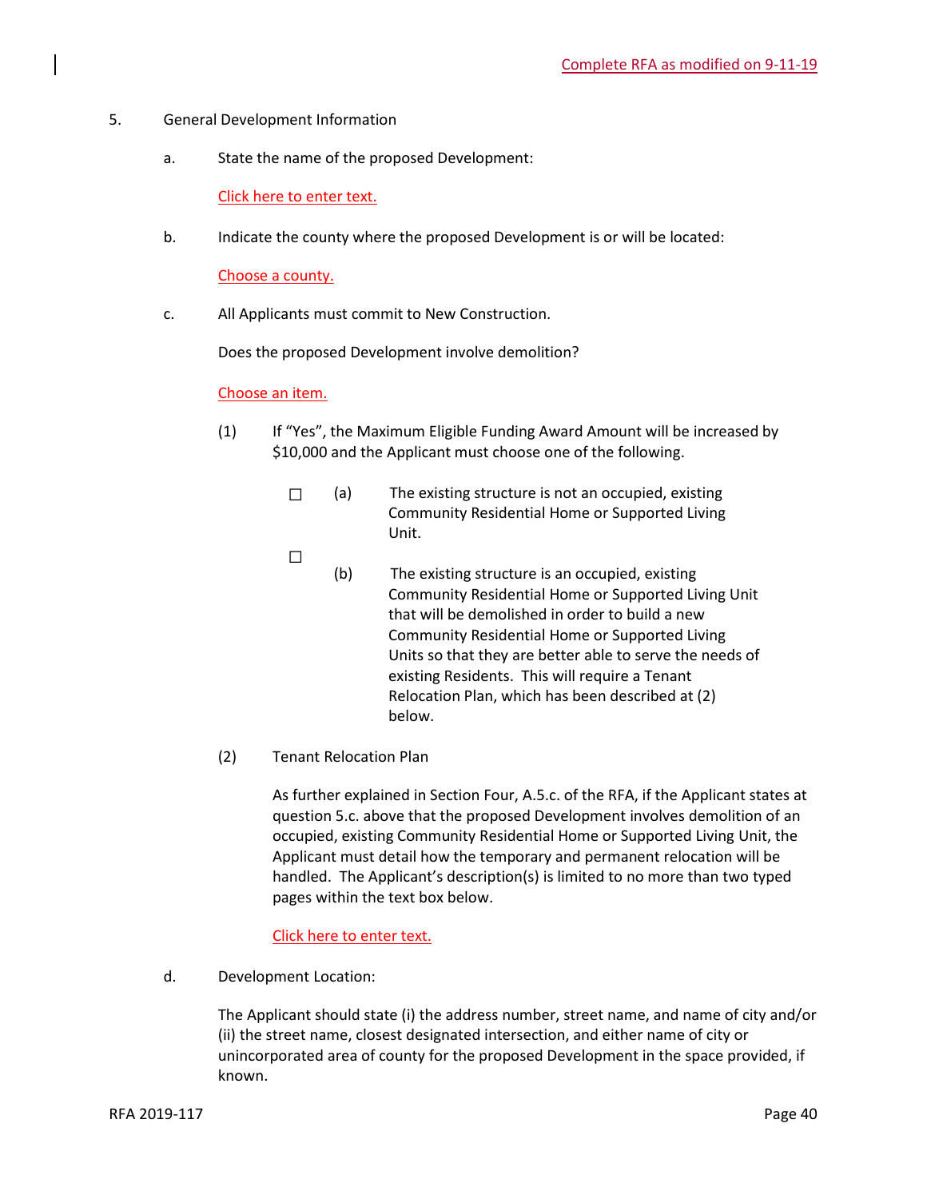Complete RFA as modified on 9-11-19

5. General Development Information

a. State the name of the proposed Development:

Click here to enter text.

b. Indicate the county where the proposed Development is or will be located:

Choose a county.

c. All Applicants must commit to New Construction.

Does the proposed Development involve demolition?

Choose an item.

(1) If "Yes", the Maximum Eligible Funding Award Amount will be increased by $10,000 and the Applicant must choose one of the following.

☐ (a) The existing structure is not an occupied, existing Community Residential Home or Supported Living Unit.

☐ (b) The existing structure is an occupied, existing Community Residential Home or Supported Living Unit that will be demolished in order to build a new Community Residential Home or Supported Living Units so that they are better able to serve the needs of existing Residents. This will require a Tenant Relocation Plan, which has been described at (2) below.

(2) Tenant Relocation Plan

As further explained in Section Four, A.5.c. of the RFA, if the Applicant states at question 5.c. above that the proposed Development involves demolition of an occupied, existing Community Residential Home or Supported Living Unit, the Applicant must detail how the temporary and permanent relocation will be handled. The Applicant's description(s) is limited to no more than two typed pages within the text box below.

Click here to enter text.

d. Development Location:

The Applicant should state (i) the address number, street name, and name of city and/or (ii) the street name, closest designated intersection, and either name of city or unincorporated area of county for the proposed Development in the space provided, if known.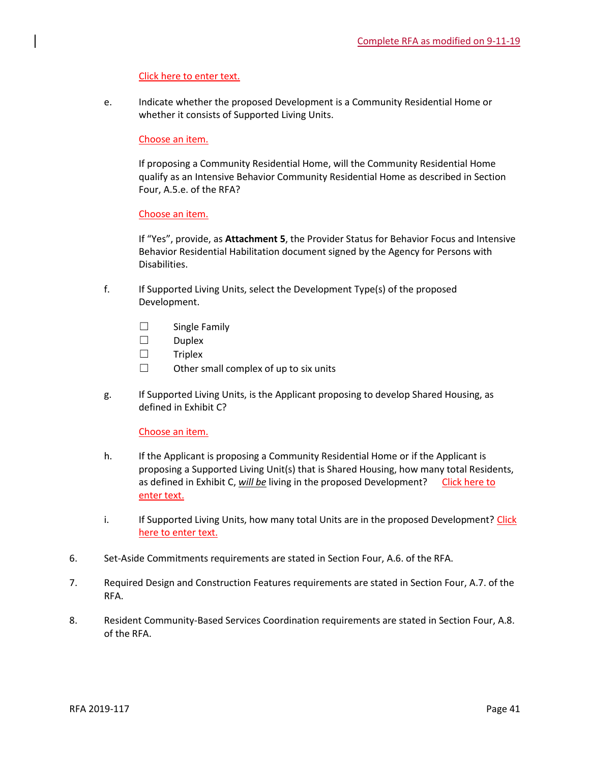Click here to enter text.

e. Indicate whether the proposed Development is a Community Residential Home or whether it consists of Supported Living Units.

Choose an item.

If proposing a Community Residential Home, will the Community Residential Home qualify as an Intensive Behavior Community Residential Home as described in Section Four, A.5.e. of the RFA?

Choose an item.

If "Yes", provide, as **Attachment 5**, the Provider Status for Behavior Focus and Intensive Behavior Residential Habilitation document signed by the Agency for Persons with Disabilities.

f. If Supported Living Units, select the Development Type(s) of the proposed Development.

☐ Single Family
☐ Duplex
☐ Triplex
☐ Other small complex of up to six units

g. If Supported Living Units, is the Applicant proposing to develop Shared Housing, as defined in Exhibit C?

Choose an item.

h. If the Applicant is proposing a Community Residential Home or if the Applicant is proposing a Supported Living Unit(s) that is Shared Housing, how many total Residents, as defined in Exhibit C, ***will be*** living in the proposed Development? Click here to enter text.

i. If Supported Living Units, how many total Units are in the proposed Development? Click here to enter text.

6. Set-Aside Commitments requirements are stated in Section Four, A.6. of the RFA.

7. Required Design and Construction Features requirements are stated in Section Four, A.7. of the RFA.

8. Resident Community-Based Services Coordination requirements are stated in Section Four, A.8. of the RFA.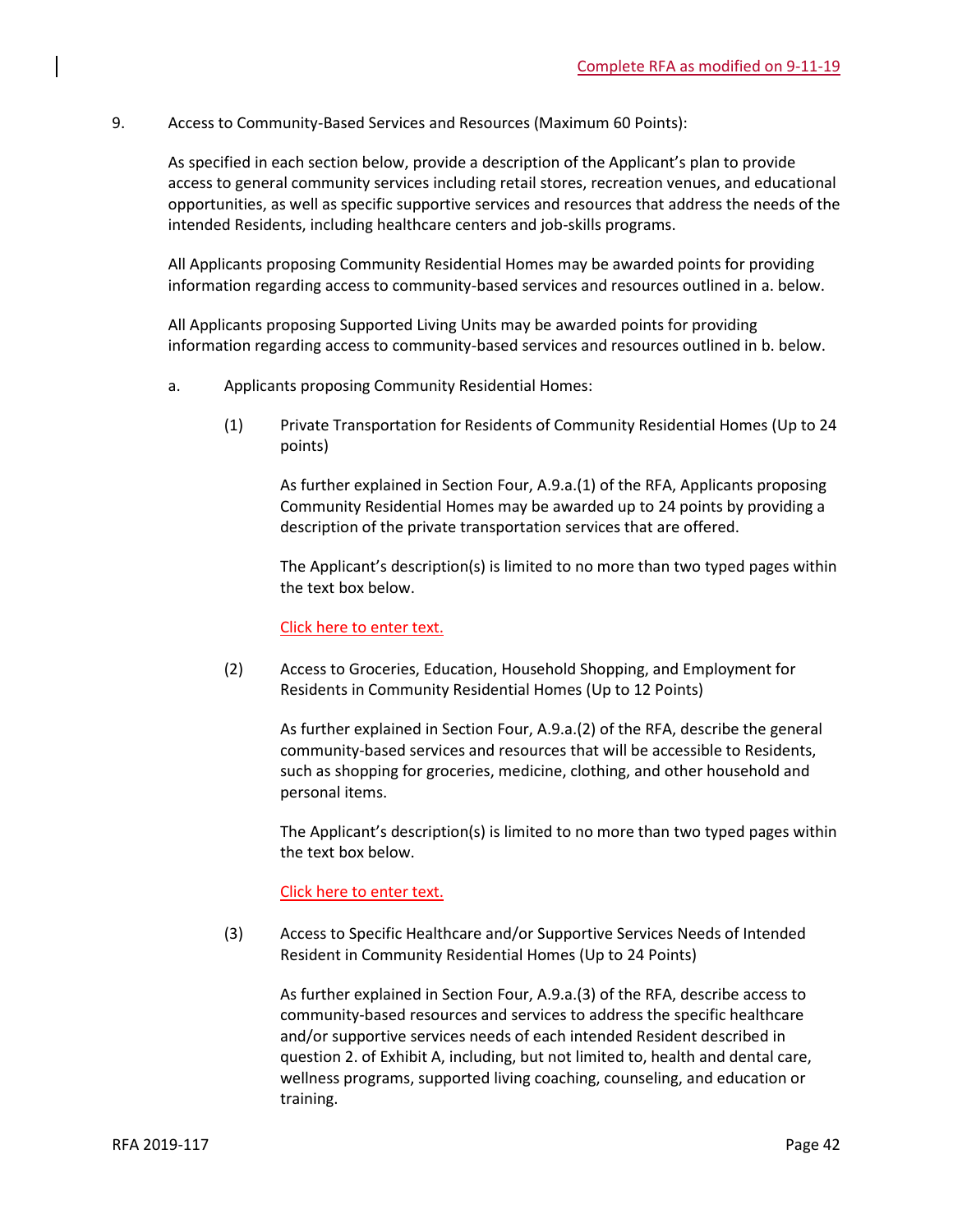9. Access to Community-Based Services and Resources (Maximum 60 Points):

As specified in each section below, provide a description of the Applicant's plan to provide access to general community services including retail stores, recreation venues, and educational opportunities, as well as specific supportive services and resources that address the needs of the intended Residents, including healthcare centers and job-skills programs.

All Applicants proposing Community Residential Homes may be awarded points for providing information regarding access to community-based services and resources outlined in a. below.

All Applicants proposing Supported Living Units may be awarded points for providing information regarding access to community-based services and resources outlined in b. below.

a. Applicants proposing Community Residential Homes:

(1) Private Transportation for Residents of Community Residential Homes (Up to 24 points)

As further explained in Section Four, A.9.a.(1) of the RFA, Applicants proposing Community Residential Homes may be awarded up to 24 points by providing a description of the private transportation services that are offered.

The Applicant's description(s) is limited to no more than two typed pages within the text box below.

Click here to enter text.

(2) Access to Groceries, Education, Household Shopping, and Employment for Residents in Community Residential Homes (Up to 12 Points)

As further explained in Section Four, A.9.a.(2) of the RFA, describe the general community-based services and resources that will be accessible to Residents, such as shopping for groceries, medicine, clothing, and other household and personal items.

The Applicant's description(s) is limited to no more than two typed pages within the text box below.

Click here to enter text.

(3) Access to Specific Healthcare and/or Supportive Services Needs of Intended Resident in Community Residential Homes (Up to 24 Points)

As further explained in Section Four, A.9.a.(3) of the RFA, describe access to community-based resources and services to address the specific healthcare and/or supportive services needs of each intended Resident described in question 2. of Exhibit A, including, but not limited to, health and dental care, wellness programs, supported living coaching, counseling, and education or training.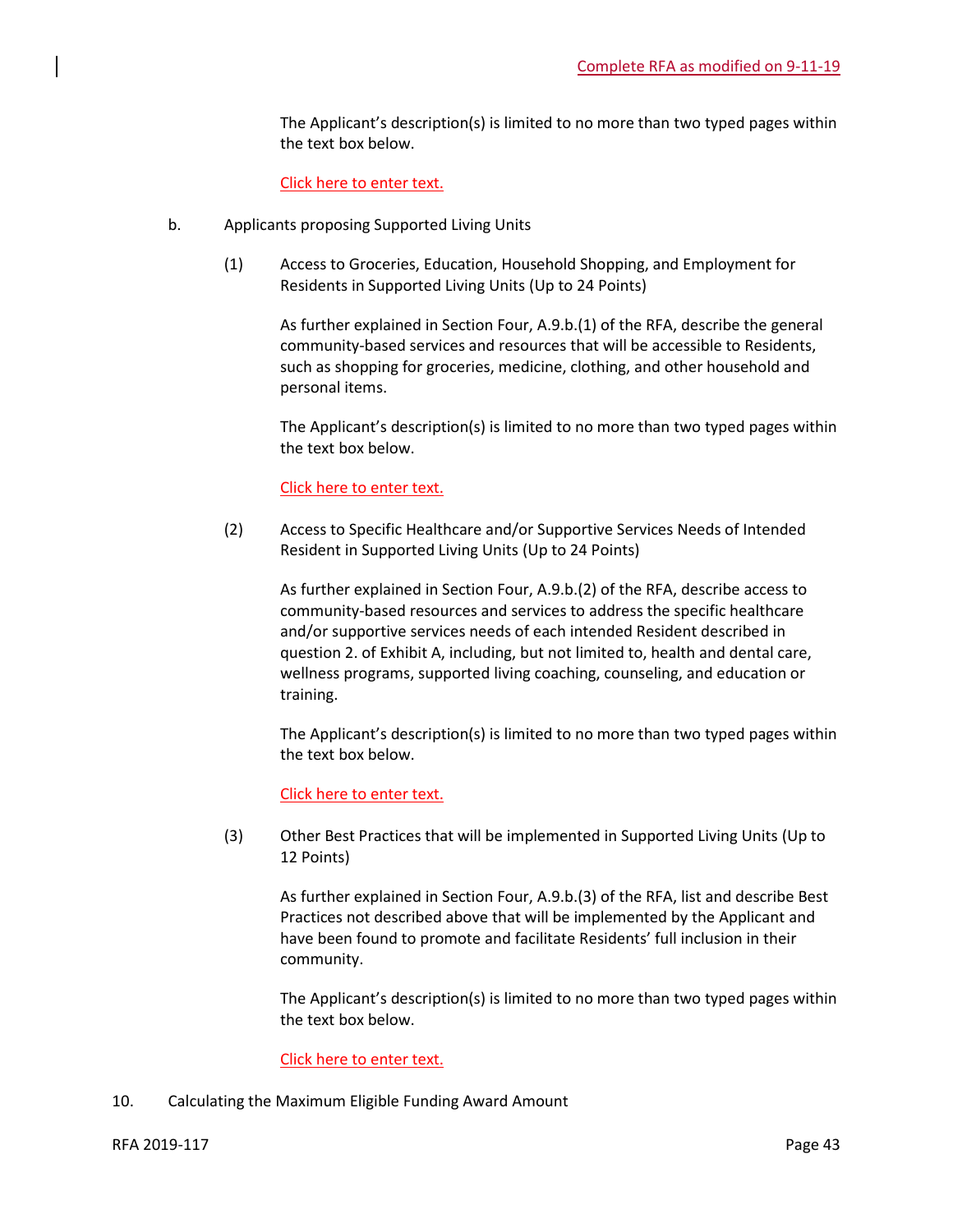The Applicant's description(s) is limited to no more than two typed pages within the text box below.

Click here to enter text.

b. Applicants proposing Supported Living Units

(1) Access to Groceries, Education, Household Shopping, and Employment for Residents in Supported Living Units (Up to 24 Points)

As further explained in Section Four, A.9.b.(1) of the RFA, describe the general community-based services and resources that will be accessible to Residents, such as shopping for groceries, medicine, clothing, and other household and personal items.

The Applicant's description(s) is limited to no more than two typed pages within the text box below.

Click here to enter text.

(2) Access to Specific Healthcare and/or Supportive Services Needs of Intended Resident in Supported Living Units (Up to 24 Points)

As further explained in Section Four, A.9.b.(2) of the RFA, describe access to community-based resources and services to address the specific healthcare and/or supportive services needs of each intended Resident described in question 2. of Exhibit A, including, but not limited to, health and dental care, wellness programs, supported living coaching, counseling, and education or training.

The Applicant's description(s) is limited to no more than two typed pages within the text box below.

Click here to enter text.

(3) Other Best Practices that will be implemented in Supported Living Units (Up to 12 Points)

As further explained in Section Four, A.9.b.(3) of the RFA, list and describe Best Practices not described above that will be implemented by the Applicant and have been found to promote and facilitate Residents' full inclusion in their community.

The Applicant's description(s) is limited to no more than two typed pages within the text box below.

Click here to enter text.

10. Calculating the Maximum Eligible Funding Award Amount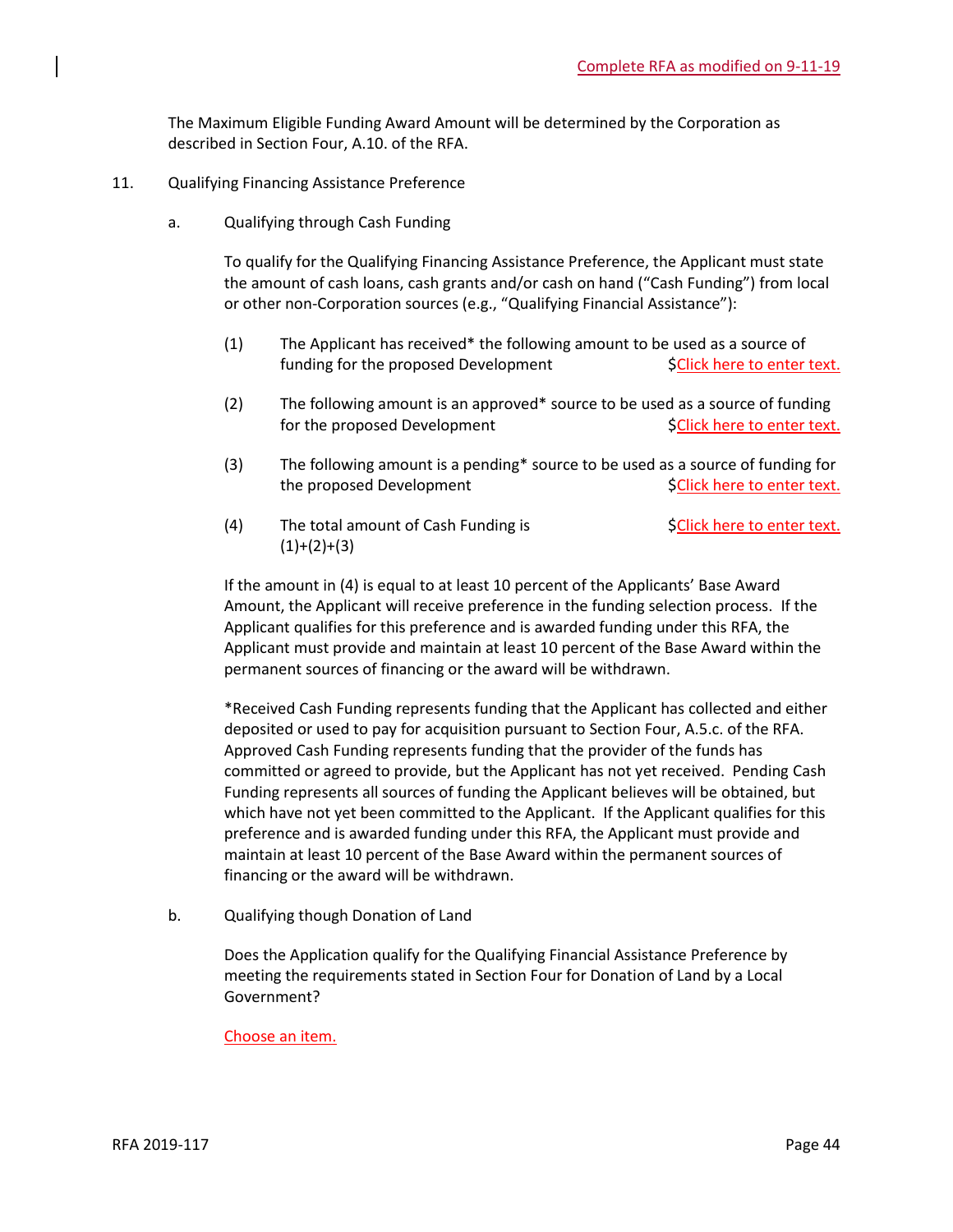The Maximum Eligible Funding Award Amount will be determined by the Corporation as described in Section Four, A.10. of the RFA.

11. Qualifying Financing Assistance Preference

   a. Qualifying through Cash Funding

      To qualify for the Qualifying Financing Assistance Preference, the Applicant must state the amount of cash loans, cash grants and/or cash on hand ("Cash Funding") from local or other non-Corporation sources (e.g., "Qualifying Financial Assistance"):

      (1) The Applicant has received* the following amount to be used as a source of funding for the proposed Development $Click here to enter text.

      (2) The following amount is an approved* source to be used as a source of funding for the proposed Development $Click here to enter text.

      (3) The following amount is a pending* source to be used as a source of funding for the proposed Development $Click here to enter text.

      (4) The total amount of Cash Funding is (1)+(2)+(3) $Click here to enter text.

      If the amount in (4) is equal to at least 10 percent of the Applicants' Base Award Amount, the Applicant will receive preference in the funding selection process. If the Applicant qualifies for this preference and is awarded funding under this RFA, the Applicant must provide and maintain at least 10 percent of the Base Award within the permanent sources of financing or the award will be withdrawn.

      *Received Cash Funding represents funding that the Applicant has collected and either deposited or used to pay for acquisition pursuant to Section Four, A.5.c. of the RFA. Approved Cash Funding represents funding that the provider of the funds has committed or agreed to provide, but the Applicant has not yet received. Pending Cash Funding represents all sources of funding the Applicant believes will be obtained, but which have not yet been committed to the Applicant. If the Applicant qualifies for this preference and is awarded funding under this RFA, the Applicant must provide and maintain at least 10 percent of the Base Award within the permanent sources of financing or the award will be withdrawn.

   b. Qualifying though Donation of Land

      Does the Application qualify for the Qualifying Financial Assistance Preference by meeting the requirements stated in Section Four for Donation of Land by a Local Government?

      Choose an item.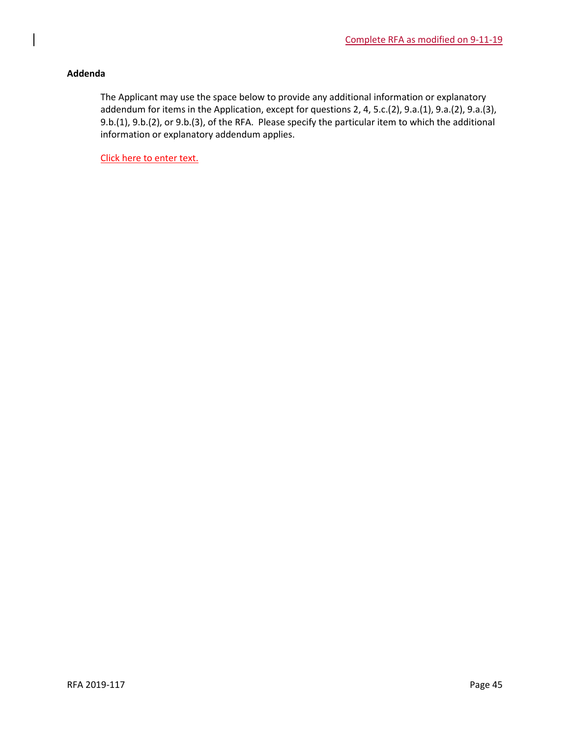Complete RFA as modified on 9-11-19

**Addenda**

The Applicant may use the space below to provide any additional information or explanatory addendum for items in the Application, except for questions 2, 4, 5.c.(2), 9.a.(1), 9.a.(2), 9.a.(3), 9.b.(1), 9.b.(2), or 9.b.(3), of the RFA. Please specify the particular item to which the additional information or explanatory addendum applies.

Click here to enter text.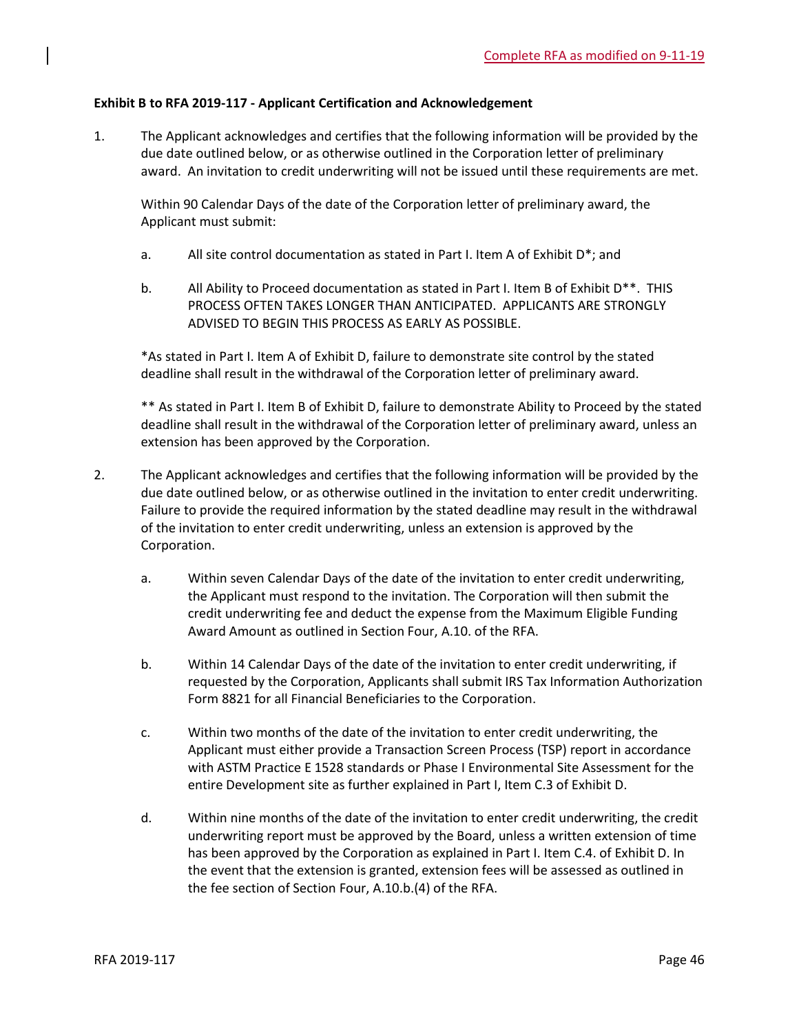Complete RFA as modified on 9-11-19

**Exhibit B to RFA 2019-117 - Applicant Certification and Acknowledgement**

1. The Applicant acknowledges and certifies that the following information will be provided by the due date outlined below, or as otherwise outlined in the Corporation letter of preliminary award. An invitation to credit underwriting will not be issued until these requirements are met.

   Within 90 Calendar Days of the date of the Corporation letter of preliminary award, the Applicant must submit:

   a. All site control documentation as stated in Part I. Item A of Exhibit D*; and

   b. All Ability to Proceed documentation as stated in Part I. Item B of Exhibit D**. THIS PROCESS OFTEN TAKES LONGER THAN ANTICIPATED. APPLICANTS ARE STRONGLY ADVISED TO BEGIN THIS PROCESS AS EARLY AS POSSIBLE.

   *As stated in Part I. Item A of Exhibit D, failure to demonstrate site control by the stated deadline shall result in the withdrawal of the Corporation letter of preliminary award.

   ** As stated in Part I. Item B of Exhibit D, failure to demonstrate Ability to Proceed by the stated deadline shall result in the withdrawal of the Corporation letter of preliminary award, unless an extension has been approved by the Corporation.

2. The Applicant acknowledges and certifies that the following information will be provided by the due date outlined below, or as otherwise outlined in the invitation to enter credit underwriting. Failure to provide the required information by the stated deadline may result in the withdrawal of the invitation to enter credit underwriting, unless an extension is approved by the Corporation.

   a. Within seven Calendar Days of the date of the invitation to enter credit underwriting, the Applicant must respond to the invitation. The Corporation will then submit the credit underwriting fee and deduct the expense from the Maximum Eligible Funding Award Amount as outlined in Section Four, A.10. of the RFA.

   b. Within 14 Calendar Days of the date of the invitation to enter credit underwriting, if requested by the Corporation, Applicants shall submit IRS Tax Information Authorization Form 8821 for all Financial Beneficiaries to the Corporation.

   c. Within two months of the date of the invitation to enter credit underwriting, the Applicant must either provide a Transaction Screen Process (TSP) report in accordance with ASTM Practice E 1528 standards or Phase I Environmental Site Assessment for the entire Development site as further explained in Part I, Item C.3 of Exhibit D.

   d. Within nine months of the date of the invitation to enter credit underwriting, the credit underwriting report must be approved by the Board, unless a written extension of time has been approved by the Corporation as explained in Part I. Item C.4. of Exhibit D. In the event that the extension is granted, extension fees will be assessed as outlined in the fee section of Section Four, A.10.b.(4) of the RFA.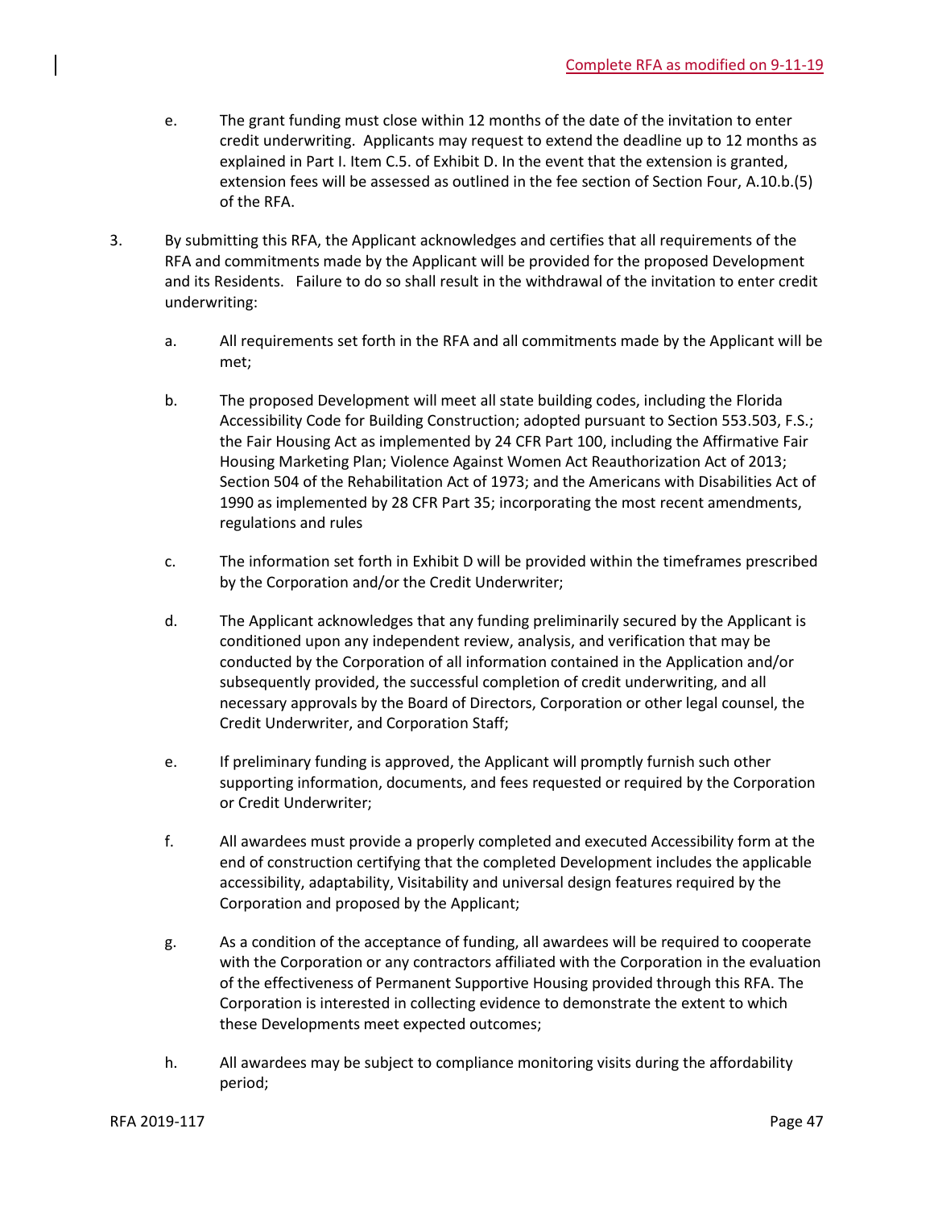e. The grant funding must close within 12 months of the date of the invitation to enter credit underwriting. Applicants may request to extend the deadline up to 12 months as explained in Part I. Item C.5. of Exhibit D. In the event that the extension is granted, extension fees will be assessed as outlined in the fee section of Section Four, A.10.b.(5) of the RFA.

3. By submitting this RFA, the Applicant acknowledges and certifies that all requirements of the RFA and commitments made by the Applicant will be provided for the proposed Development and its Residents. Failure to do so shall result in the withdrawal of the invitation to enter credit underwriting:

   a. All requirements set forth in the RFA and all commitments made by the Applicant will be met;

   b. The proposed Development will meet all state building codes, including the Florida Accessibility Code for Building Construction; adopted pursuant to Section 553.503, F.S.; the Fair Housing Act as implemented by 24 CFR Part 100, including the Affirmative Fair Housing Marketing Plan; Violence Against Women Act Reauthorization Act of 2013; Section 504 of the Rehabilitation Act of 1973; and the Americans with Disabilities Act of 1990 as implemented by 28 CFR Part 35; incorporating the most recent amendments, regulations and rules

   c. The information set forth in Exhibit D will be provided within the timeframes prescribed by the Corporation and/or the Credit Underwriter;

   d. The Applicant acknowledges that any funding preliminarily secured by the Applicant is conditioned upon any independent review, analysis, and verification that may be conducted by the Corporation of all information contained in the Application and/or subsequently provided, the successful completion of credit underwriting, and all necessary approvals by the Board of Directors, Corporation or other legal counsel, the Credit Underwriter, and Corporation Staff;

   e. If preliminary funding is approved, the Applicant will promptly furnish such other supporting information, documents, and fees requested or required by the Corporation or Credit Underwriter;

   f. All awardees must provide a properly completed and executed Accessibility form at the end of construction certifying that the completed Development includes the applicable accessibility, adaptability, Visitability and universal design features required by the Corporation and proposed by the Applicant;

   g. As a condition of the acceptance of funding, all awardees will be required to cooperate with the Corporation or any contractors affiliated with the Corporation in the evaluation of the effectiveness of Permanent Supportive Housing provided through this RFA. The Corporation is interested in collecting evidence to demonstrate the extent to which these Developments meet expected outcomes;

   h. All awardees may be subject to compliance monitoring visits during the affordability period;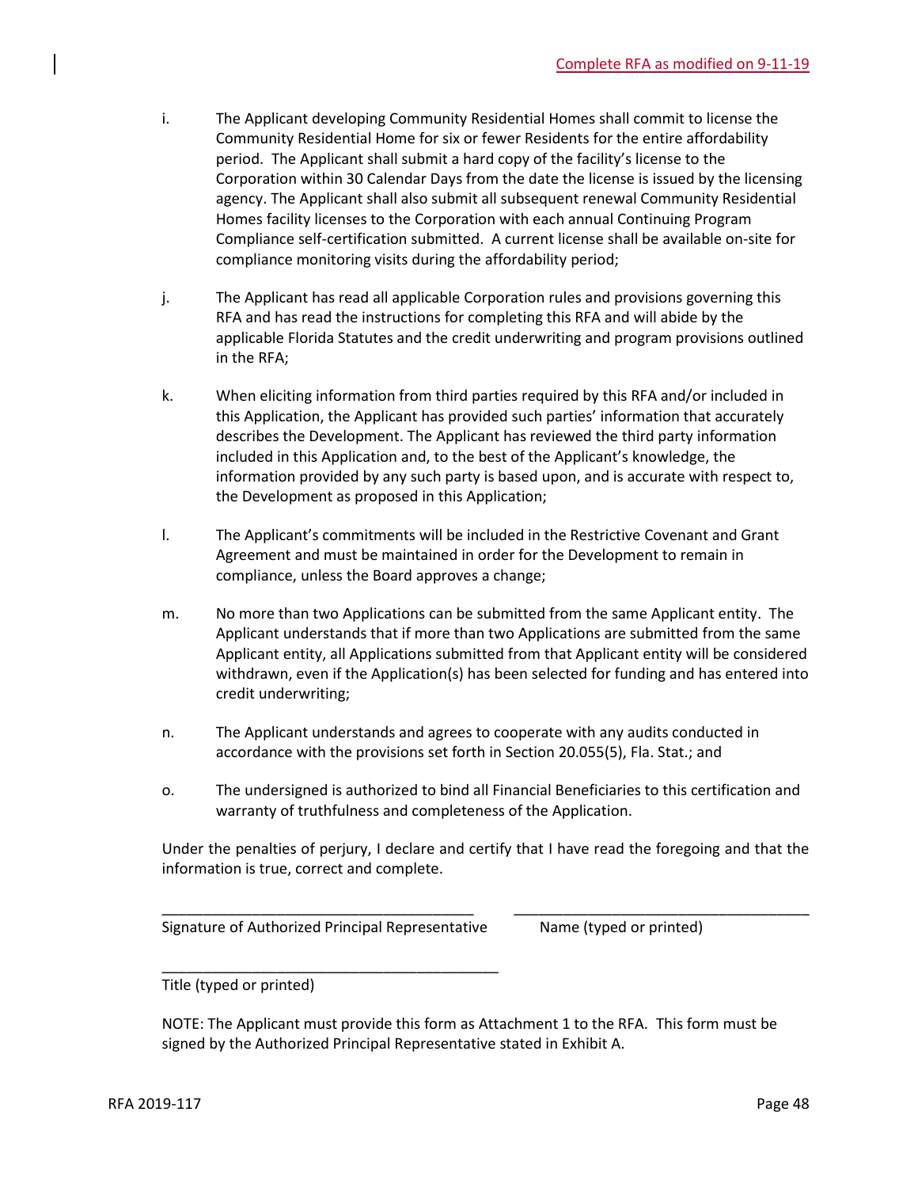i. The Applicant developing Community Residential Homes shall commit to license the Community Residential Home for six or fewer Residents for the entire affordability period. The Applicant shall submit a hard copy of the facility's license to the Corporation within 30 Calendar Days from the date the license is issued by the licensing agency. The Applicant shall also submit all subsequent renewal Community Residential Homes facility licenses to the Corporation with each annual Continuing Program Compliance self-certification submitted. A current license shall be available on-site for compliance monitoring visits during the affordability period;

j. The Applicant has read all applicable Corporation rules and provisions governing this RFA and has read the instructions for completing this RFA and will abide by the applicable Florida Statutes and the credit underwriting and program provisions outlined in the RFA;

k. When eliciting information from third parties required by this RFA and/or included in this Application, the Applicant has provided such parties' information that accurately describes the Development. The Applicant has reviewed the third party information included in this Application and, to the best of the Applicant's knowledge, the information provided by any such party is based upon, and is accurate with respect to, the Development as proposed in this Application;

l. The Applicant's commitments will be included in the Restrictive Covenant and Grant Agreement and must be maintained in order for the Development to remain in compliance, unless the Board approves a change;

m. No more than two Applications can be submitted from the same Applicant entity. The Applicant understands that if more than two Applications are submitted from the same Applicant entity, all Applications submitted from that Applicant entity will be considered withdrawn, even if the Application(s) has been selected for funding and has entered into credit underwriting;

n. The Applicant understands and agrees to cooperate with any audits conducted in accordance with the provisions set forth in Section 20.055(5), Fla. Stat.; and

o. The undersigned is authorized to bind all Financial Beneficiaries to this certification and warranty of truthfulness and completeness of the Application.

Under the penalties of perjury, I declare and certify that I have read the foregoing and that the information is true, correct and complete.

_______________________________________ _______________________________________

Signature of Authorized Principal Representative Name (typed or printed)

_______________________________________

Title (typed or printed)

NOTE: The Applicant must provide this form as Attachment 1 to the RFA. This form must be signed by the Authorized Principal Representative stated in Exhibit A.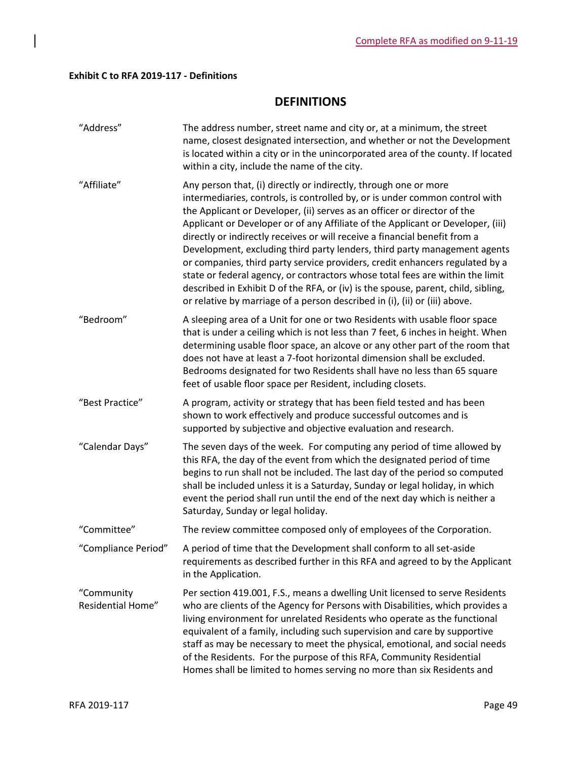Complete RFA as modified on 9-11-19

**Exhibit C to RFA 2019-117 - Definitions**

## DEFINITIONS

| | |
|---|---|
| "Address" | The address number, street name and city or, at a minimum, the street name, closest designated intersection, and whether or not the Development is located within a city or in the unincorporated area of the county. If located within a city, include the name of the city. |
| "Affiliate" | Any person that, (i) directly or indirectly, through one or more intermediaries, controls, is controlled by, or is under common control with the Applicant or Developer, (ii) serves as an officer or director of the Applicant or Developer or of any Affiliate of the Applicant or Developer, (iii) directly or indirectly receives or will receive a financial benefit from a Development, excluding third party lenders, third party management agents or companies, third party service providers, credit enhancers regulated by a state or federal agency, or contractors whose total fees are within the limit described in Exhibit D of the RFA, or (iv) is the spouse, parent, child, sibling, or relative by marriage of a person described in (i), (ii) or (iii) above. |
| "Bedroom" | A sleeping area of a Unit for one or two Residents with usable floor space that is under a ceiling which is not less than 7 feet, 6 inches in height. When determining usable floor space, an alcove or any other part of the room that does not have at least a 7-foot horizontal dimension shall be excluded. Bedrooms designated for two Residents shall have no less than 65 square feet of usable floor space per Resident, including closets. |
| "Best Practice" | A program, activity or strategy that has been field tested and has been shown to work effectively and produce successful outcomes and is supported by subjective and objective evaluation and research. |
| "Calendar Days" | The seven days of the week. For computing any period of time allowed by this RFA, the day of the event from which the designated period of time begins to run shall not be included. The last day of the period so computed shall be included unless it is a Saturday, Sunday or legal holiday, in which event the period shall run until the end of the next day which is neither a Saturday, Sunday or legal holiday. |
| "Committee" | The review committee composed only of employees of the Corporation. |
| "Compliance Period" | A period of time that the Development shall conform to all set-aside requirements as described further in this RFA and agreed to by the Applicant in the Application. |
| "Community Residential Home" | Per section 419.001, F.S., means a dwelling Unit licensed to serve Residents who are clients of the Agency for Persons with Disabilities, which provides a living environment for unrelated Residents who operate as the functional equivalent of a family, including such supervision and care by supportive staff as may be necessary to meet the physical, emotional, and social needs of the Residents. For the purpose of this RFA, Community Residential Homes shall be limited to homes serving no more than six Residents and |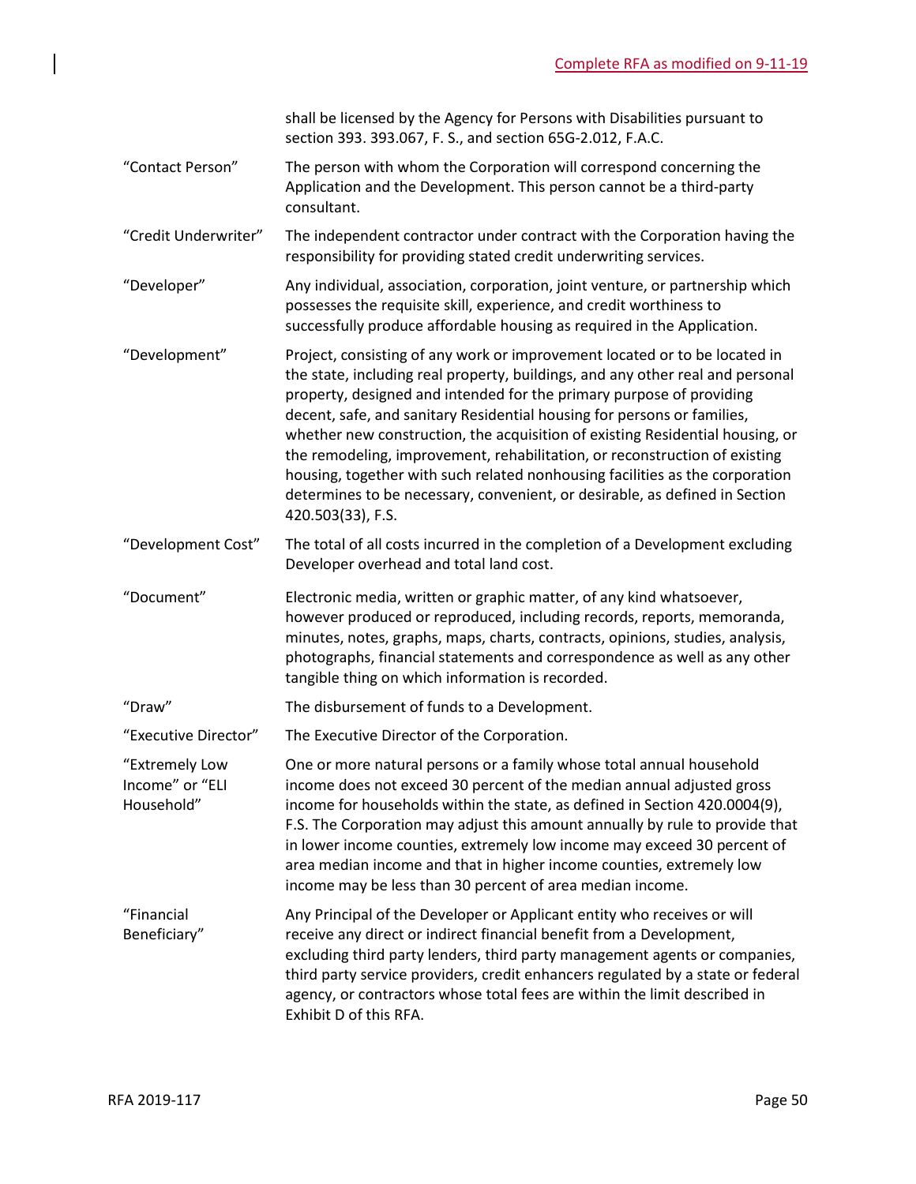| | |
|---|---|
| | shall be licensed by the Agency for Persons with Disabilities pursuant to section 393. 393.067, F. S., and section 65G-2.012, F.A.C. |
| "Contact Person" | The person with whom the Corporation will correspond concerning the Application and the Development. This person cannot be a third-party consultant. |
| "Credit Underwriter" | The independent contractor under contract with the Corporation having the responsibility for providing stated credit underwriting services. |
| "Developer" | Any individual, association, corporation, joint venture, or partnership which possesses the requisite skill, experience, and credit worthiness to successfully produce affordable housing as required in the Application. |
| "Development" | Project, consisting of any work or improvement located or to be located in the state, including real property, buildings, and any other real and personal property, designed and intended for the primary purpose of providing decent, safe, and sanitary Residential housing for persons or families, whether new construction, the acquisition of existing Residential housing, or the remodeling, improvement, rehabilitation, or reconstruction of existing housing, together with such related nonhousing facilities as the corporation determines to be necessary, convenient, or desirable, as defined in Section 420.503(33), F.S. |
| "Development Cost" | The total of all costs incurred in the completion of a Development excluding Developer overhead and total land cost. |
| "Document" | Electronic media, written or graphic matter, of any kind whatsoever, however produced or reproduced, including records, reports, memoranda, minutes, notes, graphs, maps, charts, contracts, opinions, studies, analysis, photographs, financial statements and correspondence as well as any other tangible thing on which information is recorded. |
| "Draw" | The disbursement of funds to a Development. |
| "Executive Director" | The Executive Director of the Corporation. |
| "Extremely Low Income" or "ELI Household" | One or more natural persons or a family whose total annual household income does not exceed 30 percent of the median annual adjusted gross income for households within the state, as defined in Section 420.0004(9), F.S. The Corporation may adjust this amount annually by rule to provide that in lower income counties, extremely low income may exceed 30 percent of area median income and that in higher income counties, extremely low income may be less than 30 percent of area median income. |
| "Financial Beneficiary" | Any Principal of the Developer or Applicant entity who receives or will receive any direct or indirect financial benefit from a Development, excluding third party lenders, third party management agents or companies, third party service providers, credit enhancers regulated by a state or federal agency, or contractors whose total fees are within the limit described in Exhibit D of this RFA. |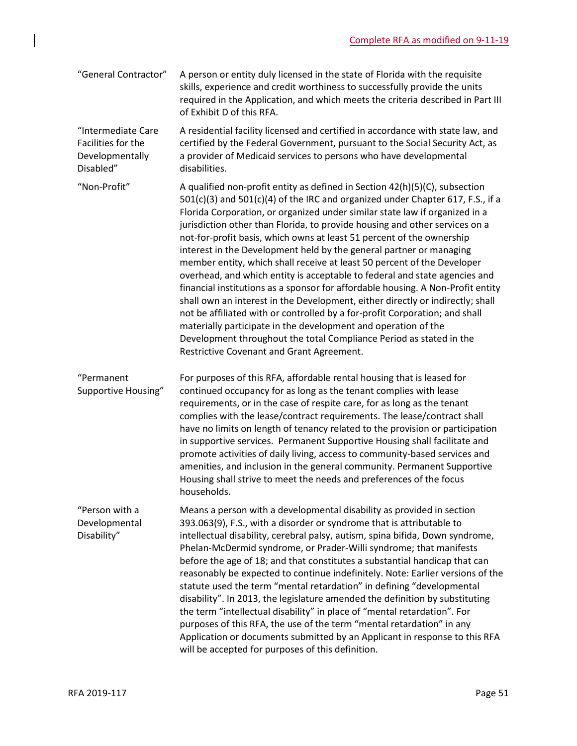| | |
|---|---|
| "General Contractor" | A person or entity duly licensed in the state of Florida with the requisite skills, experience and credit worthiness to successfully provide the units required in the Application, and which meets the criteria described in Part III of Exhibit D of this RFA. |
| "Intermediate Care Facilities for the Developmentally Disabled" | A residential facility licensed and certified in accordance with state law, and certified by the Federal Government, pursuant to the Social Security Act, as a provider of Medicaid services to persons who have developmental disabilities. |
| "Non-Profit" | A qualified non-profit entity as defined in Section 42(h)(5)(C), subsection 501(c)(3) and 501(c)(4) of the IRC and organized under Chapter 617, F.S., if a Florida Corporation, or organized under similar state law if organized in a jurisdiction other than Florida, to provide housing and other services on a not-for-profit basis, which owns at least 51 percent of the ownership interest in the Development held by the general partner or managing member entity, which shall receive at least 50 percent of the Developer overhead, and which entity is acceptable to federal and state agencies and financial institutions as a sponsor for affordable housing. A Non-Profit entity shall own an interest in the Development, either directly or indirectly; shall not be affiliated with or controlled by a for-profit Corporation; and shall materially participate in the development and operation of the Development throughout the total Compliance Period as stated in the Restrictive Covenant and Grant Agreement. |
| "Permanent Supportive Housing" | For purposes of this RFA, affordable rental housing that is leased for continued occupancy for as long as the tenant complies with lease requirements, or in the case of respite care, for as long as the tenant complies with the lease/contract requirements. The lease/contract shall have no limits on length of tenancy related to the provision or participation in supportive services. Permanent Supportive Housing shall facilitate and promote activities of daily living, access to community-based services and amenities, and inclusion in the general community. Permanent Supportive Housing shall strive to meet the needs and preferences of the focus households. |
| "Person with a Developmental Disability" | Means a person with a developmental disability as provided in section 393.063(9), F.S., with a disorder or syndrome that is attributable to intellectual disability, cerebral palsy, autism, spina bifida, Down syndrome, Phelan-McDermid syndrome, or Prader-Willi syndrome; that manifests before the age of 18; and that constitutes a substantial handicap that can reasonably be expected to continue indefinitely. Note: Earlier versions of the statute used the term "mental retardation" in defining "developmental disability". In 2013, the legislature amended the definition by substituting the term "intellectual disability" in place of "mental retardation". For purposes of this RFA, the use of the term "mental retardation" in any Application or documents submitted by an Applicant in response to this RFA will be accepted for purposes of this definition. |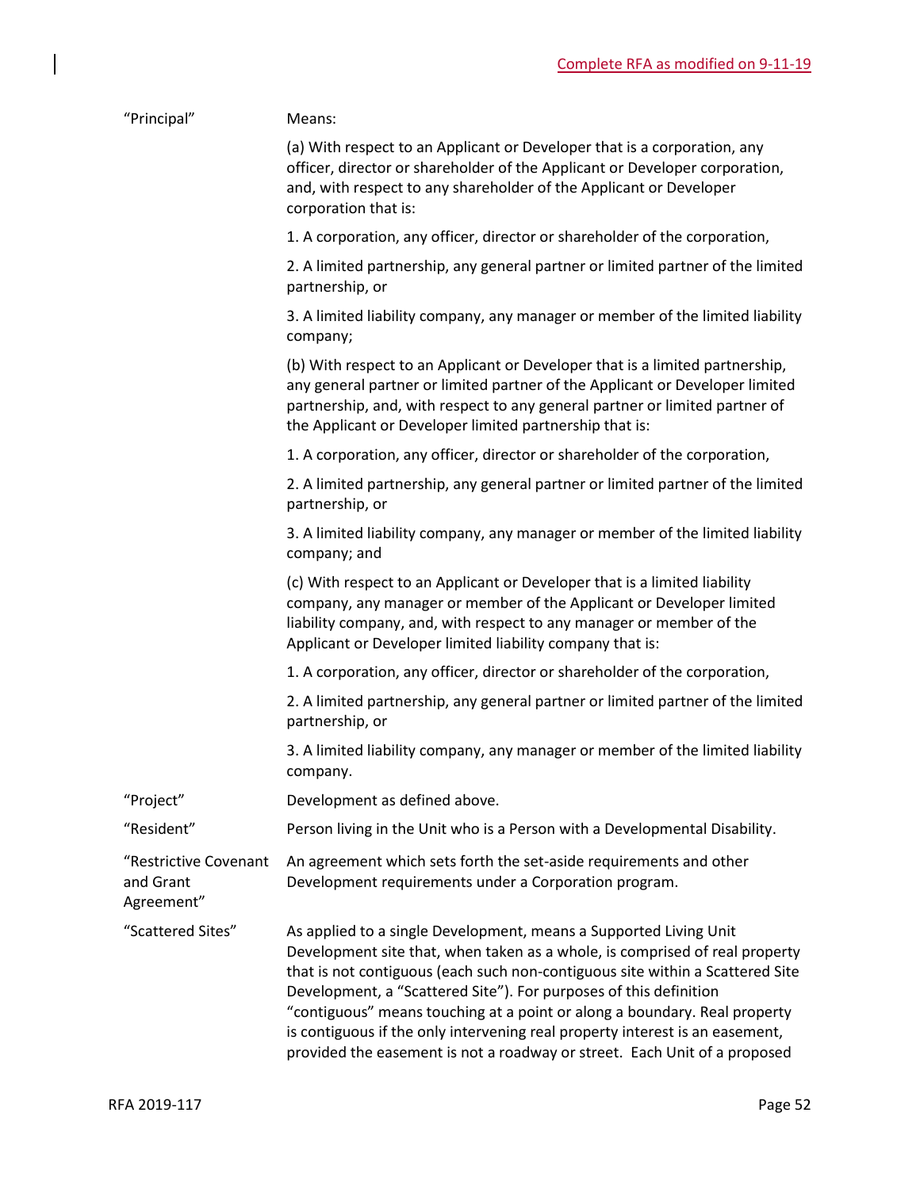| | |
|---|---|
| "Principal" | Means:<br><br>(a) With respect to an Applicant or Developer that is a corporation, any officer, director or shareholder of the Applicant or Developer corporation, and, with respect to any shareholder of the Applicant or Developer corporation that is:<br><br>1. A corporation, any officer, director or shareholder of the corporation,<br><br>2. A limited partnership, any general partner or limited partner of the limited partnership, or<br><br>3. A limited liability company, any manager or member of the limited liability company;<br><br>(b) With respect to an Applicant or Developer that is a limited partnership, any general partner or limited partner of the Applicant or Developer limited partnership, and, with respect to any general partner or limited partner of the Applicant or Developer limited partnership that is:<br><br>1. A corporation, any officer, director or shareholder of the corporation,<br><br>2. A limited partnership, any general partner or limited partner of the limited partnership, or<br><br>3. A limited liability company, any manager or member of the limited liability company; and<br><br>(c) With respect to an Applicant or Developer that is a limited liability company, any manager or member of the Applicant or Developer limited liability company, and, with respect to any manager or member of the Applicant or Developer limited liability company that is:<br><br>1. A corporation, any officer, director or shareholder of the corporation,<br><br>2. A limited partnership, any general partner or limited partner of the limited partnership, or<br><br>3. A limited liability company, any manager or member of the limited liability company. |
| "Project" | Development as defined above. |
| "Resident" | Person living in the Unit who is a Person with a Developmental Disability. |
| "Restrictive Covenant and Grant Agreement" | An agreement which sets forth the set-aside requirements and other Development requirements under a Corporation program. |
| "Scattered Sites" | As applied to a single Development, means a Supported Living Unit Development site that, when taken as a whole, is comprised of real property that is not contiguous (each such non-contiguous site within a Scattered Site Development, a "Scattered Site"). For purposes of this definition "contiguous" means touching at a point or along a boundary. Real property is contiguous if the only intervening real property interest is an easement, provided the easement is not a roadway or street. Each Unit of a proposed |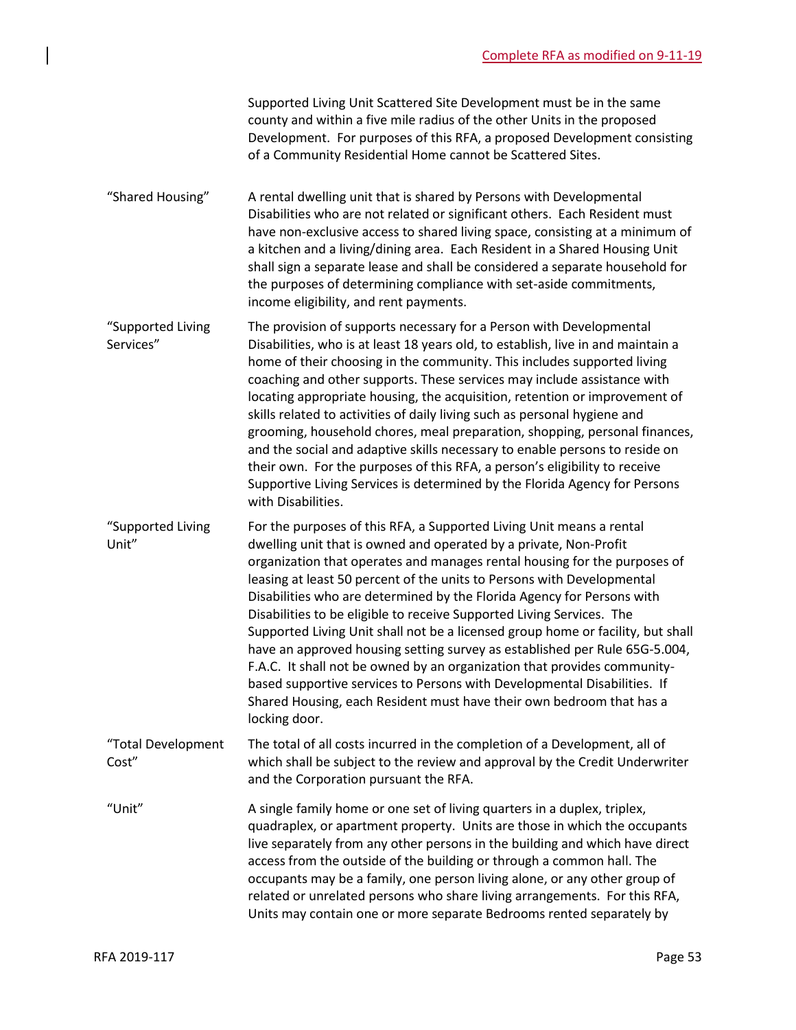Supported Living Unit Scattered Site Development must be in the same county and within a five mile radius of the other Units in the proposed Development. For purposes of this RFA, a proposed Development consisting of a Community Residential Home cannot be Scattered Sites.

| | |
|---|---|
| "Shared Housing" | A rental dwelling unit that is shared by Persons with Developmental Disabilities who are not related or significant others. Each Resident must have non-exclusive access to shared living space, consisting at a minimum of a kitchen and a living/dining area. Each Resident in a Shared Housing Unit shall sign a separate lease and shall be considered a separate household for the purposes of determining compliance with set-aside commitments, income eligibility, and rent payments. |
| "Supported Living Services" | The provision of supports necessary for a Person with Developmental Disabilities, who is at least 18 years old, to establish, live in and maintain a home of their choosing in the community. This includes supported living coaching and other supports. These services may include assistance with locating appropriate housing, the acquisition, retention or improvement of skills related to activities of daily living such as personal hygiene and grooming, household chores, meal preparation, shopping, personal finances, and the social and adaptive skills necessary to enable persons to reside on their own. For the purposes of this RFA, a person's eligibility to receive Supportive Living Services is determined by the Florida Agency for Persons with Disabilities. |
| "Supported Living Unit" | For the purposes of this RFA, a Supported Living Unit means a rental dwelling unit that is owned and operated by a private, Non-Profit organization that operates and manages rental housing for the purposes of leasing at least 50 percent of the units to Persons with Developmental Disabilities who are determined by the Florida Agency for Persons with Disabilities to be eligible to receive Supported Living Services. The Supported Living Unit shall not be a licensed group home or facility, but shall have an approved housing setting survey as established per Rule 65G-5.004, F.A.C. It shall not be owned by an organization that provides community-based supportive services to Persons with Developmental Disabilities. If Shared Housing, each Resident must have their own bedroom that has a locking door. |
| "Total Development Cost" | The total of all costs incurred in the completion of a Development, all of which shall be subject to the review and approval by the Credit Underwriter and the Corporation pursuant the RFA. |
| "Unit" | A single family home or one set of living quarters in a duplex, triplex, quadraplex, or apartment property. Units are those in which the occupants live separately from any other persons in the building and which have direct access from the outside of the building or through a common hall. The occupants may be a family, one person living alone, or any other group of related or unrelated persons who share living arrangements. For this RFA, Units may contain one or more separate Bedrooms rented separately by |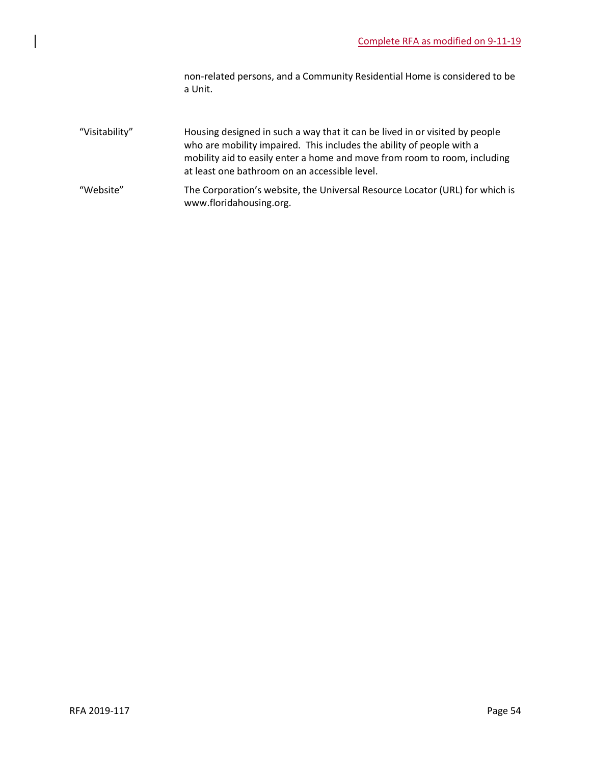non-related persons, and a Community Residential Home is considered to be a Unit.

| | |
|---|---|
| "Visitability" | Housing designed in such a way that it can be lived in or visited by people who are mobility impaired. This includes the ability of people with a mobility aid to easily enter a home and move from room to room, including at least one bathroom on an accessible level. |
| "Website" | The Corporation's website, the Universal Resource Locator (URL) for which is www.floridahousing.org. |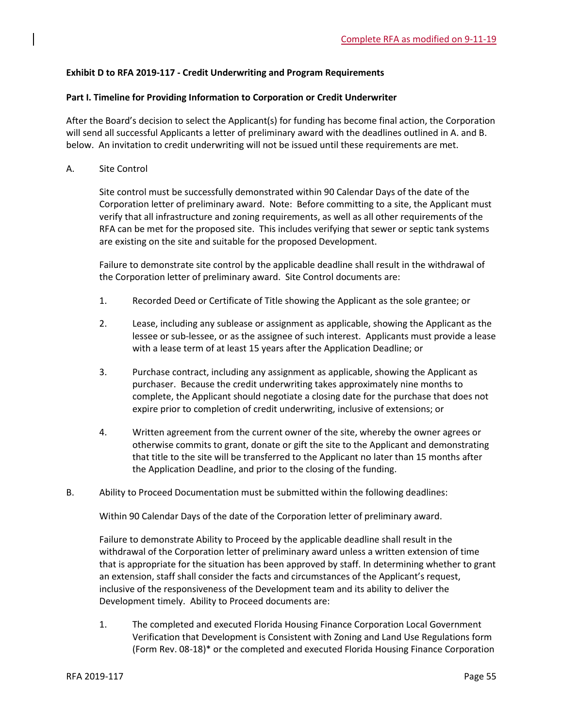Complete RFA as modified on 9-11-19

**Exhibit D to RFA 2019-117 - Credit Underwriting and Program Requirements**

**Part I. Timeline for Providing Information to Corporation or Credit Underwriter**

After the Board's decision to select the Applicant(s) for funding has become final action, the Corporation will send all successful Applicants a letter of preliminary award with the deadlines outlined in A. and B. below. An invitation to credit underwriting will not be issued until these requirements are met.

A. Site Control

Site control must be successfully demonstrated within 90 Calendar Days of the date of the Corporation letter of preliminary award. Note: Before committing to a site, the Applicant must verify that all infrastructure and zoning requirements, as well as all other requirements of the RFA can be met for the proposed site. This includes verifying that sewer or septic tank systems are existing on the site and suitable for the proposed Development.

Failure to demonstrate site control by the applicable deadline shall result in the withdrawal of the Corporation letter of preliminary award. Site Control documents are:

1. Recorded Deed or Certificate of Title showing the Applicant as the sole grantee; or

2. Lease, including any sublease or assignment as applicable, showing the Applicant as the lessee or sub-lessee, or as the assignee of such interest. Applicants must provide a lease with a lease term of at least 15 years after the Application Deadline; or

3. Purchase contract, including any assignment as applicable, showing the Applicant as purchaser. Because the credit underwriting takes approximately nine months to complete, the Applicant should negotiate a closing date for the purchase that does not expire prior to completion of credit underwriting, inclusive of extensions; or

4. Written agreement from the current owner of the site, whereby the owner agrees or otherwise commits to grant, donate or gift the site to the Applicant and demonstrating that title to the site will be transferred to the Applicant no later than 15 months after the Application Deadline, and prior to the closing of the funding.

B. Ability to Proceed Documentation must be submitted within the following deadlines:

Within 90 Calendar Days of the date of the Corporation letter of preliminary award.

Failure to demonstrate Ability to Proceed by the applicable deadline shall result in the withdrawal of the Corporation letter of preliminary award unless a written extension of time that is appropriate for the situation has been approved by staff. In determining whether to grant an extension, staff shall consider the facts and circumstances of the Applicant's request, inclusive of the responsiveness of the Development team and its ability to deliver the Development timely. Ability to Proceed documents are:

1. The completed and executed Florida Housing Finance Corporation Local Government Verification that Development is Consistent with Zoning and Land Use Regulations form (Form Rev. 08-18)* or the completed and executed Florida Housing Finance Corporation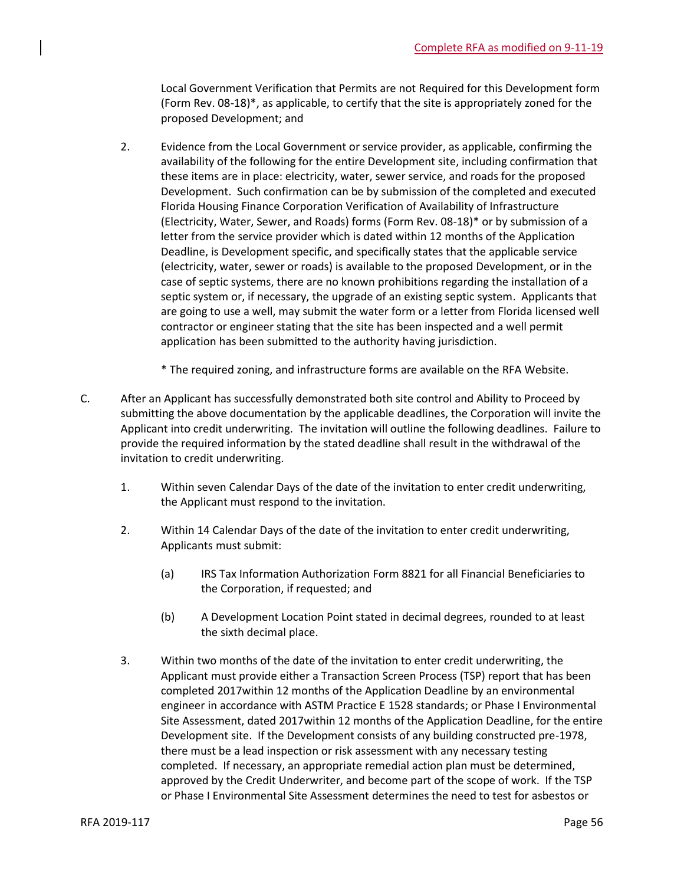Local Government Verification that Permits are not Required for this Development form (Form Rev. 08-18)*, as applicable, to certify that the site is appropriately zoned for the proposed Development; and

2. Evidence from the Local Government or service provider, as applicable, confirming the availability of the following for the entire Development site, including confirmation that these items are in place: electricity, water, sewer service, and roads for the proposed Development. Such confirmation can be by submission of the completed and executed Florida Housing Finance Corporation Verification of Availability of Infrastructure (Electricity, Water, Sewer, and Roads) forms (Form Rev. 08-18)* or by submission of a letter from the service provider which is dated within 12 months of the Application Deadline, is Development specific, and specifically states that the applicable service (electricity, water, sewer or roads) is available to the proposed Development, or in the case of septic systems, there are no known prohibitions regarding the installation of a septic system or, if necessary, the upgrade of an existing septic system. Applicants that are going to use a well, may submit the water form or a letter from Florida licensed well contractor or engineer stating that the site has been inspected and a well permit application has been submitted to the authority having jurisdiction.

   * The required zoning, and infrastructure forms are available on the RFA Website.

C. After an Applicant has successfully demonstrated both site control and Ability to Proceed by submitting the above documentation by the applicable deadlines, the Corporation will invite the Applicant into credit underwriting. The invitation will outline the following deadlines. Failure to provide the required information by the stated deadline shall result in the withdrawal of the invitation to credit underwriting.

   1. Within seven Calendar Days of the date of the invitation to enter credit underwriting, the Applicant must respond to the invitation.

   2. Within 14 Calendar Days of the date of the invitation to enter credit underwriting, Applicants must submit:

      (a) IRS Tax Information Authorization Form 8821 for all Financial Beneficiaries to the Corporation, if requested; and

      (b) A Development Location Point stated in decimal degrees, rounded to at least the sixth decimal place.

   3. Within two months of the date of the invitation to enter credit underwriting, the Applicant must provide either a Transaction Screen Process (TSP) report that has been completed 2017within 12 months of the Application Deadline by an environmental engineer in accordance with ASTM Practice E 1528 standards; or Phase I Environmental Site Assessment, dated 2017within 12 months of the Application Deadline, for the entire Development site. If the Development consists of any building constructed pre-1978, there must be a lead inspection or risk assessment with any necessary testing completed. If necessary, an appropriate remedial action plan must be determined, approved by the Credit Underwriter, and become part of the scope of work. If the TSP or Phase I Environmental Site Assessment determines the need to test for asbestos or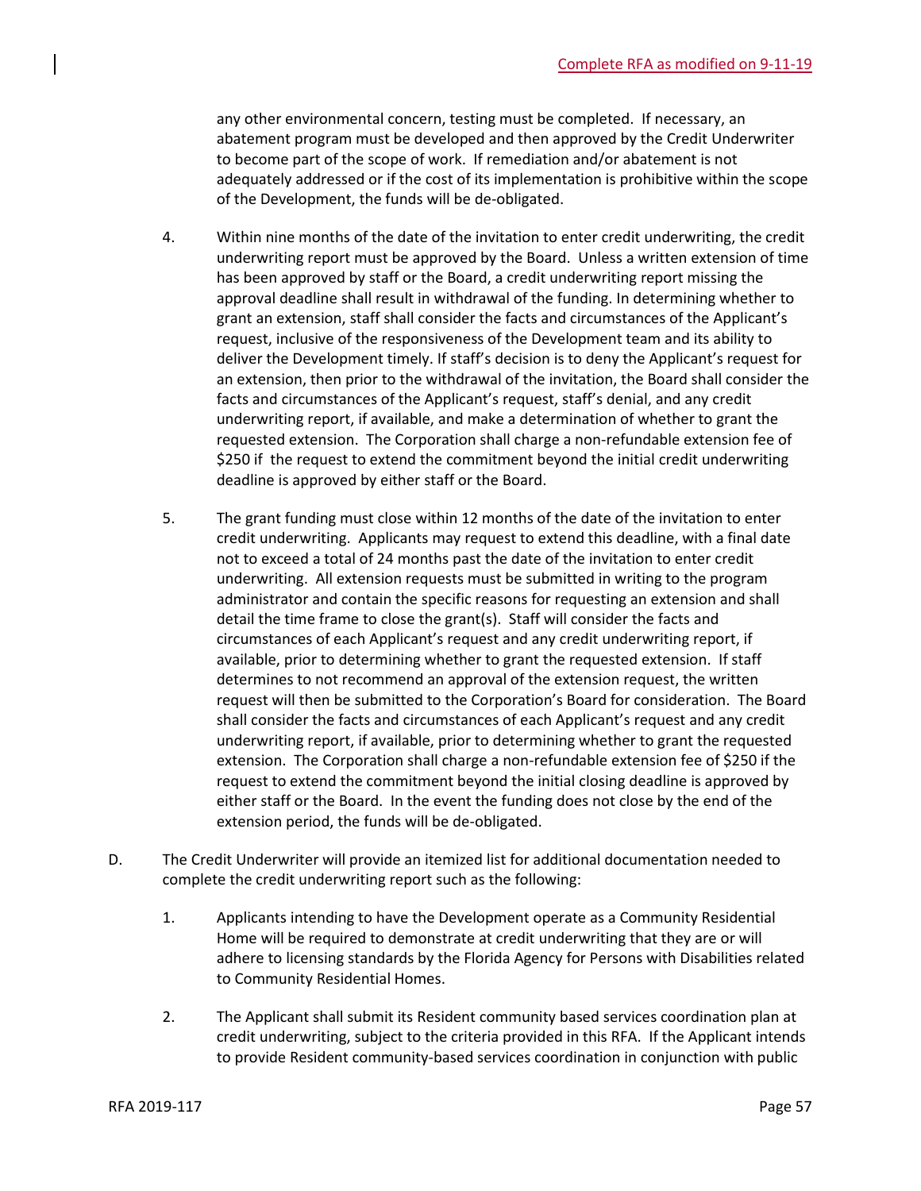any other environmental concern, testing must be completed. If necessary, an abatement program must be developed and then approved by the Credit Underwriter to become part of the scope of work. If remediation and/or abatement is not adequately addressed or if the cost of its implementation is prohibitive within the scope of the Development, the funds will be de-obligated.

4. Within nine months of the date of the invitation to enter credit underwriting, the credit underwriting report must be approved by the Board. Unless a written extension of time has been approved by staff or the Board, a credit underwriting report missing the approval deadline shall result in withdrawal of the funding. In determining whether to grant an extension, staff shall consider the facts and circumstances of the Applicant's request, inclusive of the responsiveness of the Development team and its ability to deliver the Development timely. If staff's decision is to deny the Applicant's request for an extension, then prior to the withdrawal of the invitation, the Board shall consider the facts and circumstances of the Applicant's request, staff's denial, and any credit underwriting report, if available, and make a determination of whether to grant the requested extension. The Corporation shall charge a non-refundable extension fee of \$250 if the request to extend the commitment beyond the initial credit underwriting deadline is approved by either staff or the Board.

5. The grant funding must close within 12 months of the date of the invitation to enter credit underwriting. Applicants may request to extend this deadline, with a final date not to exceed a total of 24 months past the date of the invitation to enter credit underwriting. All extension requests must be submitted in writing to the program administrator and contain the specific reasons for requesting an extension and shall detail the time frame to close the grant(s). Staff will consider the facts and circumstances of each Applicant's request and any credit underwriting report, if available, prior to determining whether to grant the requested extension. If staff determines to not recommend an approval of the extension request, the written request will then be submitted to the Corporation's Board for consideration. The Board shall consider the facts and circumstances of each Applicant's request and any credit underwriting report, if available, prior to determining whether to grant the requested extension. The Corporation shall charge a non-refundable extension fee of \$250 if the request to extend the commitment beyond the initial closing deadline is approved by either staff or the Board. In the event the funding does not close by the end of the extension period, the funds will be de-obligated.

D. The Credit Underwriter will provide an itemized list for additional documentation needed to complete the credit underwriting report such as the following:

1. Applicants intending to have the Development operate as a Community Residential Home will be required to demonstrate at credit underwriting that they are or will adhere to licensing standards by the Florida Agency for Persons with Disabilities related to Community Residential Homes.

2. The Applicant shall submit its Resident community based services coordination plan at credit underwriting, subject to the criteria provided in this RFA. If the Applicant intends to provide Resident community-based services coordination in conjunction with public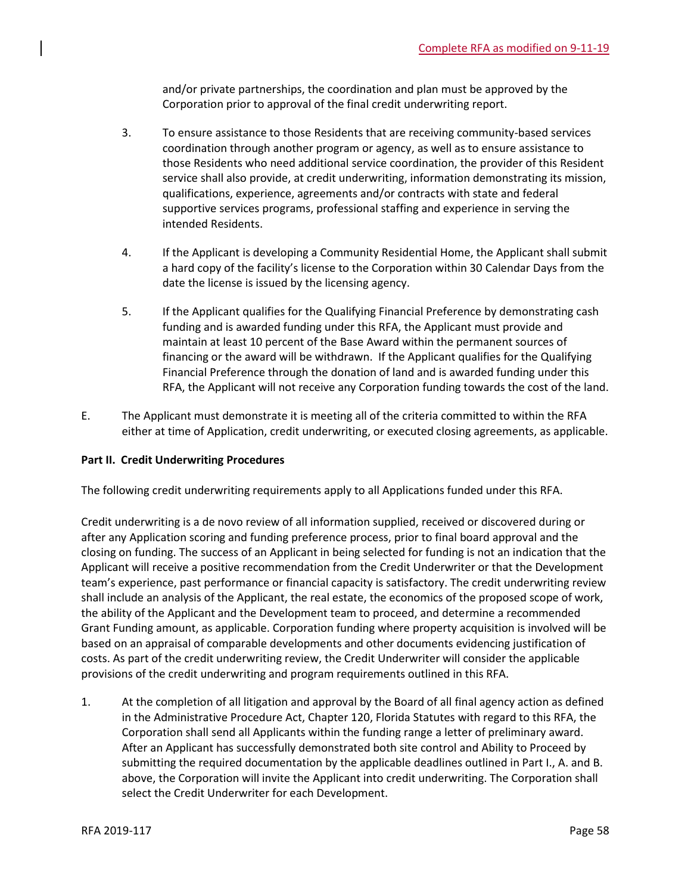and/or private partnerships, the coordination and plan must be approved by the Corporation prior to approval of the final credit underwriting report.

3. To ensure assistance to those Residents that are receiving community-based services coordination through another program or agency, as well as to ensure assistance to those Residents who need additional service coordination, the provider of this Resident service shall also provide, at credit underwriting, information demonstrating its mission, qualifications, experience, agreements and/or contracts with state and federal supportive services programs, professional staffing and experience in serving the intended Residents.

4. If the Applicant is developing a Community Residential Home, the Applicant shall submit a hard copy of the facility's license to the Corporation within 30 Calendar Days from the date the license is issued by the licensing agency.

5. If the Applicant qualifies for the Qualifying Financial Preference by demonstrating cash funding and is awarded funding under this RFA, the Applicant must provide and maintain at least 10 percent of the Base Award within the permanent sources of financing or the award will be withdrawn. If the Applicant qualifies for the Qualifying Financial Preference through the donation of land and is awarded funding under this RFA, the Applicant will not receive any Corporation funding towards the cost of the land.

E. The Applicant must demonstrate it is meeting all of the criteria committed to within the RFA either at time of Application, credit underwriting, or executed closing agreements, as applicable.

**Part II. Credit Underwriting Procedures**

The following credit underwriting requirements apply to all Applications funded under this RFA.

Credit underwriting is a de novo review of all information supplied, received or discovered during or after any Application scoring and funding preference process, prior to final board approval and the closing on funding. The success of an Applicant in being selected for funding is not an indication that the Applicant will receive a positive recommendation from the Credit Underwriter or that the Development team's experience, past performance or financial capacity is satisfactory. The credit underwriting review shall include an analysis of the Applicant, the real estate, the economics of the proposed scope of work, the ability of the Applicant and the Development team to proceed, and determine a recommended Grant Funding amount, as applicable. Corporation funding where property acquisition is involved will be based on an appraisal of comparable developments and other documents evidencing justification of costs. As part of the credit underwriting review, the Credit Underwriter will consider the applicable provisions of the credit underwriting and program requirements outlined in this RFA.

1. At the completion of all litigation and approval by the Board of all final agency action as defined in the Administrative Procedure Act, Chapter 120, Florida Statutes with regard to this RFA, the Corporation shall send all Applicants within the funding range a letter of preliminary award. After an Applicant has successfully demonstrated both site control and Ability to Proceed by submitting the required documentation by the applicable deadlines outlined in Part I., A. and B. above, the Corporation will invite the Applicant into credit underwriting. The Corporation shall select the Credit Underwriter for each Development.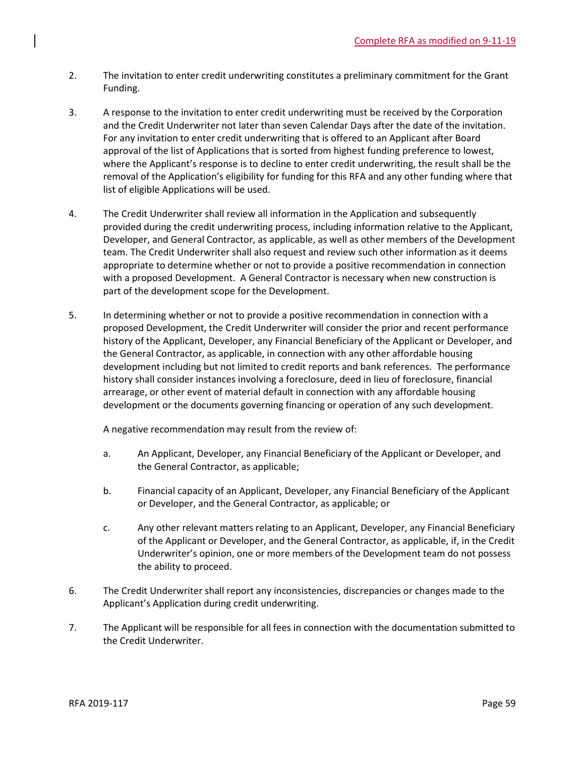2. The invitation to enter credit underwriting constitutes a preliminary commitment for the Grant Funding.

3. A response to the invitation to enter credit underwriting must be received by the Corporation and the Credit Underwriter not later than seven Calendar Days after the date of the invitation. For any invitation to enter credit underwriting that is offered to an Applicant after Board approval of the list of Applications that is sorted from highest funding preference to lowest, where the Applicant's response is to decline to enter credit underwriting, the result shall be the removal of the Application's eligibility for funding for this RFA and any other funding where that list of eligible Applications will be used.

4. The Credit Underwriter shall review all information in the Application and subsequently provided during the credit underwriting process, including information relative to the Applicant, Developer, and General Contractor, as applicable, as well as other members of the Development team. The Credit Underwriter shall also request and review such other information as it deems appropriate to determine whether or not to provide a positive recommendation in connection with a proposed Development. A General Contractor is necessary when new construction is part of the development scope for the Development.

5. In determining whether or not to provide a positive recommendation in connection with a proposed Development, the Credit Underwriter will consider the prior and recent performance history of the Applicant, Developer, any Financial Beneficiary of the Applicant or Developer, and the General Contractor, as applicable, in connection with any other affordable housing development including but not limited to credit reports and bank references. The performance history shall consider instances involving a foreclosure, deed in lieu of foreclosure, financial arrearage, or other event of material default in connection with any affordable housing development or the documents governing financing or operation of any such development.

   A negative recommendation may result from the review of:

   a. An Applicant, Developer, any Financial Beneficiary of the Applicant or Developer, and the General Contractor, as applicable;

   b. Financial capacity of an Applicant, Developer, any Financial Beneficiary of the Applicant or Developer, and the General Contractor, as applicable; or

   c. Any other relevant matters relating to an Applicant, Developer, any Financial Beneficiary of the Applicant or Developer, and the General Contractor, as applicable, if, in the Credit Underwriter's opinion, one or more members of the Development team do not possess the ability to proceed.

6. The Credit Underwriter shall report any inconsistencies, discrepancies or changes made to the Applicant's Application during credit underwriting.

7. The Applicant will be responsible for all fees in connection with the documentation submitted to the Credit Underwriter.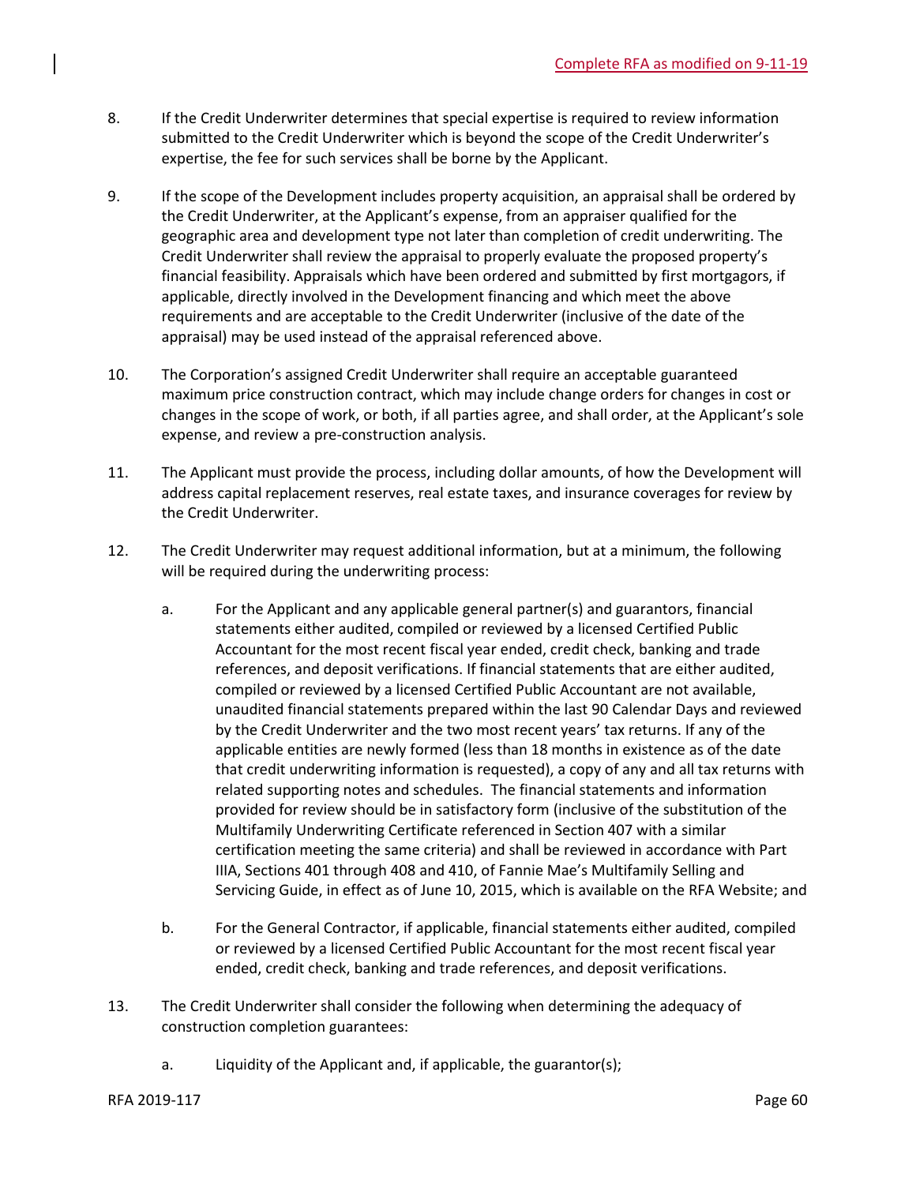8. If the Credit Underwriter determines that special expertise is required to review information submitted to the Credit Underwriter which is beyond the scope of the Credit Underwriter's expertise, the fee for such services shall be borne by the Applicant.

9. If the scope of the Development includes property acquisition, an appraisal shall be ordered by the Credit Underwriter, at the Applicant's expense, from an appraiser qualified for the geographic area and development type not later than completion of credit underwriting. The Credit Underwriter shall review the appraisal to properly evaluate the proposed property's financial feasibility. Appraisals which have been ordered and submitted by first mortgagors, if applicable, directly involved in the Development financing and which meet the above requirements and are acceptable to the Credit Underwriter (inclusive of the date of the appraisal) may be used instead of the appraisal referenced above.

10. The Corporation's assigned Credit Underwriter shall require an acceptable guaranteed maximum price construction contract, which may include change orders for changes in cost or changes in the scope of work, or both, if all parties agree, and shall order, at the Applicant's sole expense, and review a pre-construction analysis.

11. The Applicant must provide the process, including dollar amounts, of how the Development will address capital replacement reserves, real estate taxes, and insurance coverages for review by the Credit Underwriter.

12. The Credit Underwriter may request additional information, but at a minimum, the following will be required during the underwriting process:

    a. For the Applicant and any applicable general partner(s) and guarantors, financial statements either audited, compiled or reviewed by a licensed Certified Public Accountant for the most recent fiscal year ended, credit check, banking and trade references, and deposit verifications. If financial statements that are either audited, compiled or reviewed by a licensed Certified Public Accountant are not available, unaudited financial statements prepared within the last 90 Calendar Days and reviewed by the Credit Underwriter and the two most recent years' tax returns. If any of the applicable entities are newly formed (less than 18 months in existence as of the date that credit underwriting information is requested), a copy of any and all tax returns with related supporting notes and schedules. The financial statements and information provided for review should be in satisfactory form (inclusive of the substitution of the Multifamily Underwriting Certificate referenced in Section 407 with a similar certification meeting the same criteria) and shall be reviewed in accordance with Part IIIA, Sections 401 through 408 and 410, of Fannie Mae's Multifamily Selling and Servicing Guide, in effect as of June 10, 2015, which is available on the RFA Website; and

    b. For the General Contractor, if applicable, financial statements either audited, compiled or reviewed by a licensed Certified Public Accountant for the most recent fiscal year ended, credit check, banking and trade references, and deposit verifications.

13. The Credit Underwriter shall consider the following when determining the adequacy of construction completion guarantees:

    a. Liquidity of the Applicant and, if applicable, the guarantor(s);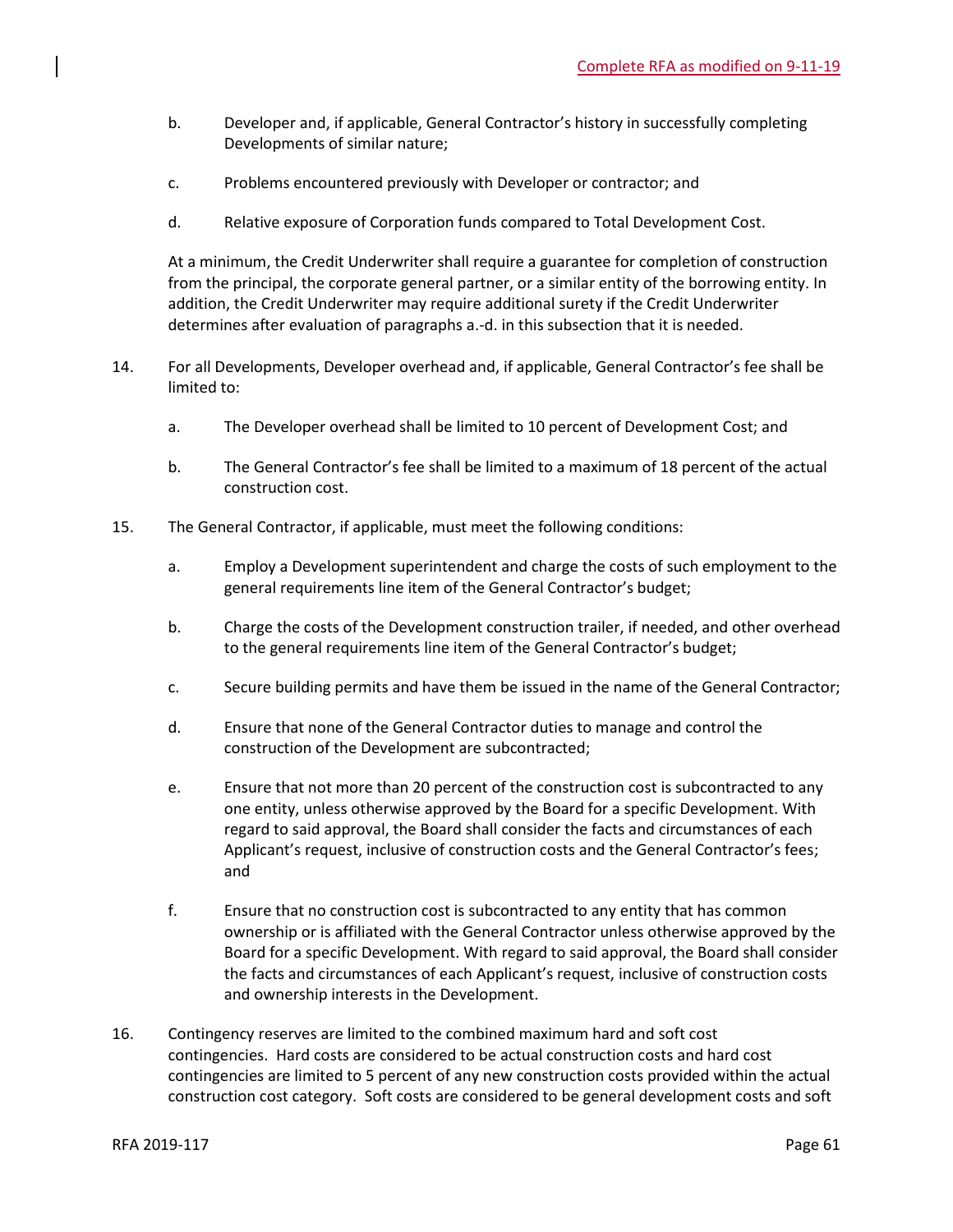b. Developer and, if applicable, General Contractor's history in successfully completing Developments of similar nature;

c. Problems encountered previously with Developer or contractor; and

d. Relative exposure of Corporation funds compared to Total Development Cost.

At a minimum, the Credit Underwriter shall require a guarantee for completion of construction from the principal, the corporate general partner, or a similar entity of the borrowing entity. In addition, the Credit Underwriter may require additional surety if the Credit Underwriter determines after evaluation of paragraphs a.-d. in this subsection that it is needed.

14. For all Developments, Developer overhead and, if applicable, General Contractor's fee shall be limited to:

    a. The Developer overhead shall be limited to 10 percent of Development Cost; and

    b. The General Contractor's fee shall be limited to a maximum of 18 percent of the actual construction cost.

15. The General Contractor, if applicable, must meet the following conditions:

    a. Employ a Development superintendent and charge the costs of such employment to the general requirements line item of the General Contractor's budget;

    b. Charge the costs of the Development construction trailer, if needed, and other overhead to the general requirements line item of the General Contractor's budget;

    c. Secure building permits and have them be issued in the name of the General Contractor;

    d. Ensure that none of the General Contractor duties to manage and control the construction of the Development are subcontracted;

    e. Ensure that not more than 20 percent of the construction cost is subcontracted to any one entity, unless otherwise approved by the Board for a specific Development. With regard to said approval, the Board shall consider the facts and circumstances of each Applicant's request, inclusive of construction costs and the General Contractor's fees; and

    f. Ensure that no construction cost is subcontracted to any entity that has common ownership or is affiliated with the General Contractor unless otherwise approved by the Board for a specific Development. With regard to said approval, the Board shall consider the facts and circumstances of each Applicant's request, inclusive of construction costs and ownership interests in the Development.

16. Contingency reserves are limited to the combined maximum hard and soft cost contingencies. Hard costs are considered to be actual construction costs and hard cost contingencies are limited to 5 percent of any new construction costs provided within the actual construction cost category. Soft costs are considered to be general development costs and soft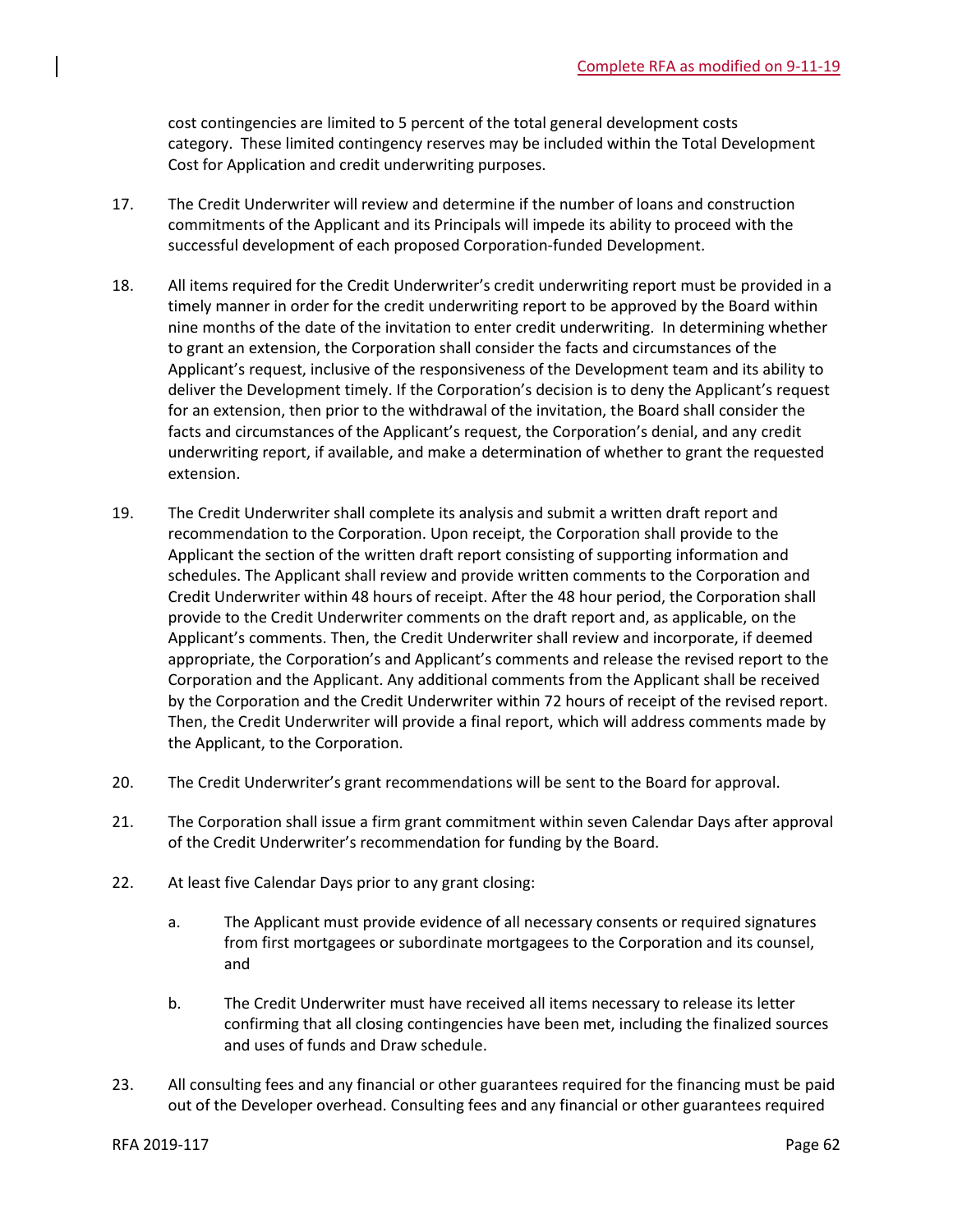cost contingencies are limited to 5 percent of the total general development costs category. These limited contingency reserves may be included within the Total Development Cost for Application and credit underwriting purposes.

17. The Credit Underwriter will review and determine if the number of loans and construction commitments of the Applicant and its Principals will impede its ability to proceed with the successful development of each proposed Corporation-funded Development.

18. All items required for the Credit Underwriter's credit underwriting report must be provided in a timely manner in order for the credit underwriting report to be approved by the Board within nine months of the date of the invitation to enter credit underwriting. In determining whether to grant an extension, the Corporation shall consider the facts and circumstances of the Applicant's request, inclusive of the responsiveness of the Development team and its ability to deliver the Development timely. If the Corporation's decision is to deny the Applicant's request for an extension, then prior to the withdrawal of the invitation, the Board shall consider the facts and circumstances of the Applicant's request, the Corporation's denial, and any credit underwriting report, if available, and make a determination of whether to grant the requested extension.

19. The Credit Underwriter shall complete its analysis and submit a written draft report and recommendation to the Corporation. Upon receipt, the Corporation shall provide to the Applicant the section of the written draft report consisting of supporting information and schedules. The Applicant shall review and provide written comments to the Corporation and Credit Underwriter within 48 hours of receipt. After the 48 hour period, the Corporation shall provide to the Credit Underwriter comments on the draft report and, as applicable, on the Applicant's comments. Then, the Credit Underwriter shall review and incorporate, if deemed appropriate, the Corporation's and Applicant's comments and release the revised report to the Corporation and the Applicant. Any additional comments from the Applicant shall be received by the Corporation and the Credit Underwriter within 72 hours of receipt of the revised report. Then, the Credit Underwriter will provide a final report, which will address comments made by the Applicant, to the Corporation.

20. The Credit Underwriter's grant recommendations will be sent to the Board for approval.

21. The Corporation shall issue a firm grant commitment within seven Calendar Days after approval of the Credit Underwriter's recommendation for funding by the Board.

22. At least five Calendar Days prior to any grant closing:

    a. The Applicant must provide evidence of all necessary consents or required signatures from first mortgagees or subordinate mortgagees to the Corporation and its counsel, and

    b. The Credit Underwriter must have received all items necessary to release its letter confirming that all closing contingencies have been met, including the finalized sources and uses of funds and Draw schedule.

23. All consulting fees and any financial or other guarantees required for the financing must be paid out of the Developer overhead. Consulting fees and any financial or other guarantees required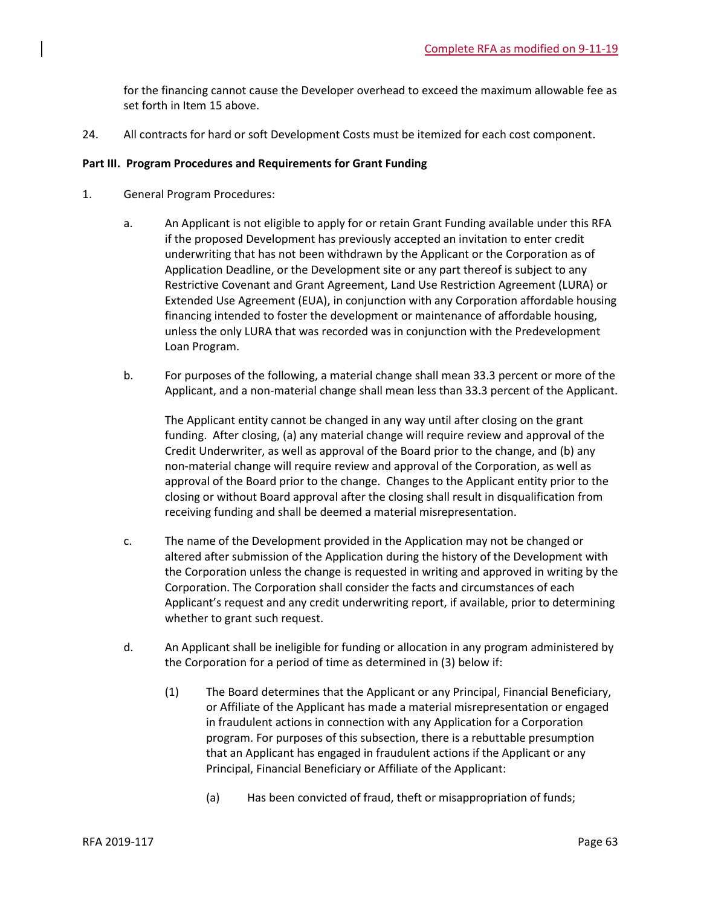for the financing cannot cause the Developer overhead to exceed the maximum allowable fee as set forth in Item 15 above.

24. All contracts for hard or soft Development Costs must be itemized for each cost component.

**Part III. Program Procedures and Requirements for Grant Funding**

1. General Program Procedures:

   a. An Applicant is not eligible to apply for or retain Grant Funding available under this RFA if the proposed Development has previously accepted an invitation to enter credit underwriting that has not been withdrawn by the Applicant or the Corporation as of Application Deadline, or the Development site or any part thereof is subject to any Restrictive Covenant and Grant Agreement, Land Use Restriction Agreement (LURA) or Extended Use Agreement (EUA), in conjunction with any Corporation affordable housing financing intended to foster the development or maintenance of affordable housing, unless the only LURA that was recorded was in conjunction with the Predevelopment Loan Program.

   b. For purposes of the following, a material change shall mean 33.3 percent or more of the Applicant, and a non-material change shall mean less than 33.3 percent of the Applicant.

      The Applicant entity cannot be changed in any way until after closing on the grant funding. After closing, (a) any material change will require review and approval of the Credit Underwriter, as well as approval of the Board prior to the change, and (b) any non-material change will require review and approval of the Corporation, as well as approval of the Board prior to the change. Changes to the Applicant entity prior to the closing or without Board approval after the closing shall result in disqualification from receiving funding and shall be deemed a material misrepresentation.

   c. The name of the Development provided in the Application may not be changed or altered after submission of the Application during the history of the Development with the Corporation unless the change is requested in writing and approved in writing by the Corporation. The Corporation shall consider the facts and circumstances of each Applicant's request and any credit underwriting report, if available, prior to determining whether to grant such request.

   d. An Applicant shall be ineligible for funding or allocation in any program administered by the Corporation for a period of time as determined in (3) below if:

      (1) The Board determines that the Applicant or any Principal, Financial Beneficiary, or Affiliate of the Applicant has made a material misrepresentation or engaged in fraudulent actions in connection with any Application for a Corporation program. For purposes of this subsection, there is a rebuttable presumption that an Applicant has engaged in fraudulent actions if the Applicant or any Principal, Financial Beneficiary or Affiliate of the Applicant:

         (a) Has been convicted of fraud, theft or misappropriation of funds;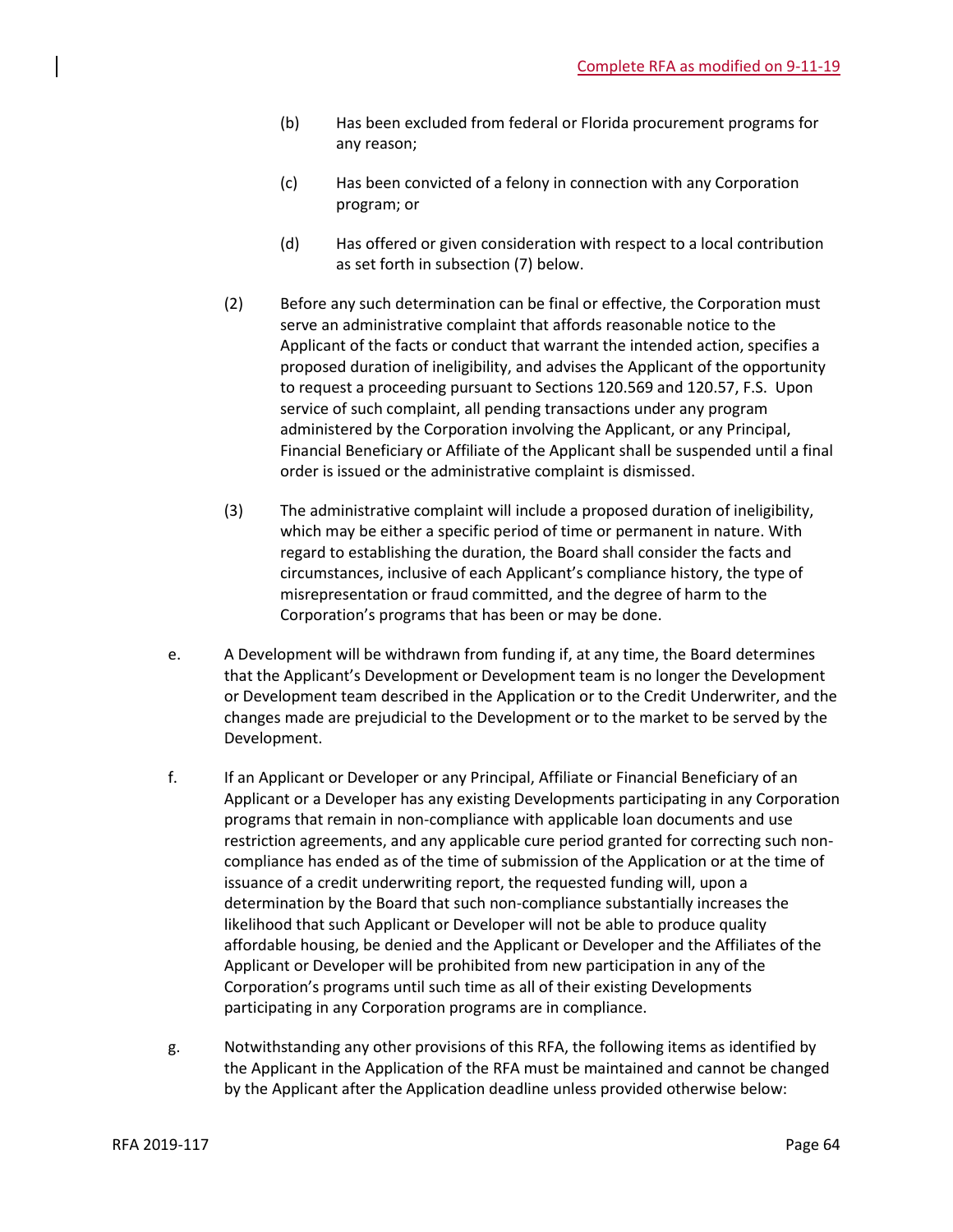(b) Has been excluded from federal or Florida procurement programs for any reason;

(c) Has been convicted of a felony in connection with any Corporation program; or

(d) Has offered or given consideration with respect to a local contribution as set forth in subsection (7) below.

(2) Before any such determination can be final or effective, the Corporation must serve an administrative complaint that affords reasonable notice to the Applicant of the facts or conduct that warrant the intended action, specifies a proposed duration of ineligibility, and advises the Applicant of the opportunity to request a proceeding pursuant to Sections 120.569 and 120.57, F.S. Upon service of such complaint, all pending transactions under any program administered by the Corporation involving the Applicant, or any Principal, Financial Beneficiary or Affiliate of the Applicant shall be suspended until a final order is issued or the administrative complaint is dismissed.

(3) The administrative complaint will include a proposed duration of ineligibility, which may be either a specific period of time or permanent in nature. With regard to establishing the duration, the Board shall consider the facts and circumstances, inclusive of each Applicant's compliance history, the type of misrepresentation or fraud committed, and the degree of harm to the Corporation's programs that has been or may be done.

e. A Development will be withdrawn from funding if, at any time, the Board determines that the Applicant's Development or Development team is no longer the Development or Development team described in the Application or to the Credit Underwriter, and the changes made are prejudicial to the Development or to the market to be served by the Development.

f. If an Applicant or Developer or any Principal, Affiliate or Financial Beneficiary of an Applicant or a Developer has any existing Developments participating in any Corporation programs that remain in non-compliance with applicable loan documents and use restriction agreements, and any applicable cure period granted for correcting such non-compliance has ended as of the time of submission of the Application or at the time of issuance of a credit underwriting report, the requested funding will, upon a determination by the Board that such non-compliance substantially increases the likelihood that such Applicant or Developer will not be able to produce quality affordable housing, be denied and the Applicant or Developer and the Affiliates of the Applicant or Developer will be prohibited from new participation in any of the Corporation's programs until such time as all of their existing Developments participating in any Corporation programs are in compliance.

g. Notwithstanding any other provisions of this RFA, the following items as identified by the Applicant in the Application of the RFA must be maintained and cannot be changed by the Applicant after the Application deadline unless provided otherwise below: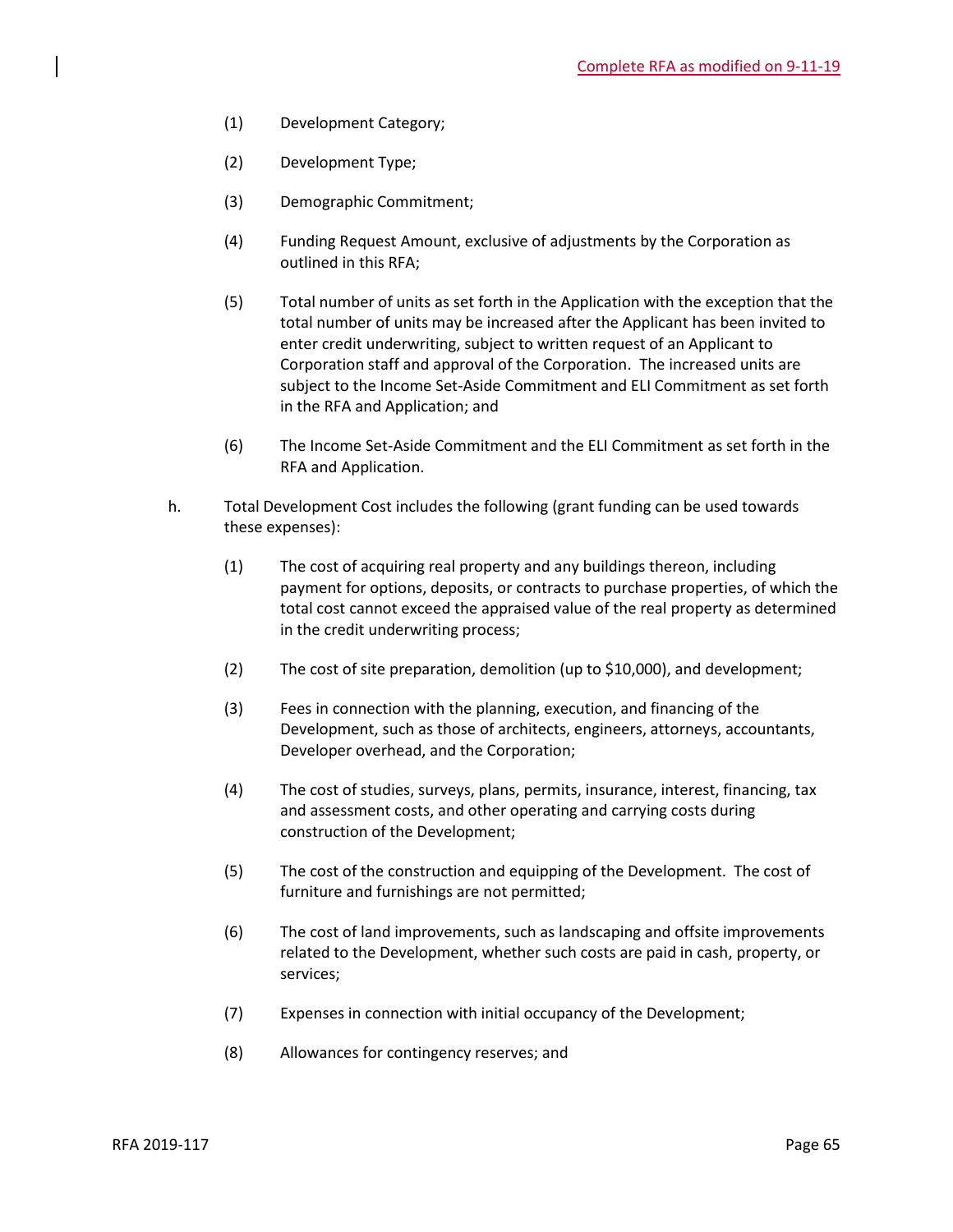(1) Development Category;

(2) Development Type;

(3) Demographic Commitment;

(4) Funding Request Amount, exclusive of adjustments by the Corporation as outlined in this RFA;

(5) Total number of units as set forth in the Application with the exception that the total number of units may be increased after the Applicant has been invited to enter credit underwriting, subject to written request of an Applicant to Corporation staff and approval of the Corporation. The increased units are subject to the Income Set-Aside Commitment and ELI Commitment as set forth in the RFA and Application; and

(6) The Income Set-Aside Commitment and the ELI Commitment as set forth in the RFA and Application.

h. Total Development Cost includes the following (grant funding can be used towards these expenses):

(1) The cost of acquiring real property and any buildings thereon, including payment for options, deposits, or contracts to purchase properties, of which the total cost cannot exceed the appraised value of the real property as determined in the credit underwriting process;

(2) The cost of site preparation, demolition (up to $10,000), and development;

(3) Fees in connection with the planning, execution, and financing of the Development, such as those of architects, engineers, attorneys, accountants, Developer overhead, and the Corporation;

(4) The cost of studies, surveys, plans, permits, insurance, interest, financing, tax and assessment costs, and other operating and carrying costs during construction of the Development;

(5) The cost of the construction and equipping of the Development. The cost of furniture and furnishings are not permitted;

(6) The cost of land improvements, such as landscaping and offsite improvements related to the Development, whether such costs are paid in cash, property, or services;

(7) Expenses in connection with initial occupancy of the Development;

(8) Allowances for contingency reserves; and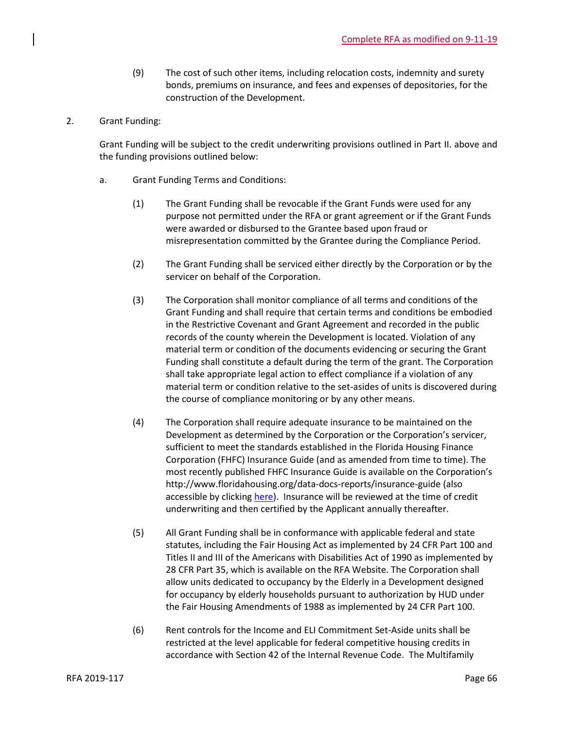(9) The cost of such other items, including relocation costs, indemnity and surety bonds, premiums on insurance, and fees and expenses of depositories, for the construction of the Development.

2. Grant Funding:

Grant Funding will be subject to the credit underwriting provisions outlined in Part II. above and the funding provisions outlined below:

a. Grant Funding Terms and Conditions:

(1) The Grant Funding shall be revocable if the Grant Funds were used for any purpose not permitted under the RFA or grant agreement or if the Grant Funds were awarded or disbursed to the Grantee based upon fraud or misrepresentation committed by the Grantee during the Compliance Period.

(2) The Grant Funding shall be serviced either directly by the Corporation or by the servicer on behalf of the Corporation.

(3) The Corporation shall monitor compliance of all terms and conditions of the Grant Funding and shall require that certain terms and conditions be embodied in the Restrictive Covenant and Grant Agreement and recorded in the public records of the county wherein the Development is located. Violation of any material term or condition of the documents evidencing or securing the Grant Funding shall constitute a default during the term of the grant. The Corporation shall take appropriate legal action to effect compliance if a violation of any material term or condition relative to the set-asides of units is discovered during the course of compliance monitoring or by any other means.

(4) The Corporation shall require adequate insurance to be maintained on the Development as determined by the Corporation or the Corporation's servicer, sufficient to meet the standards established in the Florida Housing Finance Corporation (FHFC) Insurance Guide (and as amended from time to time). The most recently published FHFC Insurance Guide is available on the Corporation's http://www.floridahousing.org/data-docs-reports/insurance-guide (also accessible by clicking here). Insurance will be reviewed at the time of credit underwriting and then certified by the Applicant annually thereafter.

(5) All Grant Funding shall be in conformance with applicable federal and state statutes, including the Fair Housing Act as implemented by 24 CFR Part 100 and Titles II and III of the Americans with Disabilities Act of 1990 as implemented by 28 CFR Part 35, which is available on the RFA Website. The Corporation shall allow units dedicated to occupancy by the Elderly in a Development designed for occupancy by elderly households pursuant to authorization by HUD under the Fair Housing Amendments of 1988 as implemented by 24 CFR Part 100.

(6) Rent controls for the Income and ELI Commitment Set-Aside units shall be restricted at the level applicable for federal competitive housing credits in accordance with Section 42 of the Internal Revenue Code. The Multifamily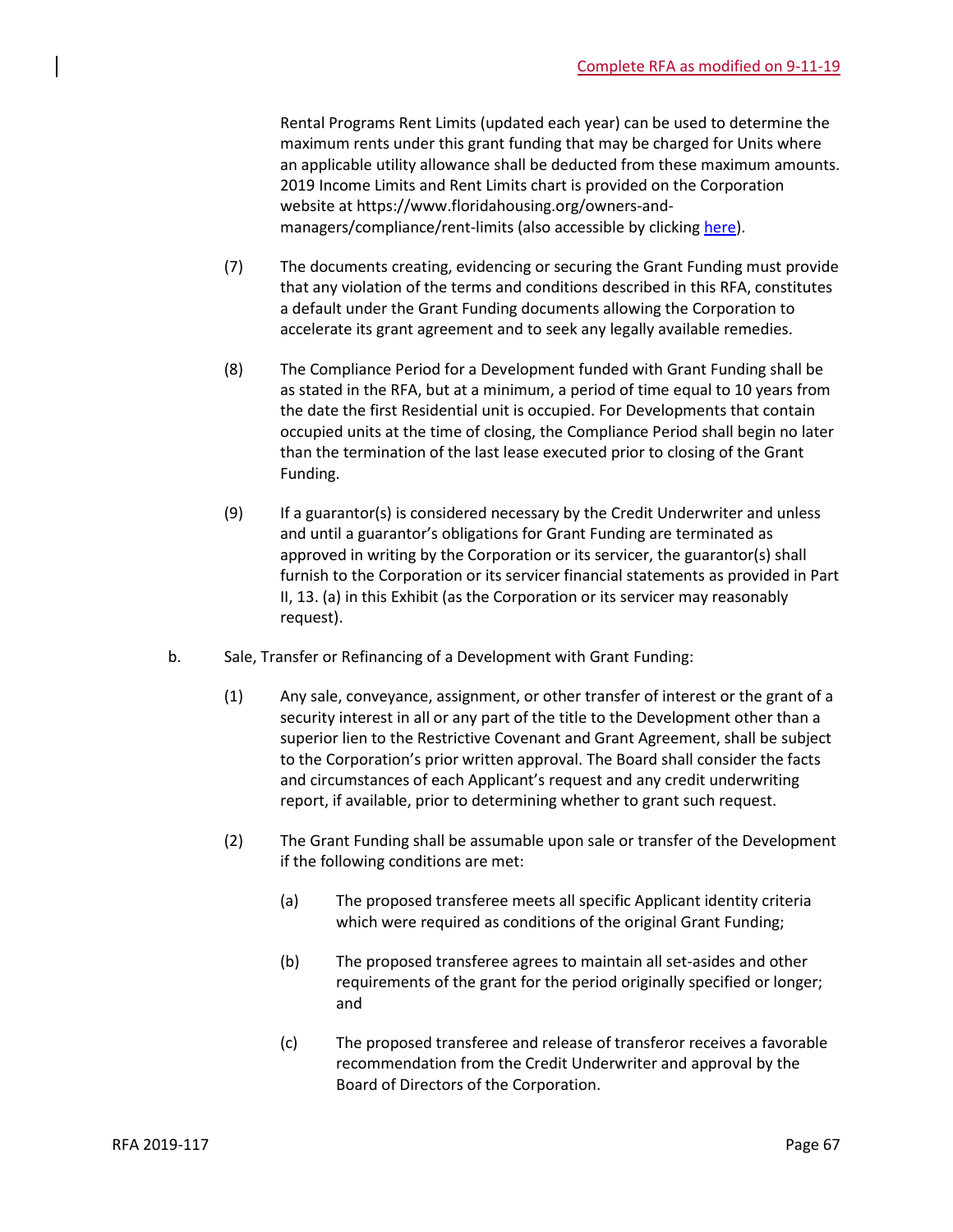Rental Programs Rent Limits (updated each year) can be used to determine the maximum rents under this grant funding that may be charged for Units where an applicable utility allowance shall be deducted from these maximum amounts. 2019 Income Limits and Rent Limits chart is provided on the Corporation website at https://www.floridahousing.org/owners-and-managers/compliance/rent-limits (also accessible by clicking here).

(7) The documents creating, evidencing or securing the Grant Funding must provide that any violation of the terms and conditions described in this RFA, constitutes a default under the Grant Funding documents allowing the Corporation to accelerate its grant agreement and to seek any legally available remedies.

(8) The Compliance Period for a Development funded with Grant Funding shall be as stated in the RFA, but at a minimum, a period of time equal to 10 years from the date the first Residential unit is occupied. For Developments that contain occupied units at the time of closing, the Compliance Period shall begin no later than the termination of the last lease executed prior to closing of the Grant Funding.

(9) If a guarantor(s) is considered necessary by the Credit Underwriter and unless and until a guarantor's obligations for Grant Funding are terminated as approved in writing by the Corporation or its servicer, the guarantor(s) shall furnish to the Corporation or its servicer financial statements as provided in Part II, 13. (a) in this Exhibit (as the Corporation or its servicer may reasonably request).

b. Sale, Transfer or Refinancing of a Development with Grant Funding:

(1) Any sale, conveyance, assignment, or other transfer of interest or the grant of a security interest in all or any part of the title to the Development other than a superior lien to the Restrictive Covenant and Grant Agreement, shall be subject to the Corporation's prior written approval. The Board shall consider the facts and circumstances of each Applicant's request and any credit underwriting report, if available, prior to determining whether to grant such request.

(2) The Grant Funding shall be assumable upon sale or transfer of the Development if the following conditions are met:

(a) The proposed transferee meets all specific Applicant identity criteria which were required as conditions of the original Grant Funding;

(b) The proposed transferee agrees to maintain all set-asides and other requirements of the grant for the period originally specified or longer; and

(c) The proposed transferee and release of transferor receives a favorable recommendation from the Credit Underwriter and approval by the Board of Directors of the Corporation.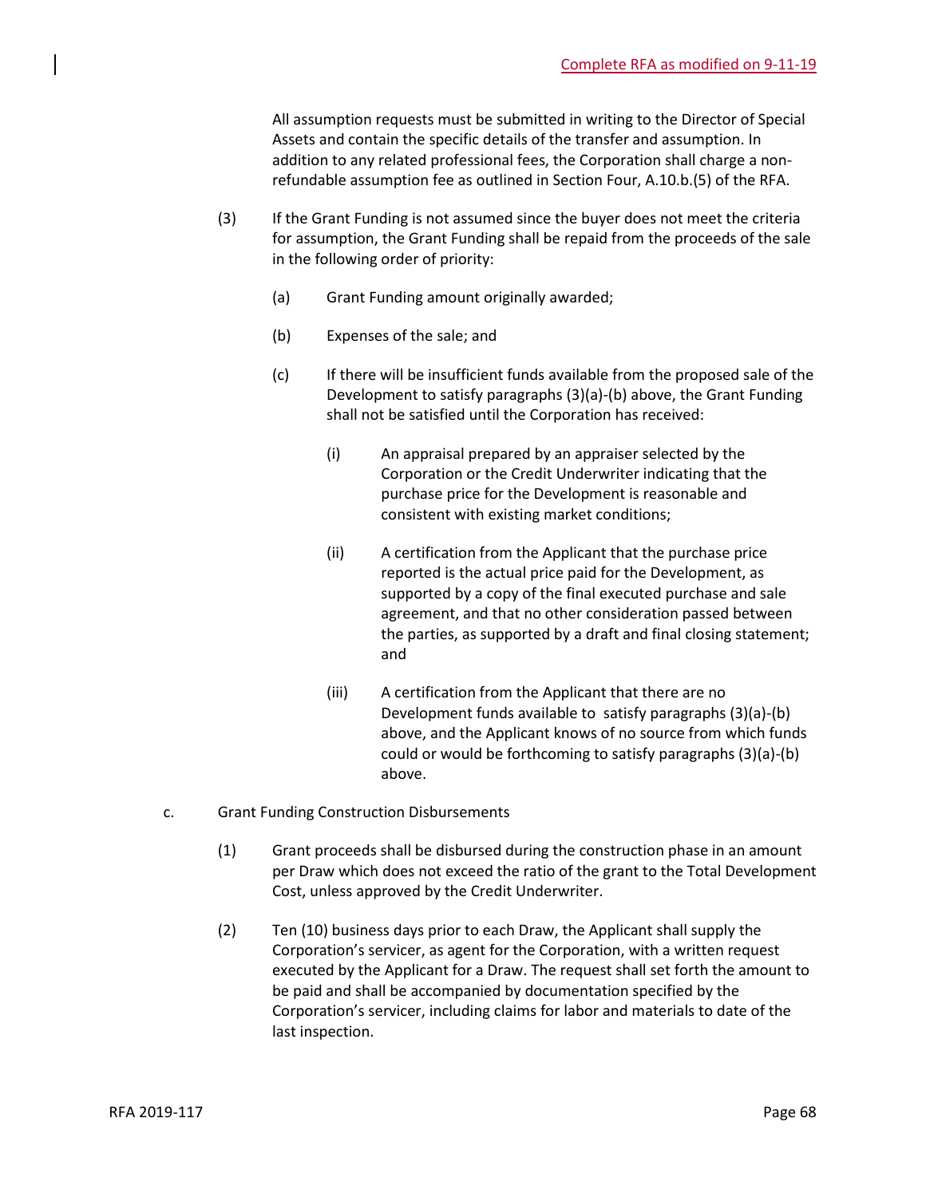All assumption requests must be submitted in writing to the Director of Special Assets and contain the specific details of the transfer and assumption. In addition to any related professional fees, the Corporation shall charge a non-refundable assumption fee as outlined in Section Four, A.10.b.(5) of the RFA.

(3) If the Grant Funding is not assumed since the buyer does not meet the criteria for assumption, the Grant Funding shall be repaid from the proceeds of the sale in the following order of priority:

(a) Grant Funding amount originally awarded;

(b) Expenses of the sale; and

(c) If there will be insufficient funds available from the proposed sale of the Development to satisfy paragraphs (3)(a)-(b) above, the Grant Funding shall not be satisfied until the Corporation has received:

(i) An appraisal prepared by an appraiser selected by the Corporation or the Credit Underwriter indicating that the purchase price for the Development is reasonable and consistent with existing market conditions;

(ii) A certification from the Applicant that the purchase price reported is the actual price paid for the Development, as supported by a copy of the final executed purchase and sale agreement, and that no other consideration passed between the parties, as supported by a draft and final closing statement; and

(iii) A certification from the Applicant that there are no Development funds available to satisfy paragraphs (3)(a)-(b) above, and the Applicant knows of no source from which funds could or would be forthcoming to satisfy paragraphs (3)(a)-(b) above.

c. Grant Funding Construction Disbursements

(1) Grant proceeds shall be disbursed during the construction phase in an amount per Draw which does not exceed the ratio of the grant to the Total Development Cost, unless approved by the Credit Underwriter.

(2) Ten (10) business days prior to each Draw, the Applicant shall supply the Corporation's servicer, as agent for the Corporation, with a written request executed by the Applicant for a Draw. The request shall set forth the amount to be paid and shall be accompanied by documentation specified by the Corporation's servicer, including claims for labor and materials to date of the last inspection.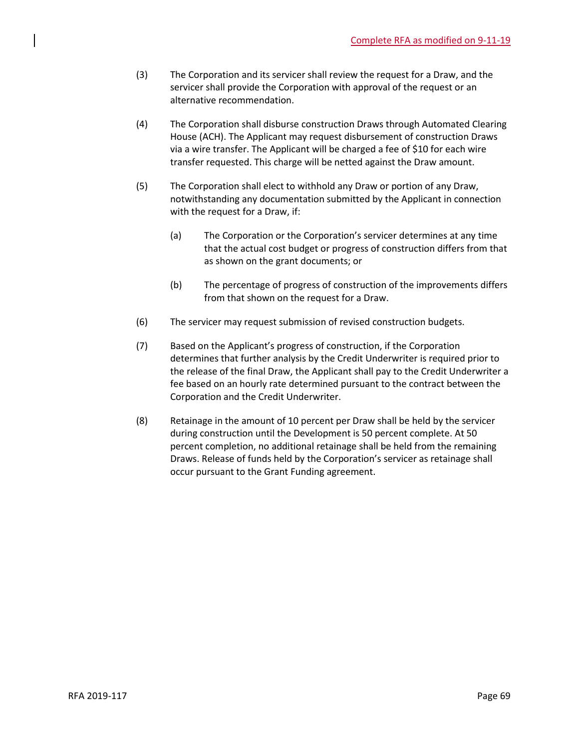(3) The Corporation and its servicer shall review the request for a Draw, and the servicer shall provide the Corporation with approval of the request or an alternative recommendation.

(4) The Corporation shall disburse construction Draws through Automated Clearing House (ACH). The Applicant may request disbursement of construction Draws via a wire transfer. The Applicant will be charged a fee of $10 for each wire transfer requested. This charge will be netted against the Draw amount.

(5) The Corporation shall elect to withhold any Draw or portion of any Draw, notwithstanding any documentation submitted by the Applicant in connection with the request for a Draw, if:

  (a) The Corporation or the Corporation's servicer determines at any time that the actual cost budget or progress of construction differs from that as shown on the grant documents; or

  (b) The percentage of progress of construction of the improvements differs from that shown on the request for a Draw.

(6) The servicer may request submission of revised construction budgets.

(7) Based on the Applicant's progress of construction, if the Corporation determines that further analysis by the Credit Underwriter is required prior to the release of the final Draw, the Applicant shall pay to the Credit Underwriter a fee based on an hourly rate determined pursuant to the contract between the Corporation and the Credit Underwriter.

(8) Retainage in the amount of 10 percent per Draw shall be held by the servicer during construction until the Development is 50 percent complete. At 50 percent completion, no additional retainage shall be held from the remaining Draws. Release of funds held by the Corporation's servicer as retainage shall occur pursuant to the Grant Funding agreement.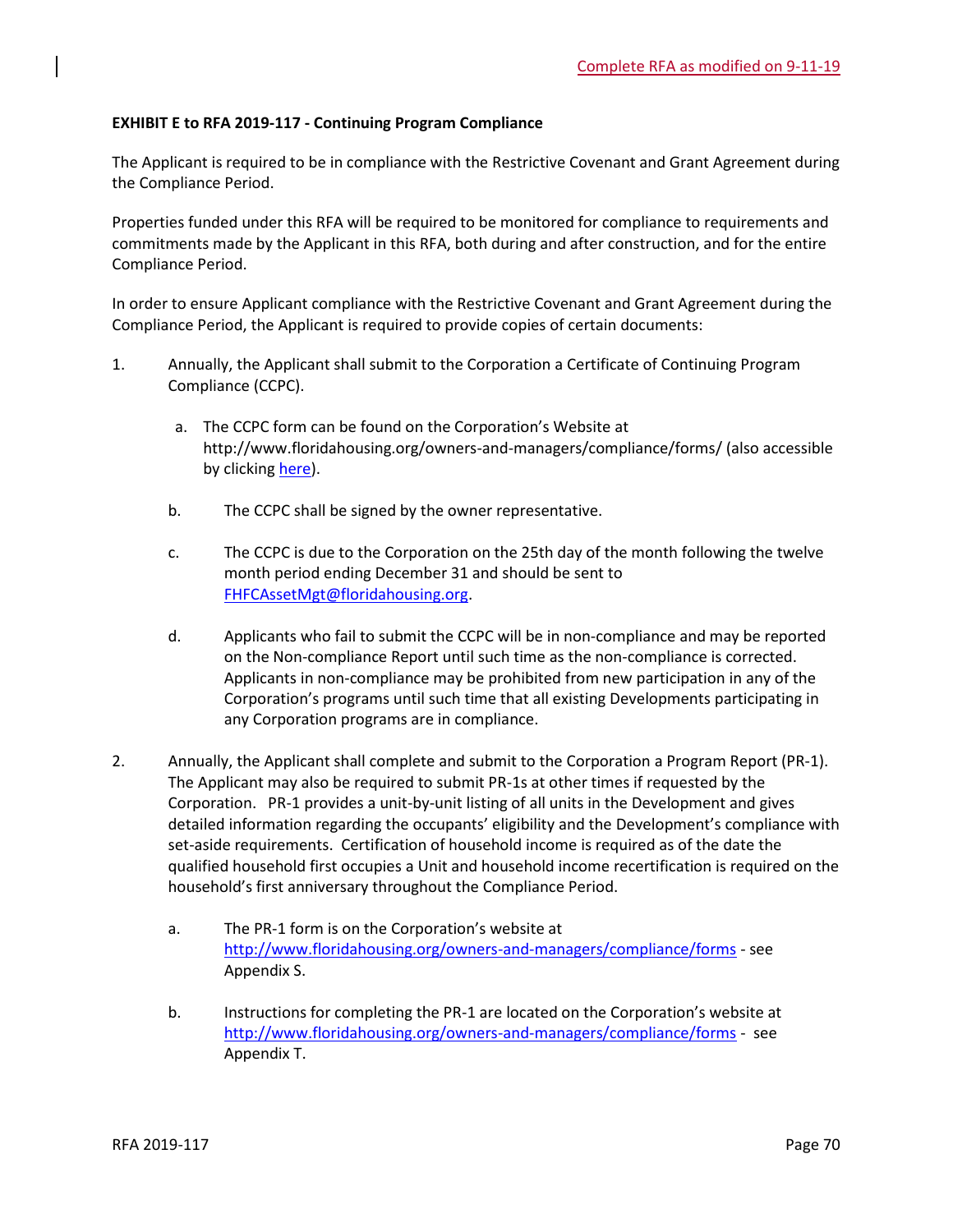Complete RFA as modified on 9-11-19

**EXHIBIT E to RFA 2019-117 - Continuing Program Compliance**

The Applicant is required to be in compliance with the Restrictive Covenant and Grant Agreement during the Compliance Period.

Properties funded under this RFA will be required to be monitored for compliance to requirements and commitments made by the Applicant in this RFA, both during and after construction, and for the entire Compliance Period.

In order to ensure Applicant compliance with the Restrictive Covenant and Grant Agreement during the Compliance Period, the Applicant is required to provide copies of certain documents:

1. Annually, the Applicant shall submit to the Corporation a Certificate of Continuing Program Compliance (CCPC).

   a. The CCPC form can be found on the Corporation's Website at http://www.floridahousing.org/owners-and-managers/compliance/forms/ (also accessible by clicking here).

   b. The CCPC shall be signed by the owner representative.

   c. The CCPC is due to the Corporation on the 25th day of the month following the twelve month period ending December 31 and should be sent to FHFCAssetMgt@floridahousing.org.

   d. Applicants who fail to submit the CCPC will be in non-compliance and may be reported on the Non-compliance Report until such time as the non-compliance is corrected. Applicants in non-compliance may be prohibited from new participation in any of the Corporation's programs until such time that all existing Developments participating in any Corporation programs are in compliance.

2. Annually, the Applicant shall complete and submit to the Corporation a Program Report (PR-1). The Applicant may also be required to submit PR-1s at other times if requested by the Corporation. PR-1 provides a unit-by-unit listing of all units in the Development and gives detailed information regarding the occupants' eligibility and the Development's compliance with set-aside requirements. Certification of household income is required as of the date the qualified household first occupies a Unit and household income recertification is required on the household's first anniversary throughout the Compliance Period.

   a. The PR-1 form is on the Corporation's website at http://www.floridahousing.org/owners-and-managers/compliance/forms - see Appendix S.

   b. Instructions for completing the PR-1 are located on the Corporation's website at http://www.floridahousing.org/owners-and-managers/compliance/forms - see Appendix T.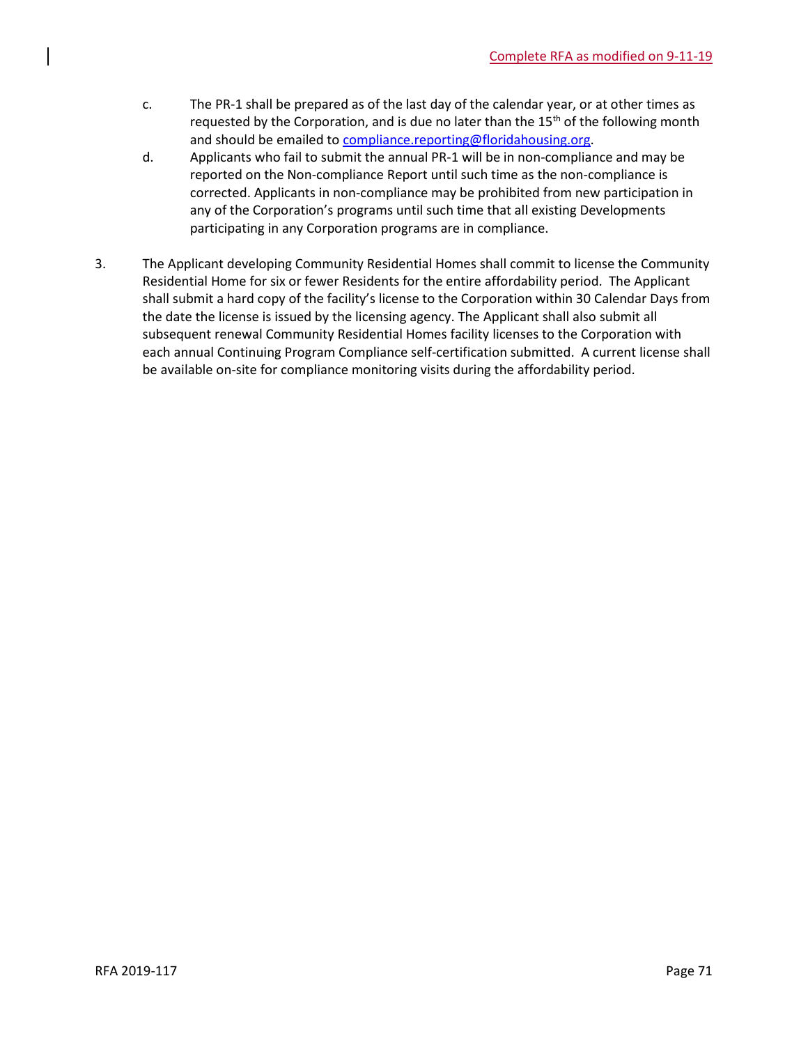c. The PR-1 shall be prepared as of the last day of the calendar year, or at other times as requested by the Corporation, and is due no later than the 15th of the following month and should be emailed to compliance.reporting@floridahousing.org.

d. Applicants who fail to submit the annual PR-1 will be in non-compliance and may be reported on the Non-compliance Report until such time as the non-compliance is corrected. Applicants in non-compliance may be prohibited from new participation in any of the Corporation's programs until such time that all existing Developments participating in any Corporation programs are in compliance.

3. The Applicant developing Community Residential Homes shall commit to license the Community Residential Home for six or fewer Residents for the entire affordability period. The Applicant shall submit a hard copy of the facility's license to the Corporation within 30 Calendar Days from the date the license is issued by the licensing agency. The Applicant shall also submit all subsequent renewal Community Residential Homes facility licenses to the Corporation with each annual Continuing Program Compliance self-certification submitted. A current license shall be available on-site for compliance monitoring visits during the affordability period.